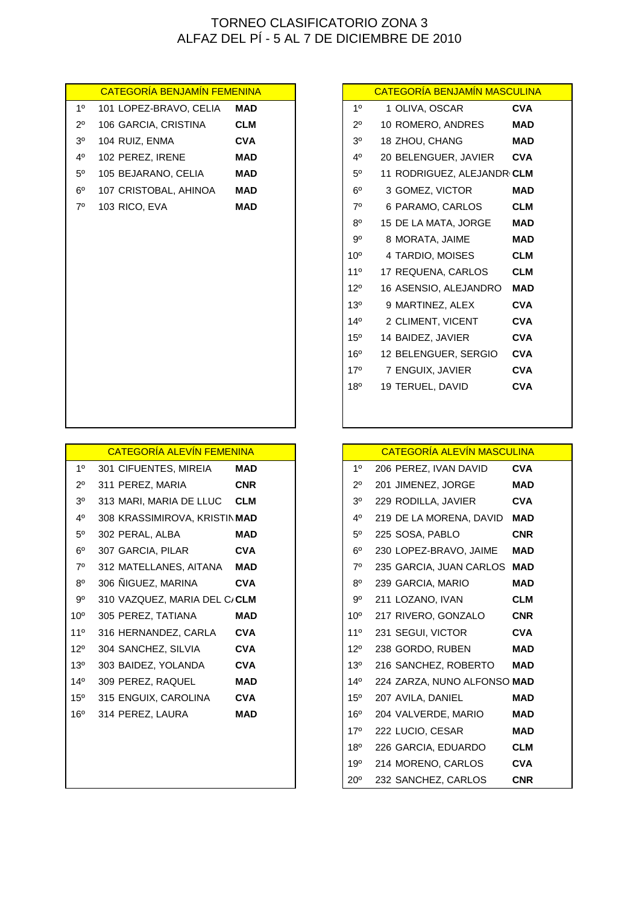# TORNEO CLASIFICATORIO ZONA 3
## ALFAZ DEL PÍ - 5 AL 7 DE DICIEMBRE DE 2010

### CATEGORÍA BENJAMÍN FEMENINA

| | | | |
|---|---|---|---|
| 1º | 101 | LOPEZ-BRAVO, CELIA | **MAD** |
| 2º | 106 | GARCIA, CRISTINA | **CLM** |
| 3º | 104 | RUIZ, ENMA | **CVA** |
| 4º | 102 | PEREZ, IRENE | **MAD** |
| 5º | 105 | BEJARANO, CELIA | **MAD** |
| 6º | 107 | CRISTOBAL, AHINOA | **MAD** |
| 7º | 103 | RICO, EVA | **MAD** |

### CATEGORÍA BENJAMÍN MASCULINA

| | | | |
|---|---|---|---|
| 1º | 1 | OLIVA, OSCAR | **CVA** |
| 2º | 10 | ROMERO, ANDRES | **MAD** |
| 3º | 18 | ZHOU, CHANG | **MAD** |
| 4º | 20 | BELENGUER, JAVIER | **CVA** |
| 5º | 11 | RODRIGUEZ, ALEJANDR | **CLM** |
| 6º | 3 | GOMEZ, VICTOR | **MAD** |
| 7º | 6 | PARAMO, CARLOS | **CLM** |
| 8º | 15 | DE LA MATA, JORGE | **MAD** |
| 9º | 8 | MORATA, JAIME | **MAD** |
| 10º | 4 | TARDIO, MOISES | **CLM** |
| 11º | 17 | REQUENA, CARLOS | **CLM** |
| 12º | 16 | ASENSIO, ALEJANDRO | **MAD** |
| 13º | 9 | MARTINEZ, ALEX | **CVA** |
| 14º | 2 | CLIMENT, VICENT | **CVA** |
| 15º | 14 | BAIDEZ, JAVIER | **CVA** |
| 16º | 12 | BELENGUER, SERGIO | **CVA** |
| 17º | 7 | ENGUIX, JAVIER | **CVA** |
| 18º | 19 | TERUEL, DAVID | **CVA** |

### CATEGORÍA ALEVÍN FEMENINA

| | | | |
|---|---|---|---|
| 1º | 301 | CIFUENTES, MIREIA | **MAD** |
| 2º | 311 | PEREZ, MARIA | **CNR** |
| 3º | 313 | MARI, MARIA DE LLUC | **CLM** |
| 4º | 308 | KRASSIMIROVA, KRISTIN | **MAD** |
| 5º | 302 | PERAL, ALBA | **MAD** |
| 6º | 307 | GARCIA, PILAR | **CVA** |
| 7º | 312 | MATELLANES, AITANA | **MAD** |
| 8º | 306 | ÑIGUEZ, MARINA | **CVA** |
| 9º | 310 | VAZQUEZ, MARIA DEL C/ | **CLM** |
| 10º | 305 | PEREZ, TATIANA | **MAD** |
| 11º | 316 | HERNANDEZ, CARLA | **CVA** |
| 12º | 304 | SANCHEZ, SILVIA | **CVA** |
| 13º | 303 | BAIDEZ, YOLANDA | **CVA** |
| 14º | 309 | PEREZ, RAQUEL | **MAD** |
| 15º | 315 | ENGUIX, CAROLINA | **CVA** |
| 16º | 314 | PEREZ, LAURA | **MAD** |

### CATEGORÍA ALEVÍN MASCULINA

| | | | |
|---|---|---|---|
| 1º | 206 | PEREZ, IVAN DAVID | **CVA** |
| 2º | 201 | JIMENEZ, JORGE | **MAD** |
| 3º | 229 | RODILLA, JAVIER | **CVA** |
| 4º | 219 | DE LA MORENA, DAVID | **MAD** |
| 5º | 225 | SOSA, PABLO | **CNR** |
| 6º | 230 | LOPEZ-BRAVO, JAIME | **MAD** |
| 7º | 235 | GARCIA, JUAN CARLOS | **MAD** |
| 8º | 239 | GARCIA, MARIO | **MAD** |
| 9º | 211 | LOZANO, IVAN | **CLM** |
| 10º | 217 | RIVERO, GONZALO | **CNR** |
| 11º | 231 | SEGUI, VICTOR | **CVA** |
| 12º | 238 | GORDO, RUBEN | **MAD** |
| 13º | 216 | SANCHEZ, ROBERTO | **MAD** |
| 14º | 224 | ZARZA, NUNO ALFONSO | **MAD** |
| 15º | 207 | AVILA, DANIEL | **MAD** |
| 16º | 204 | VALVERDE, MARIO | **MAD** |
| 17º | 222 | LUCIO, CESAR | **MAD** |
| 18º | 226 | GARCIA, EDUARDO | **CLM** |
| 19º | 214 | MORENO, CARLOS | **CVA** |
| 20º | 232 | SANCHEZ, CARLOS | **CNR** |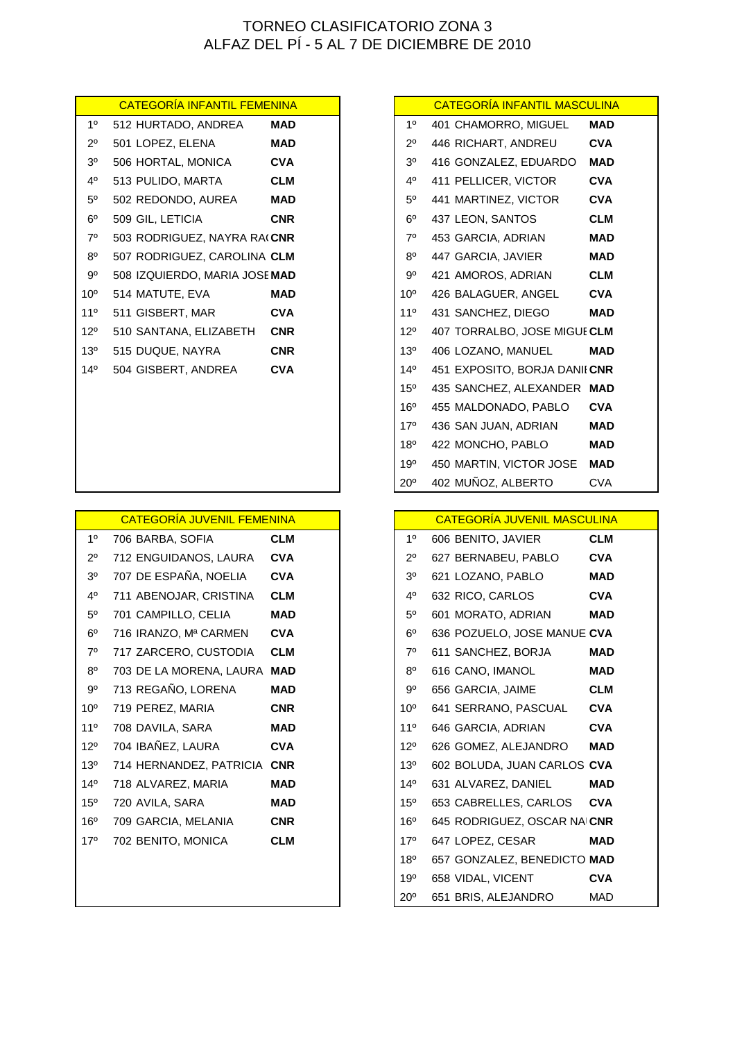# TORNEO CLASIFICATORIO ZONA 3
## ALFAZ DEL PÍ - 5 AL 7 DE DICIEMBRE DE 2010

### CATEGORÍA INFANTIL FEMENINA

| Pos. | Nº | Nombre | Fed. |
|---|---|---|---|
| 1º | 512 | HURTADO, ANDREA | **MAD** |
| 2º | 501 | LOPEZ, ELENA | **MAD** |
| 3º | 506 | HORTAL, MONICA | **CVA** |
| 4º | 513 | PULIDO, MARTA | **CLM** |
| 5º | 502 | REDONDO, AUREA | **MAD** |
| 6º | 509 | GIL, LETICIA | **CNR** |
| 7º | 503 | RODRIGUEZ, NAYRA RA( | **CNR** |
| 8º | 507 | RODRIGUEZ, CAROLINA | **CLM** |
| 9º | 508 | IZQUIERDO, MARIA JOSE | **MAD** |
| 10º | 514 | MATUTE, EVA | **MAD** |
| 11º | 511 | GISBERT, MAR | **CVA** |
| 12º | 510 | SANTANA, ELIZABETH | **CNR** |
| 13º | 515 | DUQUE, NAYRA | **CNR** |
| 14º | 504 | GISBERT, ANDREA | **CVA** |

### CATEGORÍA INFANTIL MASCULINA

| Pos. | Nº | Nombre | Fed. |
|---|---|---|---|
| 1º | 401 | CHAMORRO, MIGUEL | **MAD** |
| 2º | 446 | RICHART, ANDREU | **CVA** |
| 3º | 416 | GONZALEZ, EDUARDO | **MAD** |
| 4º | 411 | PELLICER, VICTOR | **CVA** |
| 5º | 441 | MARTINEZ, VICTOR | **CVA** |
| 6º | 437 | LEON, SANTOS | **CLM** |
| 7º | 453 | GARCIA, ADRIAN | **MAD** |
| 8º | 447 | GARCIA, JAVIER | **MAD** |
| 9º | 421 | AMOROS, ADRIAN | **CLM** |
| 10º | 426 | BALAGUER, ANGEL | **CVA** |
| 11º | 431 | SANCHEZ, DIEGO | **MAD** |
| 12º | 407 | TORRALBO, JOSE MIGUE | **CLM** |
| 13º | 406 | LOZANO, MANUEL | **MAD** |
| 14º | 451 | EXPOSITO, BORJA DANII | **CNR** |
| 15º | 435 | SANCHEZ, ALEXANDER | **MAD** |
| 16º | 455 | MALDONADO, PABLO | **CVA** |
| 17º | 436 | SAN JUAN, ADRIAN | **MAD** |
| 18º | 422 | MONCHO, PABLO | **MAD** |
| 19º | 450 | MARTIN, VICTOR JOSE | **MAD** |
| 20º | 402 | MUÑOZ, ALBERTO | CVA |

### CATEGORÍA JUVENIL FEMENINA

| Pos. | Nº | Nombre | Fed. |
|---|---|---|---|
| 1º | 706 | BARBA, SOFIA | **CLM** |
| 2º | 712 | ENGUIDANOS, LAURA | **CVA** |
| 3º | 707 | DE ESPAÑA, NOELIA | **CVA** |
| 4º | 711 | ABENOJAR, CRISTINA | **CLM** |
| 5º | 701 | CAMPILLO, CELIA | **MAD** |
| 6º | 716 | IRANZO, Mª CARMEN | **CVA** |
| 7º | 717 | ZARCERO, CUSTODIA | **CLM** |
| 8º | 703 | DE LA MORENA, LAURA | **MAD** |
| 9º | 713 | REGAÑO, LORENA | **MAD** |
| 10º | 719 | PEREZ, MARIA | **CNR** |
| 11º | 708 | DAVILA, SARA | **MAD** |
| 12º | 704 | IBAÑEZ, LAURA | **CVA** |
| 13º | 714 | HERNANDEZ, PATRICIA | **CNR** |
| 14º | 718 | ALVAREZ, MARIA | **MAD** |
| 15º | 720 | AVILA, SARA | **MAD** |
| 16º | 709 | GARCIA, MELANIA | **CNR** |
| 17º | 702 | BENITO, MONICA | **CLM** |

### CATEGORÍA JUVENIL MASCULINA

| Pos. | Nº | Nombre | Fed. |
|---|---|---|---|
| 1º | 606 | BENITO, JAVIER | **CLM** |
| 2º | 627 | BERNABEU, PABLO | **CVA** |
| 3º | 621 | LOZANO, PABLO | **MAD** |
| 4º | 632 | RICO, CARLOS | **CVA** |
| 5º | 601 | MORATO, ADRIAN | **MAD** |
| 6º | 636 | POZUELO, JOSE MANUE | **CVA** |
| 7º | 611 | SANCHEZ, BORJA | **MAD** |
| 8º | 616 | CANO, IMANOL | **MAD** |
| 9º | 656 | GARCIA, JAIME | **CLM** |
| 10º | 641 | SERRANO, PASCUAL | **CVA** |
| 11º | 646 | GARCIA, ADRIAN | **CVA** |
| 12º | 626 | GOMEZ, ALEJANDRO | **MAD** |
| 13º | 602 | BOLUDA, JUAN CARLOS | **CVA** |
| 14º | 631 | ALVAREZ, DANIEL | **MAD** |
| 15º | 653 | CABRELLES, CARLOS | **CVA** |
| 16º | 645 | RODRIGUEZ, OSCAR NA | **CNR** |
| 17º | 647 | LOPEZ, CESAR | **MAD** |
| 18º | 657 | GONZALEZ, BENEDICTO | **MAD** |
| 19º | 658 | VIDAL, VICENT | **CVA** |
| 20º | 651 | BRIS, ALEJANDRO | MAD |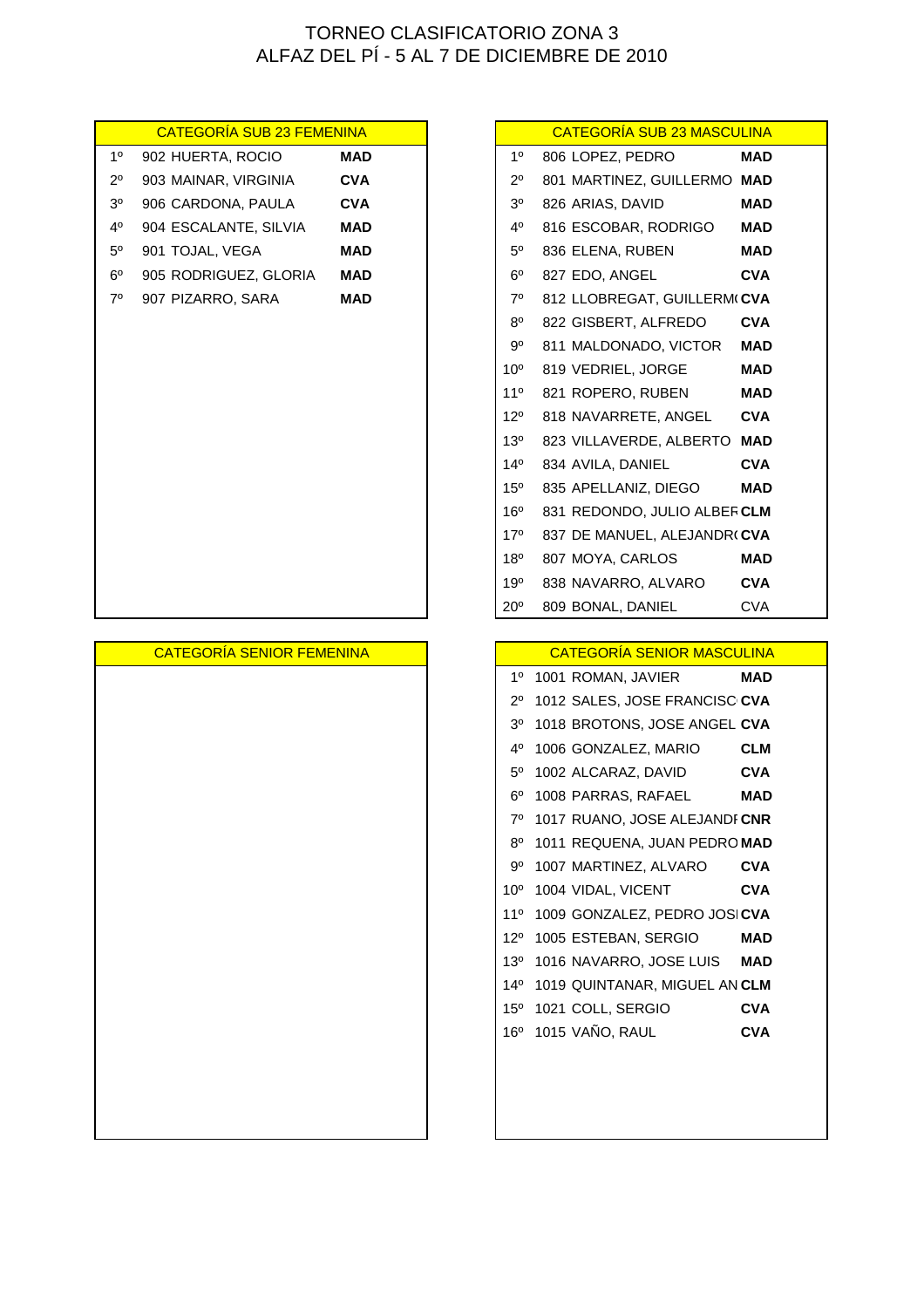# TORNEO CLASIFICATORIO ZONA 3
## ALFAZ DEL PÍ - 5 AL 7 DE DICIEMBRE DE 2010

### CATEGORÍA SUB 23 FEMENINA

| | | | |
|---|---|---|---|
| 1º | 902 | HUERTA, ROCIO | **MAD** |
| 2º | 903 | MAINAR, VIRGINIA | **CVA** |
| 3º | 906 | CARDONA, PAULA | **CVA** |
| 4º | 904 | ESCALANTE, SILVIA | **MAD** |
| 5º | 901 | TOJAL, VEGA | **MAD** |
| 6º | 905 | RODRIGUEZ, GLORIA | **MAD** |
| 7º | 907 | PIZARRO, SARA | **MAD** |

### CATEGORÍA SUB 23 MASCULINA

| | | | |
|---|---|---|---|
| 1º | 806 | LOPEZ, PEDRO | **MAD** |
| 2º | 801 | MARTINEZ, GUILLERMO | **MAD** |
| 3º | 826 | ARIAS, DAVID | **MAD** |
| 4º | 816 | ESCOBAR, RODRIGO | **MAD** |
| 5º | 836 | ELENA, RUBEN | **MAD** |
| 6º | 827 | EDO, ANGEL | **CVA** |
| 7º | 812 | LLOBREGAT, GUILLERM( | **CVA** |
| 8º | 822 | GISBERT, ALFREDO | **CVA** |
| 9º | 811 | MALDONADO, VICTOR | **MAD** |
| 10º | 819 | VEDRIEL, JORGE | **MAD** |
| 11º | 821 | ROPERO, RUBEN | **MAD** |
| 12º | 818 | NAVARRETE, ANGEL | **CVA** |
| 13º | 823 | VILLAVERDE, ALBERTO | **MAD** |
| 14º | 834 | AVILA, DANIEL | **CVA** |
| 15º | 835 | APELLANIZ, DIEGO | **MAD** |
| 16º | 831 | REDONDO, JULIO ALBEF | **CLM** |
| 17º | 837 | DE MANUEL, ALEJANDR( | **CVA** |
| 18º | 807 | MOYA, CARLOS | **MAD** |
| 19º | 838 | NAVARRO, ALVARO | **CVA** |
| 20º | 809 | BONAL, DANIEL | CVA |

### CATEGORÍA SENIOR FEMENINA

### CATEGORÍA SENIOR MASCULINA

| | | | |
|---|---|---|---|
| 1º | 1001 | ROMAN, JAVIER | **MAD** |
| 2º | 1012 | SALES, JOSE FRANCISC | **CVA** |
| 3º | 1018 | BROTONS, JOSE ANGEL | **CVA** |
| 4º | 1006 | GONZALEZ, MARIO | **CLM** |
| 5º | 1002 | ALCARAZ, DAVID | **CVA** |
| 6º | 1008 | PARRAS, RAFAEL | **MAD** |
| 7º | 1017 | RUANO, JOSE ALEJANDI | **CNR** |
| 8º | 1011 | REQUENA, JUAN PEDRO | **MAD** |
| 9º | 1007 | MARTINEZ, ALVARO | **CVA** |
| 10º | 1004 | VIDAL, VICENT | **CVA** |
| 11º | 1009 | GONZALEZ, PEDRO JOSI | **CVA** |
| 12º | 1005 | ESTEBAN, SERGIO | **MAD** |
| 13º | 1016 | NAVARRO, JOSE LUIS | **MAD** |
| 14º | 1019 | QUINTANAR, MIGUEL AN | **CLM** |
| 15º | 1021 | COLL, SERGIO | **CVA** |
| 16º | 1015 | VAÑO, RAUL | **CVA** |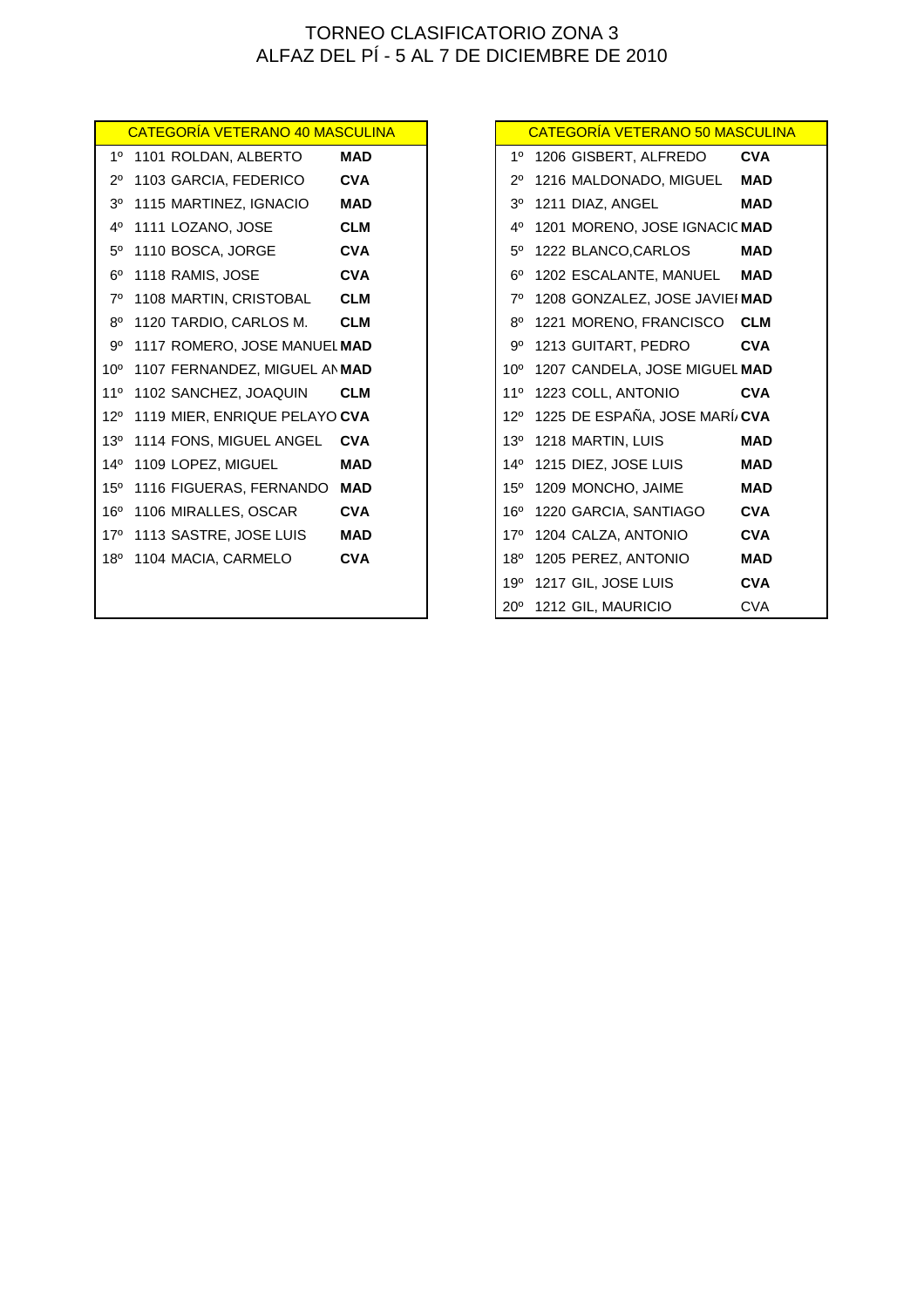# TORNEO CLASIFICATORIO ZONA 3

## ALFAZ DEL PÍ - 5 AL 7 DE DICIEMBRE DE 2010

| CATEGORÍA VETERANO 40 MASCULINA | | | |
|---|---|---|---|
| 1º | 1101 | ROLDAN, ALBERTO | **MAD** |
| 2º | 1103 | GARCIA, FEDERICO | **CVA** |
| 3º | 1115 | MARTINEZ, IGNACIO | **MAD** |
| 4º | 1111 | LOZANO, JOSE | **CLM** |
| 5º | 1110 | BOSCA, JORGE | **CVA** |
| 6º | 1118 | RAMIS, JOSE | **CVA** |
| 7º | 1108 | MARTIN, CRISTOBAL | **CLM** |
| 8º | 1120 | TARDIO, CARLOS M. | **CLM** |
| 9º | 1117 | ROMERO, JOSE MANUEL | **MAD** |
| 10º | 1107 | FERNANDEZ, MIGUEL AN | **MAD** |
| 11º | 1102 | SANCHEZ, JOAQUIN | **CLM** |
| 12º | 1119 | MIER, ENRIQUE PELAYO | **CVA** |
| 13º | 1114 | FONS, MIGUEL ANGEL | **CVA** |
| 14º | 1109 | LOPEZ, MIGUEL | **MAD** |
| 15º | 1116 | FIGUERAS, FERNANDO | **MAD** |
| 16º | 1106 | MIRALLES, OSCAR | **CVA** |
| 17º | 1113 | SASTRE, JOSE LUIS | **MAD** |
| 18º | 1104 | MACIA, CARMELO | **CVA** |

| CATEGORÍA VETERANO 50 MASCULINA | | | |
|---|---|---|---|
| 1º | 1206 | GISBERT, ALFREDO | **CVA** |
| 2º | 1216 | MALDONADO, MIGUEL | **MAD** |
| 3º | 1211 | DIAZ, ANGEL | **MAD** |
| 4º | 1201 | MORENO, JOSE IGNACIO | **MAD** |
| 5º | 1222 | BLANCO,CARLOS | **MAD** |
| 6º | 1202 | ESCALANTE, MANUEL | **MAD** |
| 7º | 1208 | GONZALEZ, JOSE JAVIEI | **MAD** |
| 8º | 1221 | MORENO, FRANCISCO | **CLM** |
| 9º | 1213 | GUITART, PEDRO | **CVA** |
| 10º | 1207 | CANDELA, JOSE MIGUEL | **MAD** |
| 11º | 1223 | COLL, ANTONIO | **CVA** |
| 12º | 1225 | DE ESPAÑA, JOSE MARÍ | **CVA** |
| 13º | 1218 | MARTIN, LUIS | **MAD** |
| 14º | 1215 | DIEZ, JOSE LUIS | **MAD** |
| 15º | 1209 | MONCHO, JAIME | **MAD** |
| 16º | 1220 | GARCIA, SANTIAGO | **CVA** |
| 17º | 1204 | CALZA, ANTONIO | **CVA** |
| 18º | 1205 | PEREZ, ANTONIO | **MAD** |
| 19º | 1217 | GIL, JOSE LUIS | **CVA** |
| 20º | 1212 | GIL, MAURICIO | CVA |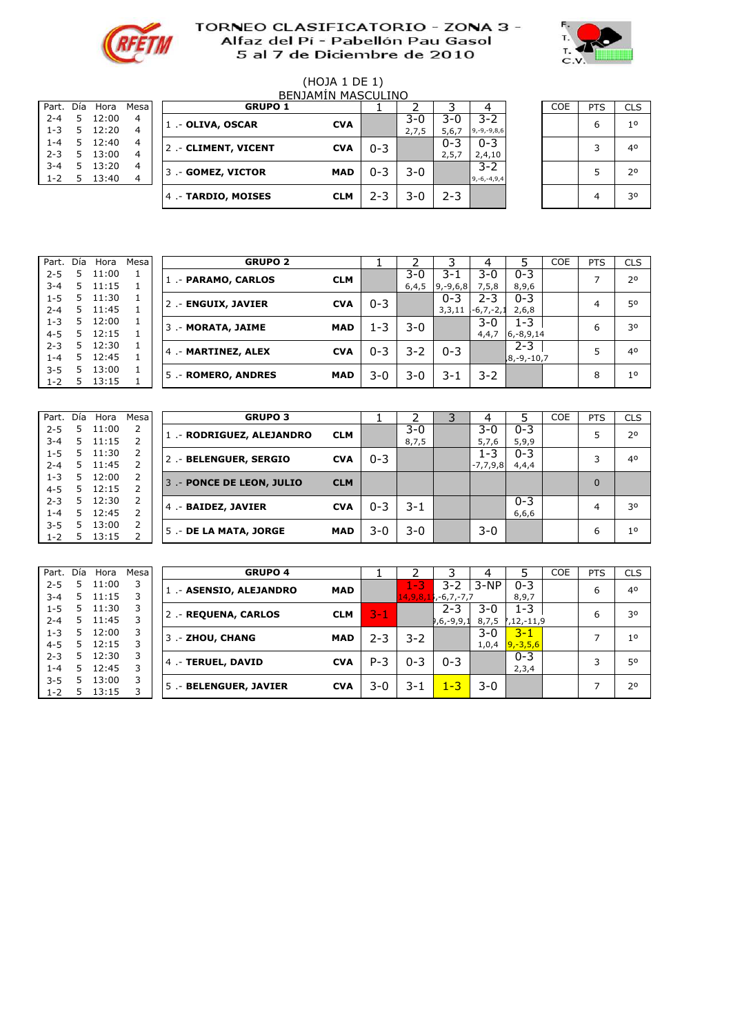# TORNEO CLASIFICATORIO - ZONA 3 -
## Alfaz del Pí - Pabellón Pau Gasol
## 5 al 7 de Diciembre de 2010

(HOJA 1 DE 1)

BENJAMÍN MASCULINO

| Part. | Día | Hora | Mesa |
|---|---|---|---|
| 2-4 | 5 | 12:00 | 4 |
| 1-3 | 5 | 12:20 | 4 |
| 1-4 | 5 | 12:40 | 4 |
| 2-3 | 5 | 13:00 | 4 |
| 3-4 | 5 | 13:20 | 4 |
| 1-2 | 5 | 13:40 | 4 |

| GRUPO 1 | | 1 | 2 | 3 | 4 | COE | PTS | CLS |
|---|---|---|---|---|---|---|---|---|
| 1 .- OLIVA, OSCAR | CVA | | 3-0 2,7,5 | 3-0 5,6,7 | 3-2 9,-9,-9,8,6 | | 6 | 1º |
| 2 .- CLIMENT, VICENT | CVA | 0-3 | | 0-3 2,5,7 | 0-3 2,4,10 | | 3 | 4º |
| 3 .- GOMEZ, VICTOR | MAD | 0-3 | 3-0 | | 3-2 9,-6,-4,9,4 | | 5 | 2º |
| 4 .- TARDIO, MOISES | CLM | 2-3 | 3-0 | 2-3 | | | 4 | 3º |

| Part. | Día | Hora | Mesa |
|---|---|---|---|
| 2-5 | 5 | 11:00 | 1 |
| 3-4 | 5 | 11:15 | 1 |
| 1-5 | 5 | 11:30 | 1 |
| 2-4 | 5 | 11:45 | 1 |
| 1-3 | 5 | 12:00 | 1 |
| 4-5 | 5 | 12:15 | 1 |
| 2-3 | 5 | 12:30 | 1 |
| 1-4 | 5 | 12:45 | 1 |
| 3-5 | 5 | 13:00 | 1 |
| 1-2 | 5 | 13:15 | 1 |

| GRUPO 2 | | 1 | 2 | 3 | 4 | 5 | COE | PTS | CLS |
|---|---|---|---|---|---|---|---|---|---|
| 1 .- PARAMO, CARLOS | CLM | | 3-0 6,4,5 | 3-1 9,-9,6,8 | 3-0 7,5,8 | 0-3 8,9,6 | | 7 | 2º |
| 2 .- ENGUIX, JAVIER | CVA | 0-3 | | 0-3 3,3,11 | 2-3 -6,7,-2,1 | 0-3 2,6,8 | | 4 | 5º |
| 3 .- MORATA, JAIME | MAD | 1-3 | 3-0 | | 3-0 4,4,7 | 1-3 6,-8,9,14 | | 6 | 3º |
| 4 .- MARTINEZ, ALEX | CVA | 0-3 | 3-2 | 0-3 | | 2-3 8,-9,-10,7 | | 5 | 4º |
| 5 .- ROMERO, ANDRES | MAD | 3-0 | 3-0 | 3-1 | 3-2 | | | 8 | 1º |

| Part. | Día | Hora | Mesa |
|---|---|---|---|
| 2-5 | 5 | 11:00 | 2 |
| 3-4 | 5 | 11:15 | 2 |
| 1-5 | 5 | 11:30 | 2 |
| 2-4 | 5 | 11:45 | 2 |
| 1-3 | 5 | 12:00 | 2 |
| 4-5 | 5 | 12:15 | 2 |
| 2-3 | 5 | 12:30 | 2 |
| 1-4 | 5 | 12:45 | 2 |
| 3-5 | 5 | 13:00 | 2 |
| 1-2 | 5 | 13:15 | 2 |

| GRUPO 3 | | 1 | 2 | 3 | 4 | 5 | COE | PTS | CLS |
|---|---|---|---|---|---|---|---|---|---|
| 1 .- RODRIGUEZ, ALEJANDRO | CLM | | 3-0 8,7,5 | | 3-0 5,7,6 | 0-3 5,9,9 | | 5 | 2º |
| 2 .- BELENGUER, SERGIO | CVA | 0-3 | | | 1-3 -7,7,9,8 | 0-3 4,4,4 | | 3 | 4º |
| 3 .- PONCE DE LEON, JULIO | CLM | | | | | | | 0 | |
| 4 .- BAIDEZ, JAVIER | CVA | 0-3 | 3-1 | | | 0-3 6,6,6 | | 4 | 3º |
| 5 .- DE LA MATA, JORGE | MAD | 3-0 | 3-0 | | 3-0 | | | 6 | 1º |

| Part. | Día | Hora | Mesa |
|---|---|---|---|
| 2-5 | 5 | 11:00 | 3 |
| 3-4 | 5 | 11:15 | 3 |
| 1-5 | 5 | 11:30 | 3 |
| 2-4 | 5 | 11:45 | 3 |
| 1-3 | 5 | 12:00 | 3 |
| 4-5 | 5 | 12:15 | 3 |
| 2-3 | 5 | 12:30 | 3 |
| 1-4 | 5 | 12:45 | 3 |
| 3-5 | 5 | 13:00 | 3 |
| 1-2 | 5 | 13:15 | 3 |

| GRUPO 4 | | 1 | 2 | 3 | 4 | 5 | COE | PTS | CLS |
|---|---|---|---|---|---|---|---|---|---|
| 1 .- ASENSIO, ALEJANDRO | MAD | | 1-3 14,9,8,1 | 3-2 ,-6,7,-7,7 | 3-NP | 0-3 8,9,7 | | 6 | 4º |
| 2 .- REQUENA, CARLOS | CLM | 3-1 | | 2-3 ,6,-9,9,1 | 3-0 8,7,5 | 1-3 ,12,-11,9 | | 6 | 3º |
| 3 .- ZHOU, CHANG | MAD | 2-3 | 3-2 | | 3-0 1,0,4 | 3-1 9,-3,5,6 | | 7 | 1º |
| 4 .- TERUEL, DAVID | CVA | P-3 | 0-3 | 0-3 | | 0-3 2,3,4 | | 3 | 5º |
| 5 .- BELENGUER, JAVIER | CVA | 3-0 | 3-1 | 1-3 | 3-0 | | | 7 | 2º |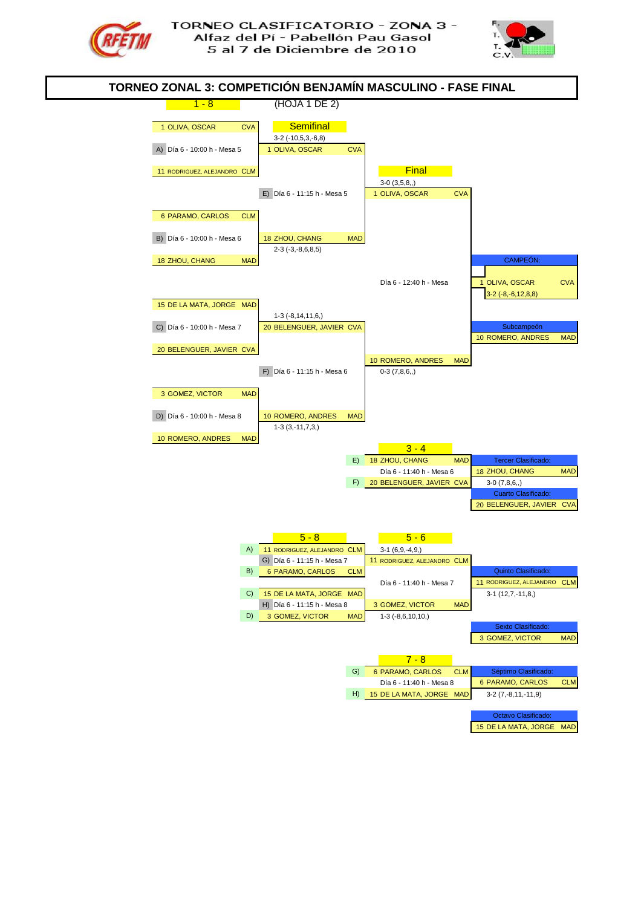TORNEO CLASIFICATORIO - ZONA 3 -
Alfaz del Pí - Pabellón Pau Gasol
5 al 7 de Diciembre de 2010

# TORNEO ZONAL 3: COMPETICIÓN BENJAMÍN MASCULINO - FASE FINAL

**1 - 8** (HOJA 1 DE 2)

## Cuadro 1 - 8

| Partido | Jugadores | Horario | Ganador | Resultado |
|---|---|---|---|---|
| A) | 1 OLIVA, OSCAR (CVA) vs 11 RODRIGUEZ, ALEJANDRO (CLM) | Día 6 - 10:00 h - Mesa 5 | 1 OLIVA, OSCAR (CVA) | 3-2 (-10,5,3,-6,8) |
| B) | 6 PARAMO, CARLOS (CLM) vs 18 ZHOU, CHANG (MAD) | Día 6 - 10:00 h - Mesa 6 | 18 ZHOU, CHANG (MAD) | 2-3 (-3,-8,6,8,5) |
| C) | 15 DE LA MATA, JORGE (MAD) vs 20 BELENGUER, JAVIER (CVA) | Día 6 - 10:00 h - Mesa 7 | 20 BELENGUER, JAVIER (CVA) | 1-3 (-8,14,11,6,) |
| D) | 3 GOMEZ, VICTOR (MAD) vs 10 ROMERO, ANDRES (MAD) | Día 6 - 10:00 h - Mesa 8 | 10 ROMERO, ANDRES (MAD) | 1-3 (3,-11,7,3,) |

### Semifinal

| Partido | Jugadores | Horario | Ganador | Resultado |
|---|---|---|---|---|
| E) | 1 OLIVA, OSCAR (CVA) vs 18 ZHOU, CHANG (MAD) | Día 6 - 11:15 h - Mesa 5 | 1 OLIVA, OSCAR (CVA) | 3-0 (3,5,8,,) |
| F) | 20 BELENGUER, JAVIER (CVA) vs 10 ROMERO, ANDRES (MAD) | Día 6 - 11:15 h - Mesa 6 | 10 ROMERO, ANDRES (MAD) | 0-3 (7,8,6,,) |

### Final

Día 6 - 12:40 h - Mesa

1 OLIVA, OSCAR (CVA) vs 10 ROMERO, ANDRES (MAD) — 3-2 (-8,-6,12,8,8)

**CAMPEÓN:** 1 OLIVA, OSCAR — CVA

**Subcampeón:** 10 ROMERO, ANDRES — MAD

## 3 - 4

E) 18 ZHOU, CHANG (MAD) vs F) 20 BELENGUER, JAVIER (CVA) — Día 6 - 11:40 h - Mesa 6 — 3-0 (7,8,6,,)

**Tercer Clasificado:** 18 ZHOU, CHANG — MAD

**Cuarto Clasificado:** 20 BELENGUER, JAVIER — CVA

## 5 - 8

| Partido | Jugadores | Horario | Ganador | Resultado |
|---|---|---|---|---|
| G) | A) 11 RODRIGUEZ, ALEJANDRO (CLM) vs B) 6 PARAMO, CARLOS (CLM) | Día 6 - 11:15 h - Mesa 7 | 11 RODRIGUEZ, ALEJANDRO (CLM) | 3-1 (6,9,-4,9,) |
| H) | C) 15 DE LA MATA, JORGE (MAD) vs D) 3 GOMEZ, VICTOR (MAD) | Día 6 - 11:15 h - Mesa 8 | 3 GOMEZ, VICTOR (MAD) | 1-3 (-8,6,10,10,) |

## 5 - 6

11 RODRIGUEZ, ALEJANDRO (CLM) vs 3 GOMEZ, VICTOR (MAD) — Día 6 - 11:40 h - Mesa 7 — 3-1 (12,7,-11,8,)

**Quinto Clasificado:** 11 RODRIGUEZ, ALEJANDRO — CLM

**Sexto Clasificado:** 3 GOMEZ, VICTOR — MAD

## 7 - 8

G) 6 PARAMO, CARLOS (CLM) vs H) 15 DE LA MATA, JORGE (MAD) — Día 6 - 11:40 h - Mesa 8 — 3-2 (7,-8,11,-11,9)

**Séptimo Clasificado:** 6 PARAMO, CARLOS — CLM

**Octavo Clasificado:** 15 DE LA MATA, JORGE — MAD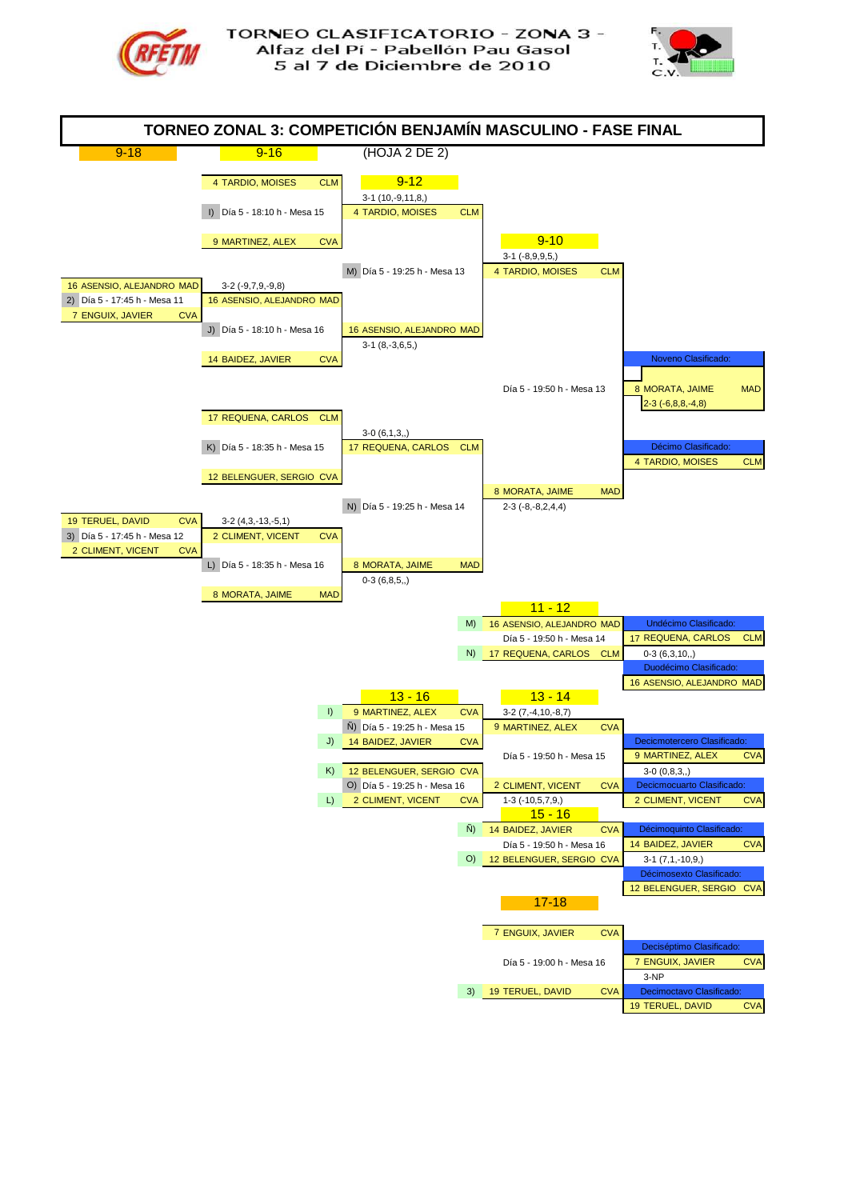TORNEO CLASIFICATORIO - ZONA 3 -
Alfaz del Pí - Pabellón Pau Gasol
5 al 7 de Diciembre de 2010

# TORNEO ZONAL 3: COMPETICIÓN BENJAMÍN MASCULINO - FASE FINAL

9-18 | 9-16 | (HOJA 2 DE 2)

## 9-16 / 9-12 / 9-10

- 4 TARDIO, MOISES CLM
- I) Día 5 - 18:10 h - Mesa 15 → 4 TARDIO, MOISES CLM — 3-1 (10,-9,11,8,)
- 9 MARTINEZ, ALEX CVA

- 16 ASENSIO, ALEJANDRO MAD
- 2) Día 5 - 17:45 h - Mesa 11 → 16 ASENSIO, ALEJANDRO MAD — 3-2 (-9,7,9,-9,8)
- 7 ENGUIX, JAVIER CVA

- J) Día 5 - 18:10 h - Mesa 16 → 16 ASENSIO, ALEJANDRO MAD — 3-1 (8,-3,6,5,)
- 14 BAIDEZ, JAVIER CVA

- M) Día 5 - 19:25 h - Mesa 13 → 4 TARDIO, MOISES CLM — 3-1 (-8,9,9,5,)

- 17 REQUENA, CARLOS CLM
- K) Día 5 - 18:35 h - Mesa 15 → 17 REQUENA, CARLOS CLM — 3-0 (6,1,3,,)
- 12 BELENGUER, SERGIO CVA

- 19 TERUEL, DAVID CVA
- 3) Día 5 - 17:45 h - Mesa 12 → 2 CLIMENT, VICENT CVA — 3-2 (4,3,-13,-5,1)
- 2 CLIMENT, VICENT CVA

- L) Día 5 - 18:35 h - Mesa 16 → 8 MORATA, JAIME MAD — 0-3 (6,8,5,,)
- 8 MORATA, JAIME MAD

- N) Día 5 - 19:25 h - Mesa 14 → 8 MORATA, JAIME MAD — 2-3 (-8,-8,2,4,4)

Final 9-10: Día 5 - 19:50 h - Mesa 13 → 8 MORATA, JAIME MAD — 2-3 (-6,8,8,-4,8)

- Noveno Clasificado: 8 MORATA, JAIME MAD
- Décimo Clasificado: 4 TARDIO, MOISES CLM

## 11 - 12

- M) 16 ASENSIO, ALEJANDRO MAD
- Día 5 - 19:50 h - Mesa 14 — 0-3 (6,3,10,,)
- N) 17 REQUENA, CARLOS CLM

- Undécimo Clasificado: 17 REQUENA, CARLOS CLM
- Duodécimo Clasificado: 16 ASENSIO, ALEJANDRO MAD

## 13 - 16 / 13 - 14

- I) 9 MARTINEZ, ALEX CVA
- Ñ) Día 5 - 19:25 h - Mesa 15 → 9 MARTINEZ, ALEX CVA — 3-2 (7,-4,10,-8,7)
- J) 14 BAIDEZ, JAVIER CVA

- K) 12 BELENGUER, SERGIO CVA
- O) Día 5 - 19:25 h - Mesa 16 → 2 CLIMENT, VICENT CVA — 1-3 (-10,5,7,9,)
- L) 2 CLIMENT, VICENT CVA

Final 13-14: Día 5 - 19:50 h - Mesa 15 — 3-0 (0,8,3,,)

- Decicmotercero Clasificado: 9 MARTINEZ, ALEX CVA
- Decicmocuarto Clasificado: 2 CLIMENT, VICENT CVA

## 15 - 16

- Ñ) 14 BAIDEZ, JAVIER CVA
- Día 5 - 19:50 h - Mesa 16 — 3-1 (7,1,-10,9,)
- O) 12 BELENGUER, SERGIO CVA

- Décimoquinto Clasificado: 14 BAIDEZ, JAVIER CVA
- Décimosexto Clasificado: 12 BELENGUER, SERGIO CVA

## 17-18

- 7 ENGUIX, JAVIER CVA
- Día 5 - 19:00 h - Mesa 16 — 3-NP
- 3) 19 TERUEL, DAVID CVA

- Deciséptimo Clasificado: 7 ENGUIX, JAVIER CVA
- Decimoctavo Clasificado: 19 TERUEL, DAVID CVA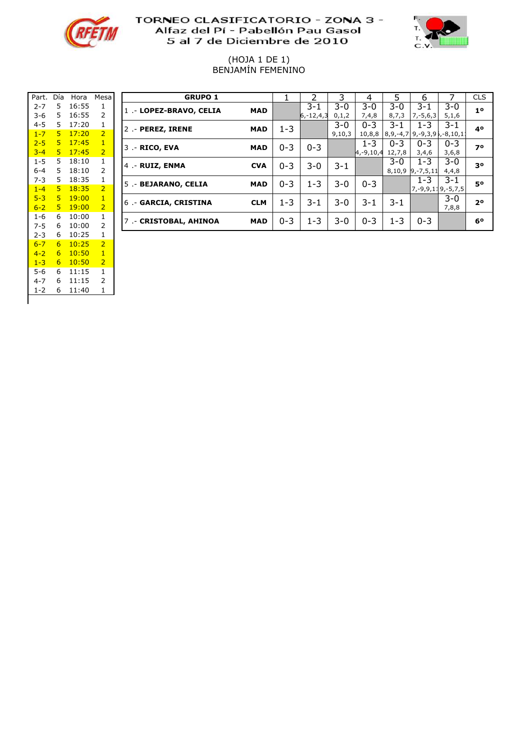# TORNEO CLASIFICATORIO - ZONA 3 -
## Alfaz del Pí - Pabellón Pau Gasol
## 5 al 7 de Diciembre de 2010

(HOJA 1 DE 1)
BENJAMÍN FEMENINO

| Part. | Día | Hora | Mesa |
|---|---|---|---|
| 2-7 | 5 | 16:55 | 1 |
| 3-6 | 5 | 16:55 | 2 |
| 4-5 | 5 | 17:20 | 1 |
| 1-7 | 5 | 17:20 | 2 |
| 2-5 | 5 | 17:45 | 1 |
| 3-4 | 5 | 17:45 | 2 |
| 1-5 | 5 | 18:10 | 1 |
| 6-4 | 5 | 18:10 | 2 |
| 7-3 | 5 | 18:35 | 1 |
| 1-4 | 5 | 18:35 | 2 |
| 5-3 | 5 | 19:00 | 1 |
| 6-2 | 5 | 19:00 | 2 |
| 1-6 | 6 | 10:00 | 1 |
| 7-5 | 6 | 10:00 | 2 |
| 2-3 | 6 | 10:25 | 1 |
| 6-7 | 6 | 10:25 | 2 |
| 4-2 | 6 | 10:50 | 1 |
| 1-3 | 6 | 10:50 | 2 |
| 5-6 | 6 | 11:15 | 1 |
| 4-7 | 6 | 11:15 | 2 |
| 1-2 | 6 | 11:40 | 1 |

| GRUPO 1 | | 1 | 2 | 3 | 4 | 5 | 6 | 7 | CLS |
|---|---|---|---|---|---|---|---|---|---|
| 1 .- **LOPEZ-BRAVO, CELIA** | **MAD** | | 3-1 6,-12,4,3 | 3-0 0,1,2 | 3-0 7,4,8 | 3-0 8,7,3 | 3-1 7,-5,6,3 | 3-0 5,1,6 | **1º** |
| 2 .- **PEREZ, IRENE** | **MAD** | 1-3 | | 3-0 9,10,3 | 0-3 10,8,8 | 3-1 8,9,-4,7 | 1-3 9,-9,3,9 | 3-1 ,-8,10,1 | **4º** |
| 3 .- **RICO, EVA** | **MAD** | 0-3 | 0-3 | | 1-3 4,-9,10,4 | 0-3 12,7,8 | 0-3 3,4,6 | 0-3 3,6,8 | **7º** |
| 4 .- **RUIZ, ENMA** | **CVA** | 0-3 | 3-0 | 3-1 | | 3-0 8,10,9 | 1-3 9,-7,5,11 | 3-0 4,4,8 | **3º** |
| 5 .- **BEJARANO, CELIA** | **MAD** | 0-3 | 1-3 | 3-0 | 0-3 | | 1-3 7,-9,9,1 | 3-1 9,-5,7,5 | **5º** |
| 6 .- **GARCIA, CRISTINA** | **CLM** | 1-3 | 3-1 | 3-0 | 3-1 | 3-1 | | 3-0 7,8,8 | **2º** |
| 7 .- **CRISTOBAL, AHINOA** | **MAD** | 0-3 | 1-3 | 3-0 | 0-3 | 1-3 | 0-3 | | **6º** |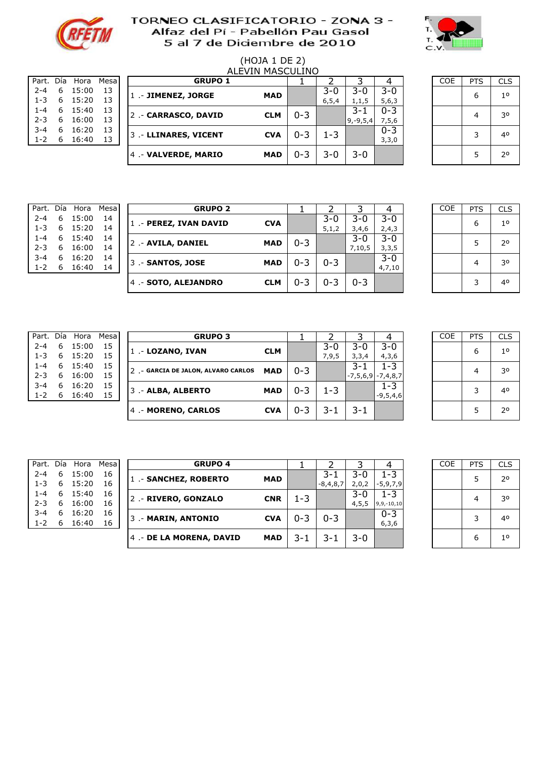# TORNEO CLASIFICATORIO - ZONA 3 -
## Alfaz del Pí - Pabellón Pau Gasol
## 5 al 7 de Diciembre de 2010

(HOJA 1 DE 2)

ALEVIN MASCULINO

| Part. | Día | Hora | Mesa |
|---|---|---|---|
| 2-4 | 6 | 15:00 | 13 |
| 1-3 | 6 | 15:20 | 13 |
| 1-4 | 6 | 15:40 | 13 |
| 2-3 | 6 | 16:00 | 13 |
| 3-4 | 6 | 16:20 | 13 |
| 1-2 | 6 | 16:40 | 13 |

| GRUPO 1 | | 1 | 2 | 3 | 4 | COE | PTS | CLS |
|---|---|---|---|---|---|---|---|---|
| 1 .- **JIMENEZ, JORGE** | **MAD** | | 3-0 6,5,4 | 3-0 1,1,5 | 3-0 5,6,3 | | 6 | 1º |
| 2 .- **CARRASCO, DAVID** | **CLM** | 0-3 | | 3-1 9,-9,5,4 | 0-3 7,5,6 | | 4 | 3º |
| 3 .- **LLINARES, VICENT** | **CVA** | 0-3 | 1-3 | | 0-3 3,3,0 | | 3 | 4º |
| 4 .- **VALVERDE, MARIO** | **MAD** | 0-3 | 3-0 | 3-0 | | | 5 | 2º |

| Part. | Día | Hora | Mesa |
|---|---|---|---|
| 2-4 | 6 | 15:00 | 14 |
| 1-3 | 6 | 15:20 | 14 |
| 1-4 | 6 | 15:40 | 14 |
| 2-3 | 6 | 16:00 | 14 |
| 3-4 | 6 | 16:20 | 14 |
| 1-2 | 6 | 16:40 | 14 |

| GRUPO 2 | | 1 | 2 | 3 | 4 | COE | PTS | CLS |
|---|---|---|---|---|---|---|---|---|
| 1 .- **PEREZ, IVAN DAVID** | **CVA** | | 3-0 5,1,2 | 3-0 3,4,6 | 3-0 2,4,3 | | 6 | 1º |
| 2 .- **AVILA, DANIEL** | **MAD** | 0-3 | | 3-0 7,10,5 | 3-0 3,3,5 | | 5 | 2º |
| 3 .- **SANTOS, JOSE** | **MAD** | 0-3 | 0-3 | | 3-0 4,7,10 | | 4 | 3º |
| 4 .- **SOTO, ALEJANDRO** | **CLM** | 0-3 | 0-3 | 0-3 | | | 3 | 4º |

| Part. | Día | Hora | Mesa |
|---|---|---|---|
| 2-4 | 6 | 15:00 | 15 |
| 1-3 | 6 | 15:20 | 15 |
| 1-4 | 6 | 15:40 | 15 |
| 2-3 | 6 | 16:00 | 15 |
| 3-4 | 6 | 16:20 | 15 |
| 1-2 | 6 | 16:40 | 15 |

| GRUPO 3 | | 1 | 2 | 3 | 4 | COE | PTS | CLS |
|---|---|---|---|---|---|---|---|---|
| 1 .- **LOZANO, IVAN** | **CLM** | | 3-0 7,9,5 | 3-0 3,3,4 | 3-0 4,3,6 | | 6 | 1º |
| 2 .- **GARCIA DE JALON, ALVARO CARLOS** | **MAD** | 0-3 | | 3-1 -7,5,6,9 | 1-3 -7,4,8,7 | | 4 | 3º |
| 3 .- **ALBA, ALBERTO** | **MAD** | 0-3 | 1-3 | | 1-3 -9,5,4,6 | | 3 | 4º |
| 4 .- **MORENO, CARLOS** | **CVA** | 0-3 | 3-1 | 3-1 | | | 5 | 2º |

| Part. | Día | Hora | Mesa |
|---|---|---|---|
| 2-4 | 6 | 15:00 | 16 |
| 1-3 | 6 | 15:20 | 16 |
| 1-4 | 6 | 15:40 | 16 |
| 2-3 | 6 | 16:00 | 16 |
| 3-4 | 6 | 16:20 | 16 |
| 1-2 | 6 | 16:40 | 16 |

| GRUPO 4 | | 1 | 2 | 3 | 4 | COE | PTS | CLS |
|---|---|---|---|---|---|---|---|---|
| 1 .- **SANCHEZ, ROBERTO** | **MAD** | | 3-1 -8,4,8,7 | 3-0 2,0,2 | 1-3 -5,9,7,9 | | 5 | 2º |
| 2 .- **RIVERO, GONZALO** | **CNR** | 1-3 | | 3-0 4,5,5 | 1-3 9,9,-10,10 | | 4 | 3º |
| 3 .- **MARIN, ANTONIO** | **CVA** | 0-3 | 0-3 | | 0-3 6,3,6 | | 3 | 4º |
| 4 .- **DE LA MORENA, DAVID** | **MAD** | 3-1 | 3-1 | 3-0 | | | 6 | 1º |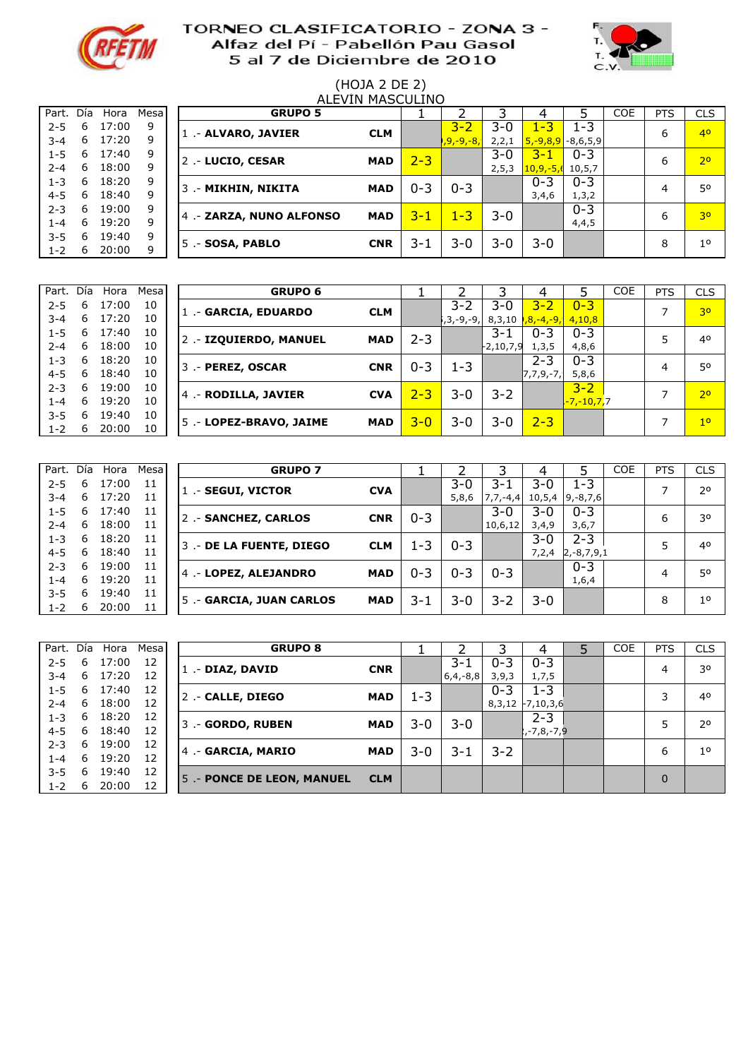# TORNEO CLASIFICATORIO - ZONA 3 -

## Alfaz del Pí - Pabellón Pau Gasol

## 5 al 7 de Diciembre de 2010

(HOJA 2 DE 2)

ALEVIN MASCULINO

| Part. | Día | Hora | Mesa |
|---|---|---|---|
| 2-5 | 6 | 17:00 | 9 |
| 3-4 | 6 | 17:20 | 9 |
| 1-5 | 6 | 17:40 | 9 |
| 2-4 | 6 | 18:00 | 9 |
| 1-3 | 6 | 18:20 | 9 |
| 4-5 | 6 | 18:40 | 9 |
| 2-3 | 6 | 19:00 | 9 |
| 1-4 | 6 | 19:20 | 9 |
| 3-5 | 6 | 19:40 | 9 |
| 1-2 | 6 | 20:00 | 9 |

| GRUPO 5 | | 1 | 2 | 3 | 4 | 5 | COE | PTS | CLS |
|---|---|---|---|---|---|---|---|---|---|
| 1 .- ALVARO, JAVIER | CLM | | 3-2 ,9,-9,-8, | 3-0 2,2,1 | 1-3 5,-9,8,9 | 1-3 -8,6,5,9 | | 6 | 4º |
| 2 .- LUCIO, CESAR | MAD | 2-3 | | 3-0 2,5,3 | 3-1 10,9,-5,( | 0-3 10,5,7 | | 6 | 2º |
| 3 .- MIKHIN, NIKITA | MAD | 0-3 | 0-3 | | 0-3 3,4,6 | 0-3 1,3,2 | | 4 | 5º |
| 4 .- ZARZA, NUNO ALFONSO | MAD | 3-1 | 1-3 | 3-0 | | 0-3 4,4,5 | | 6 | 3º |
| 5 .- SOSA, PABLO | CNR | 3-1 | 3-0 | 3-0 | 3-0 | | | 8 | 1º |

| Part. | Día | Hora | Mesa |
|---|---|---|---|
| 2-5 | 6 | 17:00 | 10 |
| 3-4 | 6 | 17:20 | 10 |
| 1-5 | 6 | 17:40 | 10 |
| 2-4 | 6 | 18:00 | 10 |
| 1-3 | 6 | 18:20 | 10 |
| 4-5 | 6 | 18:40 | 10 |
| 2-3 | 6 | 19:00 | 10 |
| 1-4 | 6 | 19:20 | 10 |
| 3-5 | 6 | 19:40 | 10 |
| 1-2 | 6 | 20:00 | 10 |

| GRUPO 6 | | 1 | 2 | 3 | 4 | 5 | COE | PTS | CLS |
|---|---|---|---|---|---|---|---|---|---|
| 1 .- GARCIA, EDUARDO | CLM | | 3-2 ,3,-9,-9, | 3-0 8,3,10 | 3-2 ,8,-4,-9, | 0-3 4,10,8 | | 7 | 3º |
| 2 .- IZQUIERDO, MANUEL | MAD | 2-3 | | 3-1 -2,10,7,9 | 0-3 1,3,5 | 0-3 4,8,6 | | 5 | 4º |
| 3 .- PEREZ, OSCAR | CNR | 0-3 | 1-3 | | 2-3 7,7,9,-7, | 0-3 5,8,6 | | 4 | 5º |
| 4 .- RODILLA, JAVIER | CVA | 2-3 | 3-0 | 3-2 | | 3-2 -7,-10,7,7 | | 7 | 2º |
| 5 .- LOPEZ-BRAVO, JAIME | MAD | 3-0 | 3-0 | 3-0 | 2-3 | | | 7 | 1º |

| Part. | Día | Hora | Mesa |
|---|---|---|---|
| 2-5 | 6 | 17:00 | 11 |
| 3-4 | 6 | 17:20 | 11 |
| 1-5 | 6 | 17:40 | 11 |
| 2-4 | 6 | 18:00 | 11 |
| 1-3 | 6 | 18:20 | 11 |
| 4-5 | 6 | 18:40 | 11 |
| 2-3 | 6 | 19:00 | 11 |
| 1-4 | 6 | 19:20 | 11 |
| 3-5 | 6 | 19:40 | 11 |
| 1-2 | 6 | 20:00 | 11 |

| GRUPO 7 | | 1 | 2 | 3 | 4 | 5 | COE | PTS | CLS |
|---|---|---|---|---|---|---|---|---|---|
| 1 .- SEGUI, VICTOR | CVA | | 3-0 5,8,6 | 3-1 7,7,-4,4 | 3-0 10,5,4 | 1-3 9,-8,7,6 | | 7 | 2º |
| 2 .- SANCHEZ, CARLOS | CNR | 0-3 | | 3-0 10,6,12 | 3-0 3,4,9 | 0-3 3,6,7 | | 6 | 3º |
| 3 .- DE LA FUENTE, DIEGO | CLM | 1-3 | 0-3 | | 3-0 7,2,4 | 2-3 2,-8,7,9,1 | | 5 | 4º |
| 4 .- LOPEZ, ALEJANDRO | MAD | 0-3 | 0-3 | 0-3 | | 0-3 1,6,4 | | 4 | 5º |
| 5 .- GARCIA, JUAN CARLOS | MAD | 3-1 | 3-0 | 3-2 | 3-0 | | | 8 | 1º |

| Part. | Día | Hora | Mesa |
|---|---|---|---|
| 2-5 | 6 | 17:00 | 12 |
| 3-4 | 6 | 17:20 | 12 |
| 1-5 | 6 | 17:40 | 12 |
| 2-4 | 6 | 18:00 | 12 |
| 1-3 | 6 | 18:20 | 12 |
| 4-5 | 6 | 18:40 | 12 |
| 2-3 | 6 | 19:00 | 12 |
| 1-4 | 6 | 19:20 | 12 |
| 3-5 | 6 | 19:40 | 12 |
| 1-2 | 6 | 20:00 | 12 |

| GRUPO 8 | | 1 | 2 | 3 | 4 | 5 | COE | PTS | CLS |
|---|---|---|---|---|---|---|---|---|---|
| 1 .- DIAZ, DAVID | CNR | | 3-1 6,4,-8,8 | 0-3 3,9,3 | 0-3 1,7,5 | | | 4 | 3º |
| 2 .- CALLE, DIEGO | MAD | 1-3 | | 0-3 8,3,12 | 1-3 -7,10,3,6 | | | 3 | 4º |
| 3 .- GORDO, RUBEN | MAD | 3-0 | 3-0 | | 2-3 ,-7,8,-7,9 | | | 5 | 2º |
| 4 .- GARCIA, MARIO | MAD | 3-0 | 3-1 | 3-2 | | | | 6 | 1º |
| 5 .- PONCE DE LEON, MANUEL | CLM | | | | | | | 0 | |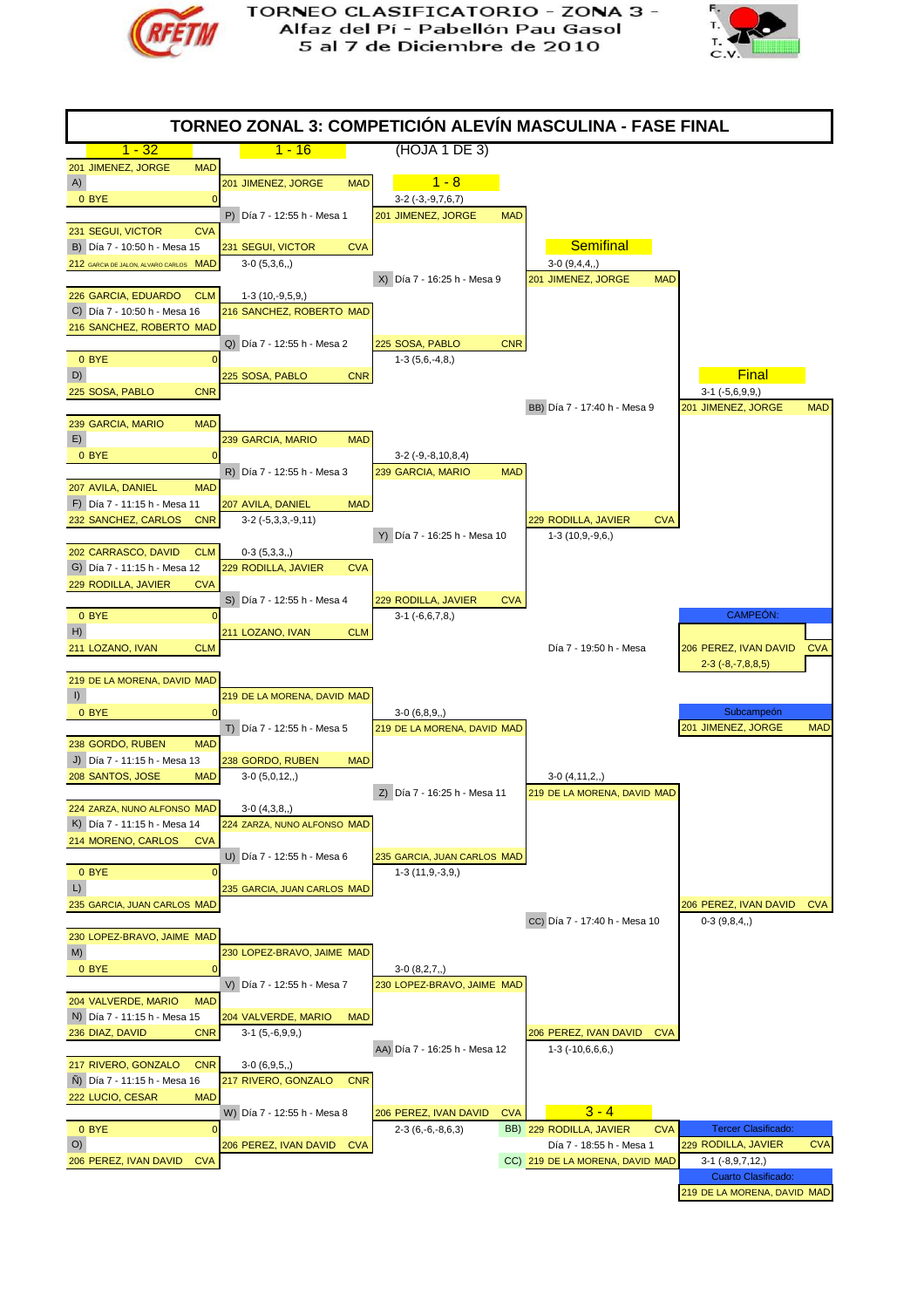# TORNEO CLASIFICATORIO - ZONA 3 -
## Alfaz del Pí - Pabellón Pau Gasol
## 5 al 7 de Diciembre de 2010

## TORNEO ZONAL 3: COMPETICIÓN ALEVÍN MASCULINA - FASE FINAL

(HOJA 1 DE 3)

### 1 - 32

| Match | Player 1 | Player 2 | Schedule |
|---|---|---|---|
| A) | 201 JIMENEZ, JORGE (MAD) | 0 BYE | |
| B) | 231 SEGUI, VICTOR (CVA) | 212 GARCIA DE JALON, ALVARO CARLOS (MAD) | Día 7 - 10:50 h - Mesa 15 |
| C) | 226 GARCIA, EDUARDO (CLM) | 216 SANCHEZ, ROBERTO (MAD) | Día 7 - 10:50 h - Mesa 16 |
| D) | 0 BYE | 225 SOSA, PABLO (CNR) | |
| E) | 239 GARCIA, MARIO (MAD) | 0 BYE | |
| F) | 207 AVILA, DANIEL (MAD) | 232 SANCHEZ, CARLOS (CNR) | Día 7 - 11:15 h - Mesa 11 |
| G) | 202 CARRASCO, DAVID (CLM) | 229 RODILLA, JAVIER (CVA) | Día 7 - 11:15 h - Mesa 12 |
| H) | 0 BYE | 211 LOZANO, IVAN (CLM) | |
| I) | 219 DE LA MORENA, DAVID (MAD) | 0 BYE | |
| J) | 238 GORDO, RUBEN (MAD) | 208 SANTOS, JOSE (MAD) | Día 7 - 11:15 h - Mesa 13 |
| K) | 224 ZARZA, NUNO ALFONSO (MAD) | 214 MORENO, CARLOS (CVA) | Día 7 - 11:15 h - Mesa 14 |
| L) | 0 BYE | 235 GARCIA, JUAN CARLOS (MAD) | |
| M) | 230 LOPEZ-BRAVO, JAIME (MAD) | 0 BYE | |
| N) | 204 VALVERDE, MARIO (MAD) | 236 DIAZ, DAVID (CNR) | Día 7 - 11:15 h - Mesa 15 |
| Ñ) | 217 RIVERO, GONZALO (CNR) | 222 LUCIO, CESAR (MAD) | Día 7 - 11:15 h - Mesa 16 |
| O) | 0 BYE | 206 PEREZ, IVAN DAVID (CVA) | |

### 1 - 16

| Match | Player 1 | Player 2 | Schedule |
|---|---|---|---|
| P) | 201 JIMENEZ, JORGE (MAD) | 231 SEGUI, VICTOR (CVA) — 3-0 (5,3,6,) | Día 7 - 12:55 h - Mesa 1 |
| Q) | 216 SANCHEZ, ROBERTO (MAD) — 1-3 (10,-9,5,9,) | 225 SOSA, PABLO (CNR) | Día 7 - 12:55 h - Mesa 2 |
| R) | 239 GARCIA, MARIO (MAD) | 207 AVILA, DANIEL (MAD) — 3-2 (-5,3,3,-9,11) | Día 7 - 12:55 h - Mesa 3 |
| S) | 229 RODILLA, JAVIER (CVA) — 0-3 (5,3,3,) | 211 LOZANO, IVAN (CLM) | Día 7 - 12:55 h - Mesa 4 |
| T) | 219 DE LA MORENA, DAVID (MAD) | 238 GORDO, RUBEN (MAD) — 3-0 (5,0,12,) | Día 7 - 12:55 h - Mesa 5 |
| U) | 224 ZARZA, NUNO ALFONSO (MAD) — 3-0 (4,3,8,) | 235 GARCIA, JUAN CARLOS (MAD) | Día 7 - 12:55 h - Mesa 6 |
| V) | 230 LOPEZ-BRAVO, JAIME (MAD) | 204 VALVERDE, MARIO (MAD) — 3-1 (5,-6,9,9,) | Día 7 - 12:55 h - Mesa 7 |
| W) | 217 RIVERO, GONZALO (CNR) — 3-0 (6,9,5,) | 206 PEREZ, IVAN DAVID (CVA) | Día 7 - 12:55 h - Mesa 8 |

### 1 - 8

| Match | Player 1 | Player 2 | Schedule |
|---|---|---|---|
| X) | 201 JIMENEZ, JORGE (MAD) — 3-2 (-3,-9,7,6,7) | 225 SOSA, PABLO (CNR) — 1-3 (5,6,-4,8,) | Día 7 - 16:25 h - Mesa 9 |
| Y) | 239 GARCIA, MARIO (MAD) — 3-2 (-9,-8,10,8,4) | 229 RODILLA, JAVIER (CVA) — 3-1 (-6,6,7,8,) | Día 7 - 16:25 h - Mesa 10 |
| Z) | 219 DE LA MORENA, DAVID (MAD) — 3-0 (6,8,9,) | 235 GARCIA, JUAN CARLOS (MAD) — 1-3 (11,9,-3,9,) | Día 7 - 16:25 h - Mesa 11 |
| AA) | 230 LOPEZ-BRAVO, JAIME (MAD) — 3-0 (8,2,7,) | 206 PEREZ, IVAN DAVID (CVA) — 2-3 (6,-6,-8,6,3) | Día 7 - 16:25 h - Mesa 12 |

### Semifinal

| Match | Player 1 | Player 2 | Schedule |
|---|---|---|---|
| BB) | 201 JIMENEZ, JORGE (MAD) — 3-0 (9,4,4,) | 229 RODILLA, JAVIER (CVA) — 1-3 (10,9,-9,6,) | Día 7 - 17:40 h - Mesa 9 |
| CC) | 219 DE LA MORENA, DAVID (MAD) — 3-0 (4,11,2,) | 206 PEREZ, IVAN DAVID (CVA) — 1-3 (-10,6,6,6,) | Día 7 - 17:40 h - Mesa 10 |

### Final

| Player 1 | Player 2 | Schedule |
|---|---|---|
| 201 JIMENEZ, JORGE (MAD) — 3-1 (-5,6,9,9,) | 206 PEREZ, IVAN DAVID (CVA) — 0-3 (9,8,4,) | Día 7 - 19:50 h - Mesa |

**CAMPEÓN:** 206 PEREZ, IVAN DAVID (CVA) — 2-3 (-8,-7,8,8,5)

**Subcampeón:** 201 JIMENEZ, JORGE (MAD)

### 3 - 4

| Match | Player | Schedule |
|---|---|---|
| BB) | 229 RODILLA, JAVIER (CVA) | Día 7 - 18:55 h - Mesa 1 |
| CC) | 219 DE LA MORENA, DAVID (MAD) | |

**Tercer Clasificado:** 229 RODILLA, JAVIER (CVA) — 3-1 (-8,9,7,12,)

**Cuarto Clasificado:** 219 DE LA MORENA, DAVID (MAD)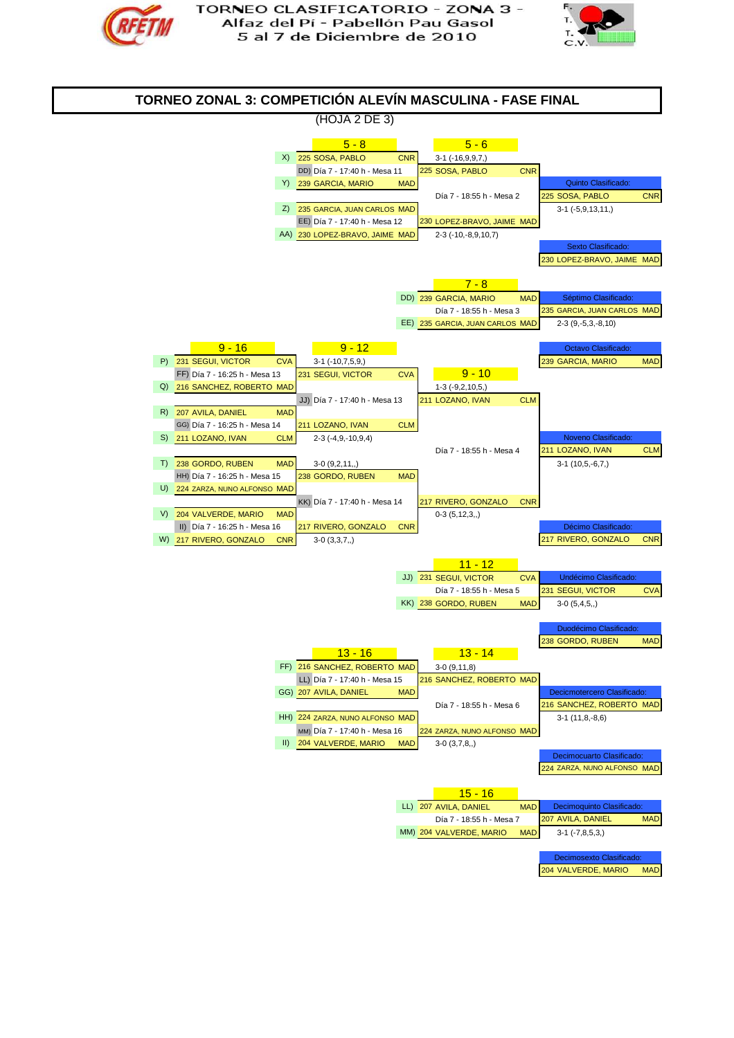TORNEO CLASIFICATORIO - ZONA 3 -
Alfaz del Pí - Pabellón Pau Gasol
5 al 7 de Diciembre de 2010

# TORNEO ZONAL 3: COMPETICIÓN ALEVÍN MASCULINA - FASE FINAL

(HOJA 2 DE 3)

## 5 - 8

| | Jugador | | Resultado / Horario |
|---|---|---|---|
| X) | 225 SOSA, PABLO | CNR | 3-1 (-16,9,9,7,) |
| DD) | Día 7 - 17:40 h - Mesa 11 | | |
| Y) | 239 GARCIA, MARIO | MAD | |
| Z) | 235 GARCIA, JUAN CARLOS | MAD | |
| EE) | Día 7 - 17:40 h - Mesa 12 | | |
| AA) | 230 LOPEZ-BRAVO, JAIME | MAD | 2-3 (-10,-8,9,10,7) |

## 5 - 6

- 225 SOSA, PABLO CNR
- Día 7 - 18:55 h - Mesa 2
- 230 LOPEZ-BRAVO, JAIME MAD

Quinto Clasificado: 225 SOSA, PABLO CNR — 3-1 (-5,9,13,11,)

Sexto Clasificado: 230 LOPEZ-BRAVO, JAIME MAD

## 7 - 8

- DD) 239 GARCIA, MARIO MAD
- Día 7 - 18:55 h - Mesa 3
- EE) 235 GARCIA, JUAN CARLOS MAD

Séptimo Clasificado: 235 GARCIA, JUAN CARLOS MAD — 2-3 (9,-5,3,-8,10)

Octavo Clasificado: 239 GARCIA, MARIO MAD

## 9 - 16

| | Jugador | | Resultado / Horario |
|---|---|---|---|
| P) | 231 SEGUI, VICTOR | CVA | 3-1 (-10,7,5,9,) |
| FF) | Día 7 - 16:25 h - Mesa 13 | | |
| Q) | 216 SANCHEZ, ROBERTO | MAD | |
| R) | 207 AVILA, DANIEL | MAD | |
| GG) | Día 7 - 16:25 h - Mesa 14 | | |
| S) | 211 LOZANO, IVAN | CLM | 2-3 (-4,9,-10,9,4) |
| T) | 238 GORDO, RUBEN | MAD | 3-0 (9,2,11,,) |
| HH) | Día 7 - 16:25 h - Mesa 15 | | |
| U) | 224 ZARZA, NUNO ALFONSO | MAD | |
| V) | 204 VALVERDE, MARIO | MAD | |
| II) | Día 7 - 16:25 h - Mesa 16 | | |
| W) | 217 RIVERO, GONZALO | CNR | 3-0 (3,3,7,,) |

## 9 - 12

- 231 SEGUI, VICTOR CVA — 1-3 (-9,2,10,5,)
- JJ) Día 7 - 17:40 h - Mesa 13
- 211 LOZANO, IVAN CLM
- 238 GORDO, RUBEN MAD
- KK) Día 7 - 17:40 h - Mesa 14
- 217 RIVERO, GONZALO CNR — 0-3 (5,12,3,,)

## 9 - 10

- 211 LOZANO, IVAN CLM
- Día 7 - 18:55 h - Mesa 4
- 217 RIVERO, GONZALO CNR

Noveno Clasificado: 211 LOZANO, IVAN CLM — 3-1 (10,5,-6,7,)

Décimo Clasificado: 217 RIVERO, GONZALO CNR

## 11 - 12

- JJ) 231 SEGUI, VICTOR CVA
- Día 7 - 18:55 h - Mesa 5
- KK) 238 GORDO, RUBEN MAD

Undécimo Clasificado: 231 SEGUI, VICTOR CVA — 3-0 (5,4,5,,)

Duodécimo Clasificado: 238 GORDO, RUBEN MAD

## 13 - 16

| | Jugador | | Resultado / Horario |
|---|---|---|---|
| FF) | 216 SANCHEZ, ROBERTO | MAD | 3-0 (9,11,8) |
| LL) | Día 7 - 17:40 h - Mesa 15 | | |
| GG) | 207 AVILA, DANIEL | MAD | |
| HH) | 224 ZARZA, NUNO ALFONSO | MAD | |
| MM) | Día 7 - 17:40 h - Mesa 16 | | |
| II) | 204 VALVERDE, MARIO | MAD | 3-0 (3,7,8,,) |

## 13 - 14

- 216 SANCHEZ, ROBERTO MAD
- Día 7 - 18:55 h - Mesa 6
- 224 ZARZA, NUNO ALFONSO MAD

Decicmotercero Clasificado: 216 SANCHEZ, ROBERTO MAD — 3-1 (11,8,-8,6)

Decimocuarto Clasificado: 224 ZARZA, NUNO ALFONSO MAD

## 15 - 16

- LL) 207 AVILA, DANIEL MAD
- Día 7 - 18:55 h - Mesa 7
- MM) 204 VALVERDE, MARIO MAD

Decimoquinto Clasificado: 207 AVILA, DANIEL MAD — 3-1 (-7,8,5,3,)

Decimosexto Clasificado: 204 VALVERDE, MARIO MAD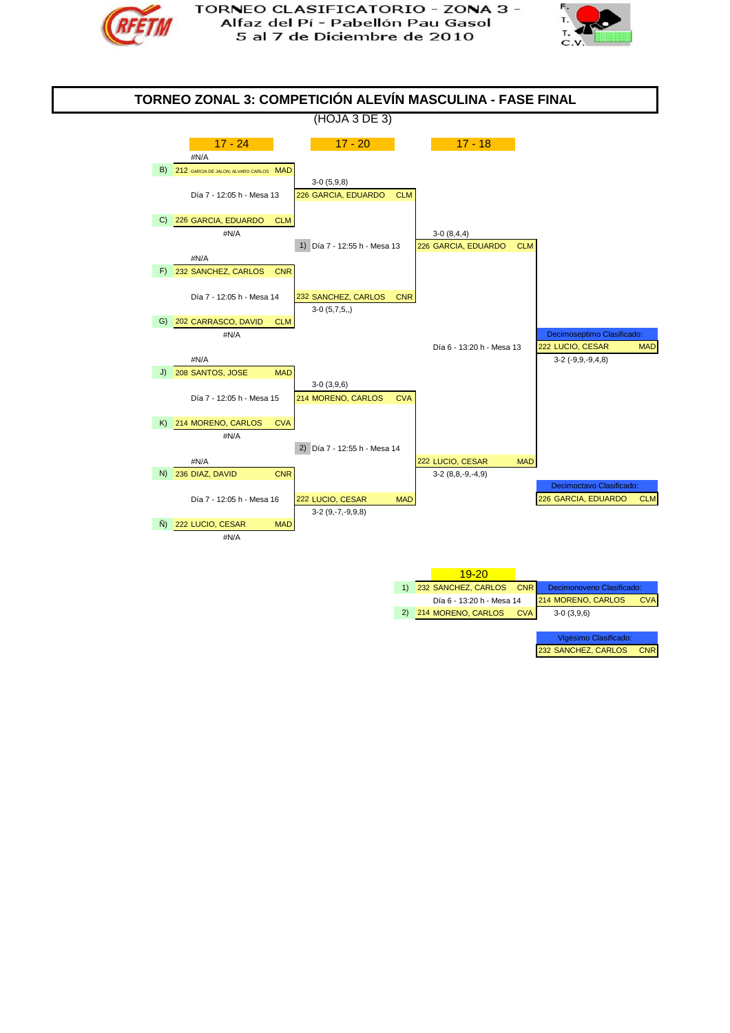TORNEO CLASIFICATORIO - ZONA 3 -
Alfaz del Pí - Pabellón Pau Gasol
5 al 7 de Diciembre de 2010

# TORNEO ZONAL 3: COMPETICIÓN ALEVÍN MASCULINA - FASE FINAL

(HOJA 3 DE 3)

## 17 - 24

| | Jugador | Resultado / Horario |
|---|---|---|
| B) | 212 GARCIA DE JALON, ALVARO CARLOS MAD | #N/A |
| | | Día 7 - 12:05 h - Mesa 13 |
| C) | 226 GARCIA, EDUARDO CLM | #N/A |
| F) | 232 SANCHEZ, CARLOS CNR | #N/A |
| | | Día 7 - 12:05 h - Mesa 14 |
| G) | 202 CARRASCO, DAVID CLM | #N/A |
| J) | 208 SANTOS, JOSE MAD | #N/A |
| | | Día 7 - 12:05 h - Mesa 15 |
| K) | 214 MORENO, CARLOS CVA | #N/A |
| N) | 236 DIAZ, DAVID CNR | #N/A |
| | | Día 7 - 12:05 h - Mesa 16 |
| Ñ) | 222 LUCIO, CESAR MAD | #N/A |

## 17 - 20

| | Jugador | Resultado / Horario |
|---|---|---|
| | 226 GARCIA, EDUARDO CLM | 3-0 (5,9,8) |
| 1) | | Día 7 - 12:55 h - Mesa 13 |
| | 232 SANCHEZ, CARLOS CNR | 3-0 (5,7,5,,) |
| | 214 MORENO, CARLOS CVA | 3-0 (3,9,6) |
| 2) | | Día 7 - 12:55 h - Mesa 14 |
| | 222 LUCIO, CESAR MAD | 3-2 (9,-7,-9,9,8) |

## 17 - 18

| Jugador | Resultado / Horario |
|---|---|
| 226 GARCIA, EDUARDO CLM | 3-0 (8,4,4) |
| | Día 6 - 13:20 h - Mesa 13 |
| 222 LUCIO, CESAR MAD | 3-2 (8,8,-9,-4,9) |

**Decimoseptimo Clasificado:** 222 LUCIO, CESAR MAD — 3-2 (-9,9,-9,4,8)

**Decimoctavo Clasificado:** 226 GARCIA, EDUARDO CLM

## 19-20

| | Jugador |
|---|---|
| 1) | 232 SANCHEZ, CARLOS CNR |
| | Día 6 - 13:20 h - Mesa 14 |
| 2) | 214 MORENO, CARLOS CVA |

**Decimonoveno Clasificado:** 214 MORENO, CARLOS CVA — 3-0 (3,9,6)

**Vigésimo Clasificado:** 232 SANCHEZ, CARLOS CNR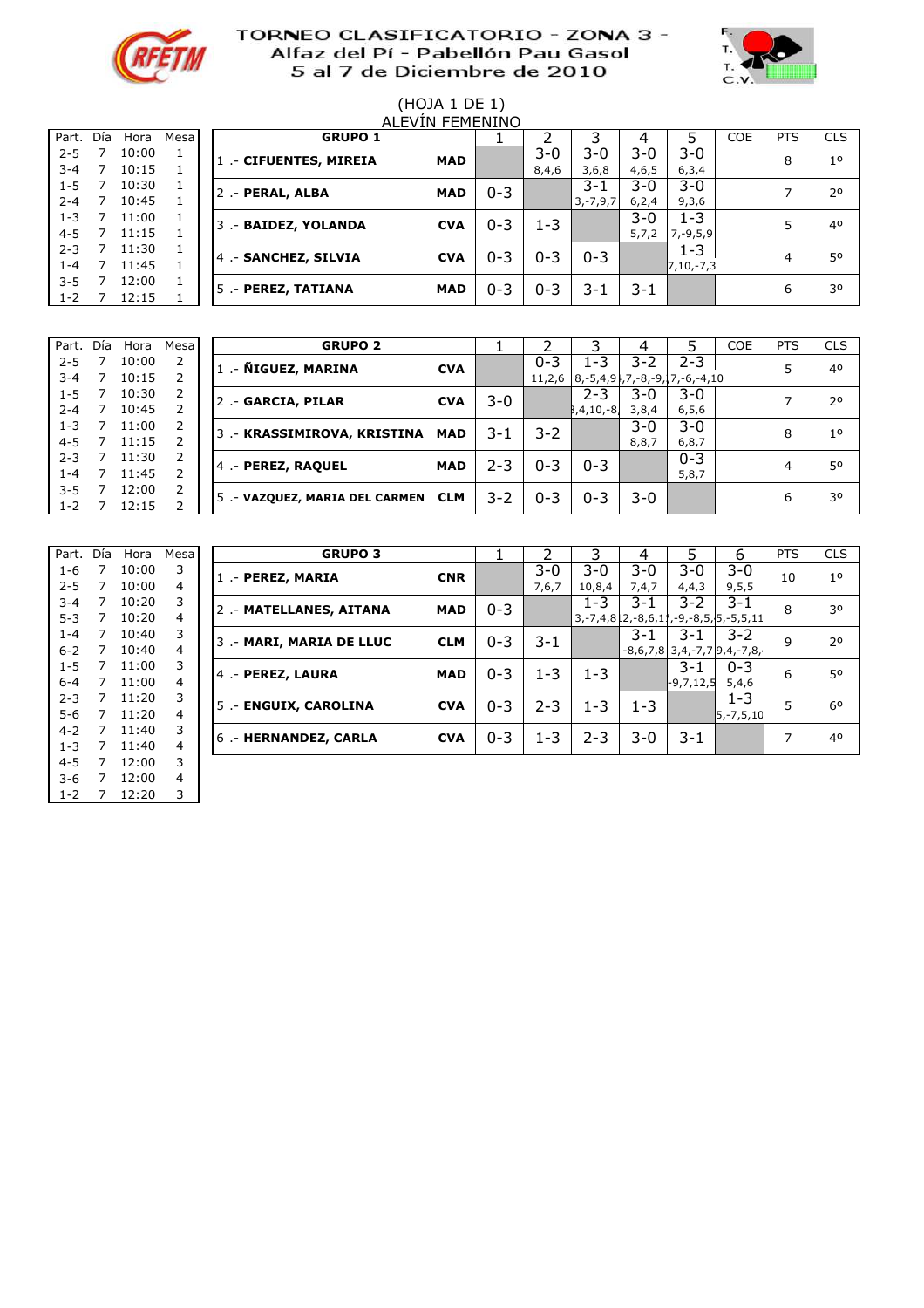# TORNEO CLASIFICATORIO - ZONA 3 - Alfaz del Pí - Pabellón Pau Gasol 5 al 7 de Diciembre de 2010

(HOJA 1 DE 1)

## ALEVÍN FEMENINO

| Part. | Día | Hora | Mesa |
|---|---|---|---|
| 2-5 | 7 | 10:00 | 1 |
| 3-4 | 7 | 10:15 | 1 |
| 1-5 | 7 | 10:30 | 1 |
| 2-4 | 7 | 10:45 | 1 |
| 1-3 | 7 | 11:00 | 1 |
| 4-5 | 7 | 11:15 | 1 |
| 2-3 | 7 | 11:30 | 1 |
| 1-4 | 7 | 11:45 | 1 |
| 3-5 | 7 | 12:00 | 1 |
| 1-2 | 7 | 12:15 | 1 |

| GRUPO 1 | | 1 | 2 | 3 | 4 | 5 | COE | PTS | CLS |
|---|---|---|---|---|---|---|---|---|---|
| 1 .- **CIFUENTES, MIREIA** | **MAD** | | 3-0 8,4,6 | 3-0 3,6,8 | 3-0 4,6,5 | 3-0 6,3,4 | | 8 | 1º |
| 2 .- **PERAL, ALBA** | **MAD** | 0-3 | | 3-1 3,-7,9,7 | 3-0 6,2,4 | 3-0 9,3,6 | | 7 | 2º |
| 3 .- **BAIDEZ, YOLANDA** | **CVA** | 0-3 | 1-3 | | 3-0 5,7,2 | 1-3 7,-9,5,9 | | 5 | 4º |
| 4 .- **SANCHEZ, SILVIA** | **CVA** | 0-3 | 0-3 | 0-3 | | 1-3 7,10,-7,3 | | 4 | 5º |
| 5 .- **PEREZ, TATIANA** | **MAD** | 0-3 | 0-3 | 3-1 | 3-1 | | | 6 | 3º |

| Part. | Día | Hora | Mesa |
|---|---|---|---|
| 2-5 | 7 | 10:00 | 2 |
| 3-4 | 7 | 10:15 | 2 |
| 1-5 | 7 | 10:30 | 2 |
| 2-4 | 7 | 10:45 | 2 |
| 1-3 | 7 | 11:00 | 2 |
| 4-5 | 7 | 11:15 | 2 |
| 2-3 | 7 | 11:30 | 2 |
| 1-4 | 7 | 11:45 | 2 |
| 3-5 | 7 | 12:00 | 2 |
| 1-2 | 7 | 12:15 | 2 |

| GRUPO 2 | | 1 | 2 | 3 | 4 | 5 | COE | PTS | CLS |
|---|---|---|---|---|---|---|---|---|---|
| 1 .- **ÑIGUEZ, MARINA** | **CVA** | | 0-3 11,2,6 | 1-3 8,-5,4,9 | 3-2 ,7,-8,-9, | 2-3 ,7,-6,-4,10 | | 5 | 4º |
| 2 .- **GARCIA, PILAR** | **CVA** | 3-0 | | 2-3 3,4,10,-8, | 3-0 3,8,4 | 3-0 6,5,6 | | 7 | 2º |
| 3 .- **KRASSIMIROVA, KRISTINA** | **MAD** | 3-1 | 3-2 | | 3-0 8,8,7 | 3-0 6,8,7 | | 8 | 1º |
| 4 .- **PEREZ, RAQUEL** | **MAD** | 2-3 | 0-3 | 0-3 | | 0-3 5,8,7 | | 4 | 5º |
| 5 .- **VAZQUEZ, MARIA DEL CARMEN** | **CLM** | 3-2 | 0-3 | 0-3 | 3-0 | | | 6 | 3º |

| Part. | Día | Hora | Mesa |
|---|---|---|---|
| 1-6 | 7 | 10:00 | 3 |
| 2-5 | 7 | 10:00 | 4 |
| 3-4 | 7 | 10:20 | 3 |
| 5-3 | 7 | 10:20 | 4 |
| 1-4 | 7 | 10:40 | 3 |
| 6-2 | 7 | 10:40 | 4 |
| 1-5 | 7 | 11:00 | 3 |
| 6-4 | 7 | 11:00 | 4 |
| 2-3 | 7 | 11:20 | 3 |
| 5-6 | 7 | 11:20 | 4 |
| 4-2 | 7 | 11:40 | 3 |
| 1-3 | 7 | 11:40 | 4 |
| 4-5 | 7 | 12:00 | 3 |
| 3-6 | 7 | 12:00 | 4 |
| 1-2 | 7 | 12:20 | 3 |

| GRUPO 3 | | 1 | 2 | 3 | 4 | 5 | 6 | PTS | CLS |
|---|---|---|---|---|---|---|---|---|---|
| 1 .- **PEREZ, MARIA** | **CNR** | | 3-0 7,6,7 | 3-0 10,8,4 | 3-0 7,4,7 | 3-0 4,4,3 | 3-0 9,5,5 | 10 | 1º |
| 2 .- **MATELLANES, AITANA** | **MAD** | 0-3 | | 1-3 3,-7,4,8 | 3-1 2,-8,6,1 | 3-2 ,-9,-8,5, | 3-1 5,-5,5,11 | 8 | 3º |
| 3 .- **MARI, MARIA DE LLUC** | **CLM** | 0-3 | 3-1 | | 3-1 -8,6,7,8 | 3-1 3,4,-7,7 | 3-2 9,4,-7,8, | 9 | 2º |
| 4 .- **PEREZ, LAURA** | **MAD** | 0-3 | 1-3 | 1-3 | | 3-1 -9,7,12,5 | 0-3 5,4,6 | 6 | 5º |
| 5 .- **ENGUIX, CAROLINA** | **CVA** | 0-3 | 2-3 | 1-3 | 1-3 | | 1-3 5,-7,5,10 | 5 | 6º |
| 6 .- **HERNANDEZ, CARLA** | **CVA** | 0-3 | 1-3 | 2-3 | 3-0 | 3-1 | | 7 | 4º |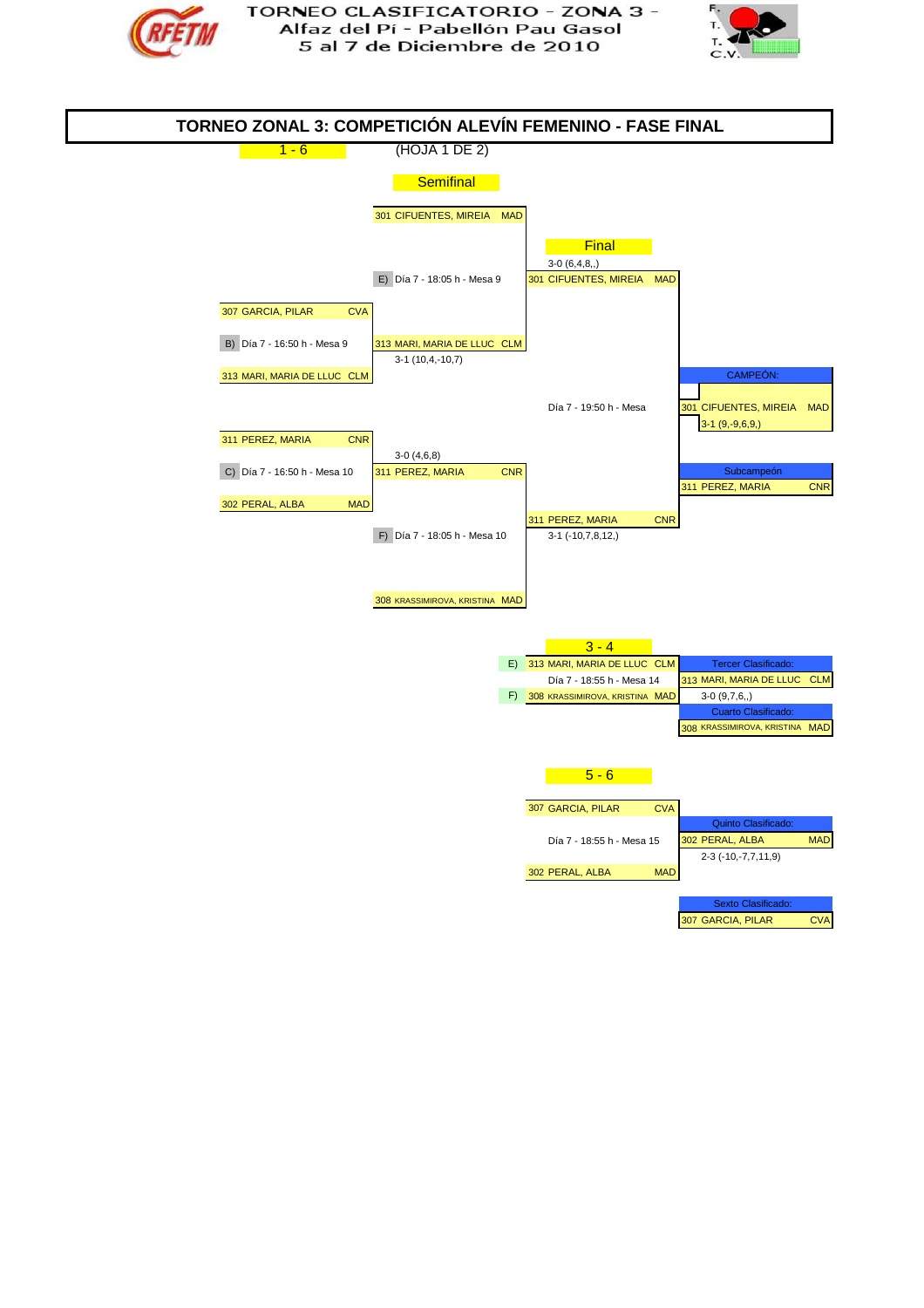TORNEO CLASIFICATORIO - ZONA 3 -
Alfaz del Pí - Pabellón Pau Gasol
5 al 7 de Diciembre de 2010

# TORNEO ZONAL 3: COMPETICIÓN ALEVÍN FEMENINO - FASE FINAL

1 - 6

(HOJA 1 DE 2)

## Semifinal

301 CIFUENTES, MIREIA MAD

E) Día 7 - 18:05 h - Mesa 9

307 GARCIA, PILAR CVA

B) Día 7 - 16:50 h - Mesa 9

313 MARI, MARIA DE LLUC CLM
3-1 (10,4,-10,7)

313 MARI, MARIA DE LLUC CLM

311 PEREZ, MARIA CNR

3-0 (4,6,8)

C) Día 7 - 16:50 h - Mesa 10

311 PEREZ, MARIA CNR

302 PERAL, ALBA MAD

F) Día 7 - 18:05 h - Mesa 10

308 KRASSIMIROVA, KRISTINA MAD

## Final

3-0 (6,4,8,,)
301 CIFUENTES, MIREIA MAD

Día 7 - 19:50 h - Mesa

311 PEREZ, MARIA CNR
3-1 (-10,7,8,12,)

CAMPEÓN:
301 CIFUENTES, MIREIA MAD
3-1 (9,-9,6,9,)

Subcampeón
311 PEREZ, MARIA CNR

## 3 - 4

E) 313 MARI, MARIA DE LLUC CLM
Día 7 - 18:55 h - Mesa 14
F) 308 KRASSIMIROVA, KRISTINA MAD

Tercer Clasificado:
313 MARI, MARIA DE LLUC CLM
3-0 (9,7,6,,)

Cuarto Clasificado:
308 KRASSIMIROVA, KRISTINA MAD

## 5 - 6

307 GARCIA, PILAR CVA
Día 7 - 18:55 h - Mesa 15
302 PERAL, ALBA MAD

Quinto Clasificado:
302 PERAL, ALBA MAD
2-3 (-10,-7,7,11,9)

Sexto Clasificado:
307 GARCIA, PILAR CVA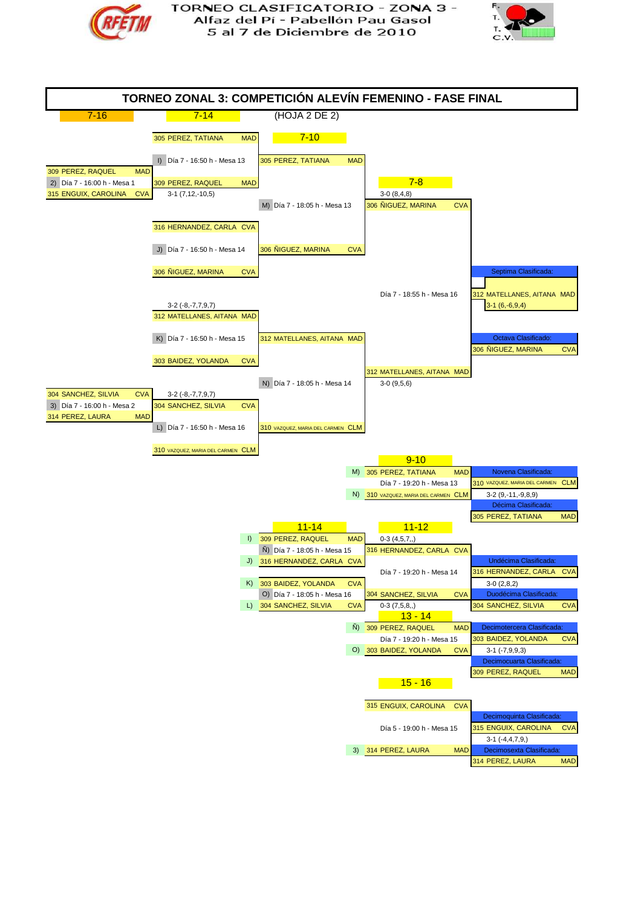TORNEO CLASIFICATORIO - ZONA 3 -
Alfaz del Pí - Pabellón Pau Gasol
5 al 7 de Diciembre de 2010

# TORNEO ZONAL 3: COMPETICIÓN ALEVÍN FEMENINO - FASE FINAL

7-16 | 7-14 | (HOJA 2 DE 2)

## 7-16

- 2) Día 7 - 16:00 h - Mesa 1: 309 PEREZ, RAQUEL (MAD) vs 315 ENGUIX, CAROLINA (CVA) → 309 PEREZ, RAQUEL (MAD) 3-1 (7,12,-10,5)
- 3) Día 7 - 16:00 h - Mesa 2: 304 SANCHEZ, SILVIA (CVA) vs 314 PEREZ, LAURA (MAD) → 304 SANCHEZ, SILVIA (CVA) 3-2 (-8,-7,7,9,7)

## 7-14

- I) Día 7 - 16:50 h - Mesa 13: 305 PEREZ, TATIANA (MAD) vs 309 PEREZ, RAQUEL (MAD) → 305 PEREZ, TATIANA (MAD)
- J) Día 7 - 16:50 h - Mesa 14: 316 HERNANDEZ, CARLA (CVA) vs 306 ÑIGUEZ, MARINA (CVA) → 306 ÑIGUEZ, MARINA (CVA) 3-2 (-8,-7,7,9,7)
- K) Día 7 - 16:50 h - Mesa 15: 312 MATELLANES, AITANA (MAD) vs 303 BAIDEZ, YOLANDA (CVA) → 312 MATELLANES, AITANA (MAD)
- L) Día 7 - 16:50 h - Mesa 16: 304 SANCHEZ, SILVIA (CVA) vs 310 VAZQUEZ, MARIA DEL CARMEN (CLM) → 310 VAZQUEZ, MARIA DEL CARMEN (CLM)

## 7-10

- M) Día 7 - 18:05 h - Mesa 13: 305 PEREZ, TATIANA (MAD) vs 306 ÑIGUEZ, MARINA (CVA) → 306 ÑIGUEZ, MARINA (CVA) 3-0 (8,4,8)
- N) Día 7 - 18:05 h - Mesa 14: 312 MATELLANES, AITANA (MAD) vs 310 VAZQUEZ, MARIA DEL CARMEN (CLM) → 312 MATELLANES, AITANA (MAD) 3-0 (9,5,6)

## 7-8

- Día 7 - 18:55 h - Mesa 16: 306 ÑIGUEZ, MARINA (CVA) vs 312 MATELLANES, AITANA (MAD)
- Septima Clasificada: 312 MATELLANES, AITANA (MAD) 3-1 (6,-6,9,4)
- Octava Clasificado: 306 ÑIGUEZ, MARINA (CVA)

## 9-10

- Día 7 - 19:20 h - Mesa 13: M) 305 PEREZ, TATIANA (MAD) vs N) 310 VAZQUEZ, MARIA DEL CARMEN (CLM)
- Novena Clasificada: 310 VAZQUEZ, MARIA DEL CARMEN (CLM) 3-2 (9,-11,-9,8,9)
- Décima Clasificada: 305 PEREZ, TATIANA (MAD)

## 11-14

- Ñ) Día 7 - 18:05 h - Mesa 15: I) 309 PEREZ, RAQUEL (MAD) vs J) 316 HERNANDEZ, CARLA (CVA) → 316 HERNANDEZ, CARLA (CVA) 0-3 (4,5,7,,)
- O) Día 7 - 18:05 h - Mesa 16: K) 303 BAIDEZ, YOLANDA (CVA) vs L) 304 SANCHEZ, SILVIA (CVA) → 304 SANCHEZ, SILVIA (CVA) 0-3 (7,5,8,,)

## 11-12

- Día 7 - 19:20 h - Mesa 14: 316 HERNANDEZ, CARLA (CVA) vs 304 SANCHEZ, SILVIA (CVA)
- Undécima Clasificada: 316 HERNANDEZ, CARLA (CVA) 3-0 (2,8,2)
- Duodécima Clasificada: 304 SANCHEZ, SILVIA (CVA)

## 13 - 14

- Día 7 - 19:20 h - Mesa 15: Ñ) 309 PEREZ, RAQUEL (MAD) vs O) 303 BAIDEZ, YOLANDA (CVA)
- Decimotercera Clasificada: 303 BAIDEZ, YOLANDA (CVA) 3-1 (-7,9,9,3)
- Decimocuarta Clasificada: 309 PEREZ, RAQUEL (MAD)

## 15 - 16

- Día 5 - 19:00 h - Mesa 15: 315 ENGUIX, CAROLINA (CVA) vs 3) 314 PEREZ, LAURA (MAD)
- Decimoquinta Clasificada: 315 ENGUIX, CAROLINA (CVA) 3-1 (-4,4,7,9,)
- Decimosexta Clasificada: 314 PEREZ, LAURA (MAD)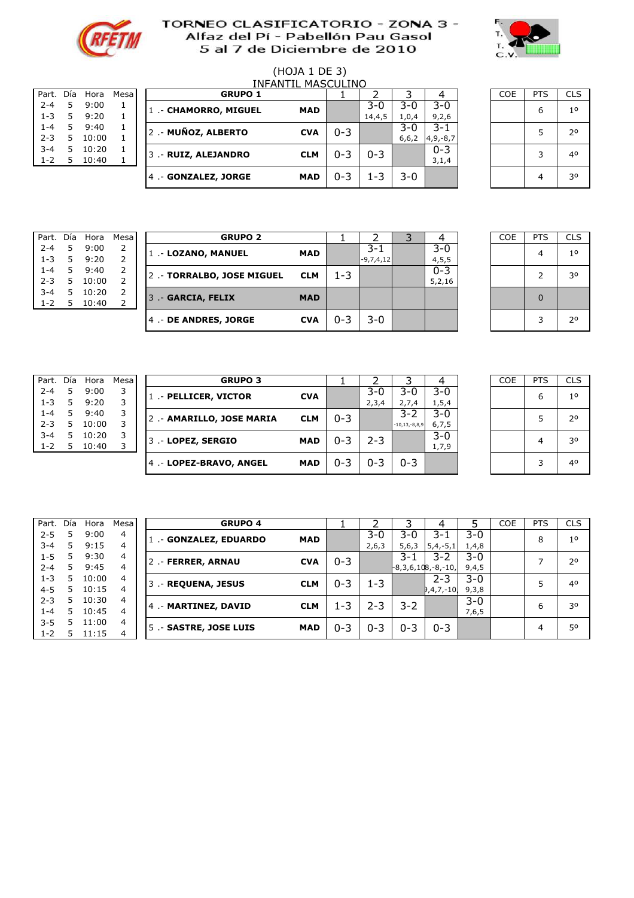# TORNEO CLASIFICATORIO - ZONA 3 -
## Alfaz del Pí - Pabellón Pau Gasol
## 5 al 7 de Diciembre de 2010

(HOJA 1 DE 3)

INFANTIL MASCULINO

| Part. | Día | Hora | Mesa |
|---|---|---|---|
| 2-4 | 5 | 9:00 | 1 |
| 1-3 | 5 | 9:20 | 1 |
| 1-4 | 5 | 9:40 | 1 |
| 2-3 | 5 | 10:00 | 1 |
| 3-4 | 5 | 10:20 | 1 |
| 1-2 | 5 | 10:40 | 1 |

| GRUPO 1 | | 1 | 2 | 3 | 4 | COE | PTS | CLS |
|---|---|---|---|---|---|---|---|---|
| 1 .- **CHAMORRO, MIGUEL** | **MAD** | | 3-0 14,4,5 | 3-0 1,0,4 | 3-0 9,2,6 | | 6 | 1º |
| 2 .- **MUÑOZ, ALBERTO** | **CVA** | 0-3 | | 3-0 6,6,2 | 3-1 4,9,-8,7 | | 5 | 2º |
| 3 .- **RUIZ, ALEJANDRO** | **CLM** | 0-3 | 0-3 | | 0-3 3,1,4 | | 3 | 4º |
| 4 .- **GONZALEZ, JORGE** | **MAD** | 0-3 | 1-3 | 3-0 | | | 4 | 3º |

| Part. | Día | Hora | Mesa |
|---|---|---|---|
| 2-4 | 5 | 9:00 | 2 |
| 1-3 | 5 | 9:20 | 2 |
| 1-4 | 5 | 9:40 | 2 |
| 2-3 | 5 | 10:00 | 2 |
| 3-4 | 5 | 10:20 | 2 |
| 1-2 | 5 | 10:40 | 2 |

| GRUPO 2 | | 1 | 2 | 3 | 4 | COE | PTS | CLS |
|---|---|---|---|---|---|---|---|---|
| 1 .- **LOZANO, MANUEL** | **MAD** | | 3-1 -9,7,4,12 | | 3-0 4,5,5 | | 4 | 1º |
| 2 .- **TORRALBO, JOSE MIGUEL** | **CLM** | 1-3 | | | 0-3 5,2,16 | | 2 | 3º |
| 3 .- **GARCIA, FELIX** | **MAD** | | | | | | 0 | |
| 4 .- **DE ANDRES, JORGE** | **CVA** | 0-3 | 3-0 | | | | 3 | 2º |

| Part. | Día | Hora | Mesa |
|---|---|---|---|
| 2-4 | 5 | 9:00 | 3 |
| 1-3 | 5 | 9:20 | 3 |
| 1-4 | 5 | 9:40 | 3 |
| 2-3 | 5 | 10:00 | 3 |
| 3-4 | 5 | 10:20 | 3 |
| 1-2 | 5 | 10:40 | 3 |

| GRUPO 3 | | 1 | 2 | 3 | 4 | COE | PTS | CLS |
|---|---|---|---|---|---|---|---|---|
| 1 .- **PELLICER, VICTOR** | **CVA** | | 3-0 2,3,4 | 3-0 2,7,4 | 3-0 1,5,4 | | 6 | 1º |
| 2 .- **AMARILLO, JOSE MARIA** | **CLM** | 0-3 | | 3-2 -10,13,-8,8,9 | 3-0 6,7,5 | | 5 | 2º |
| 3 .- **LOPEZ, SERGIO** | **MAD** | 0-3 | 2-3 | | 3-0 1,7,9 | | 4 | 3º |
| 4 .- **LOPEZ-BRAVO, ANGEL** | **MAD** | 0-3 | 0-3 | 0-3 | | | 3 | 4º |

| Part. | Día | Hora | Mesa |
|---|---|---|---|
| 2-5 | 5 | 9:00 | 4 |
| 3-4 | 5 | 9:15 | 4 |
| 1-5 | 5 | 9:30 | 4 |
| 2-4 | 5 | 9:45 | 4 |
| 1-3 | 5 | 10:00 | 4 |
| 4-5 | 5 | 10:15 | 4 |
| 2-3 | 5 | 10:30 | 4 |
| 1-4 | 5 | 10:45 | 4 |
| 3-5 | 5 | 11:00 | 4 |
| 1-2 | 5 | 11:15 | 4 |

| GRUPO 4 | | 1 | 2 | 3 | 4 | 5 | COE | PTS | CLS |
|---|---|---|---|---|---|---|---|---|---|
| 1 .- **GONZALEZ, EDUARDO** | **MAD** | | 3-0 2,6,3 | 3-0 5,6,3 | 3-1 5,4,-5,1 | 3-0 1,4,8 | | 8 | 1º |
| 2 .- **FERRER, ARNAU** | **CVA** | 0-3 | | 3-1 -8,3,6,10 | 3-2 8,-8,-10, | 3-0 9,4,5 | | 7 | 2º |
| 3 .- **REQUENA, JESUS** | **CLM** | 0-3 | 1-3 | | 2-3 9,4,7,-10, | 3-0 9,3,8 | | 5 | 4º |
| 4 .- **MARTINEZ, DAVID** | **CLM** | 1-3 | 2-3 | 3-2 | | 3-0 7,6,5 | | 6 | 3º |
| 5 .- **SASTRE, JOSE LUIS** | **MAD** | 0-3 | 0-3 | 0-3 | 0-3 | | | 4 | 5º |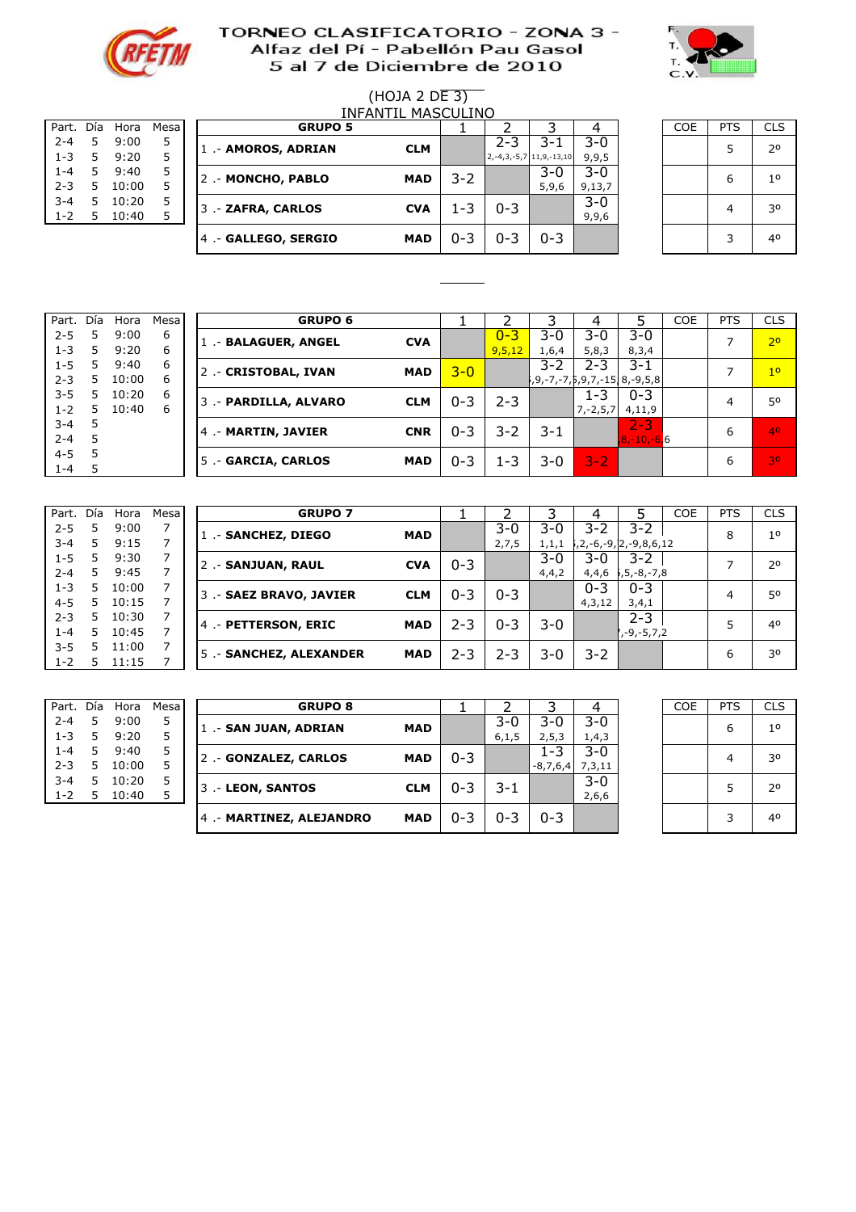# TORNEO CLASIFICATORIO - ZONA 3 -
## Alfaz del Pí - Pabellón Pau Gasol
## 5 al 7 de Diciembre de 2010

(HOJA 2 DE 3)

INFANTIL MASCULINO

| Part. | Día | Hora | Mesa |
|---|---|---|---|
| 2-4 | 5 | 9:00 | 5 |
| 1-3 | 5 | 9:20 | 5 |
| 1-4 | 5 | 9:40 | 5 |
| 2-3 | 5 | 10:00 | 5 |
| 3-4 | 5 | 10:20 | 5 |
| 1-2 | 5 | 10:40 | 5 |

| GRUPO 5 | | 1 | 2 | 3 | 4 | COE | PTS | CLS |
|---|---|---|---|---|---|---|---|---|
| 1 .- AMOROS, ADRIAN | CLM | | 2-3 2,-4,3,-5,7 | 3-1 11,9,-13,10 | 3-0 9,9,5 | | 5 | 2º |
| 2 .- MONCHO, PABLO | MAD | 3-2 | | 3-0 5,9,6 | 3-0 9,13,7 | | 6 | 1º |
| 3 .- ZAFRA, CARLOS | CVA | 1-3 | 0-3 | | 3-0 9,9,6 | | 4 | 3º |
| 4 .- GALLEGO, SERGIO | MAD | 0-3 | 0-3 | 0-3 | | | 3 | 4º |

| Part. | Día | Hora | Mesa |
|---|---|---|---|
| 2-5 | 5 | 9:00 | 6 |
| 1-3 | 5 | 9:20 | 6 |
| 1-5 | 5 | 9:40 | 6 |
| 2-3 | 5 | 10:00 | 6 |
| 3-5 | 5 | 10:20 | 6 |
| 1-2 | 5 | 10:40 | 6 |
| 3-4 | 5 | | |
| 2-4 | 5 | | |
| 4-5 | 5 | | |
| 1-4 | 5 | | |

| GRUPO 6 | | 1 | 2 | 3 | 4 | 5 | COE | PTS | CLS |
|---|---|---|---|---|---|---|---|---|---|
| 1 .- BALAGUER, ANGEL | CVA | | 0-3 9,5,12 | 3-0 1,6,4 | 3-0 5,8,3 | 3-0 8,3,4 | | 7 | 2º |
| 2 .- CRISTOBAL, IVAN | MAD | 3-0 | | 3-2 ,9,-7,-7, | 2-3 ,9,7,-15 | 3-1 8,-9,5,8 | | 7 | 1º |
| 3 .- PARDILLA, ALVARO | CLM | 0-3 | 2-3 | | 1-3 7,-2,5,7 | 0-3 4,11,9 | | 4 | 5º |
| 4 .- MARTIN, JAVIER | CNR | 0-3 | 3-2 | 3-1 | | 2-3 8,-10,-6,6 | | 6 | 4º |
| 5 .- GARCIA, CARLOS | MAD | 0-3 | 1-3 | 3-0 | 3-2 | | | 6 | 3º |

| Part. | Día | Hora | Mesa |
|---|---|---|---|
| 2-5 | 5 | 9:00 | 7 |
| 3-4 | 5 | 9:15 | 7 |
| 1-5 | 5 | 9:30 | 7 |
| 2-4 | 5 | 9:45 | 7 |
| 1-3 | 5 | 10:00 | 7 |
| 4-5 | 5 | 10:15 | 7 |
| 2-3 | 5 | 10:30 | 7 |
| 1-4 | 5 | 10:45 | 7 |
| 3-5 | 5 | 11:00 | 7 |
| 1-2 | 5 | 11:15 | 7 |

| GRUPO 7 | | 1 | 2 | 3 | 4 | 5 | COE | PTS | CLS |
|---|---|---|---|---|---|---|---|---|---|
| 1 .- SANCHEZ, DIEGO | MAD | | 3-0 2,7,5 | 3-0 1,1,1 | 3-2 ,2,-6,-9, | 3-2 2,-9,8,6,12 | | 8 | 1º |
| 2 .- SANJUAN, RAUL | CVA | 0-3 | | 3-0 4,4,2 | 3-0 4,4,6 | 3-2 ,5,-8,-7,8 | | 7 | 2º |
| 3 .- SAEZ BRAVO, JAVIER | CLM | 0-3 | 0-3 | | 0-3 4,3,12 | 0-3 3,4,1 | | 4 | 5º |
| 4 .- PETTERSON, ERIC | MAD | 2-3 | 0-3 | 3-0 | | 2-3 ,-9,-5,7,2 | | 5 | 4º |
| 5 .- SANCHEZ, ALEXANDER | MAD | 2-3 | 2-3 | 3-0 | 3-2 | | | 6 | 3º |

| Part. | Día | Hora | Mesa |
|---|---|---|---|
| 2-4 | 5 | 9:00 | 5 |
| 1-3 | 5 | 9:20 | 5 |
| 1-4 | 5 | 9:40 | 5 |
| 2-3 | 5 | 10:00 | 5 |
| 3-4 | 5 | 10:20 | 5 |
| 1-2 | 5 | 10:40 | 5 |

| GRUPO 8 | | 1 | 2 | 3 | 4 | COE | PTS | CLS |
|---|---|---|---|---|---|---|---|---|
| 1 .- SAN JUAN, ADRIAN | MAD | | 3-0 6,1,5 | 3-0 2,5,3 | 3-0 1,4,3 | | 6 | 1º |
| 2 .- GONZALEZ, CARLOS | MAD | 0-3 | | 1-3 -8,7,6,4 | 3-0 7,3,11 | | 4 | 3º |
| 3 .- LEON, SANTOS | CLM | 0-3 | 3-1 | | 3-0 2,6,6 | | 5 | 2º |
| 4 .- MARTINEZ, ALEJANDRO | MAD | 0-3 | 0-3 | 0-3 | | | 3 | 4º |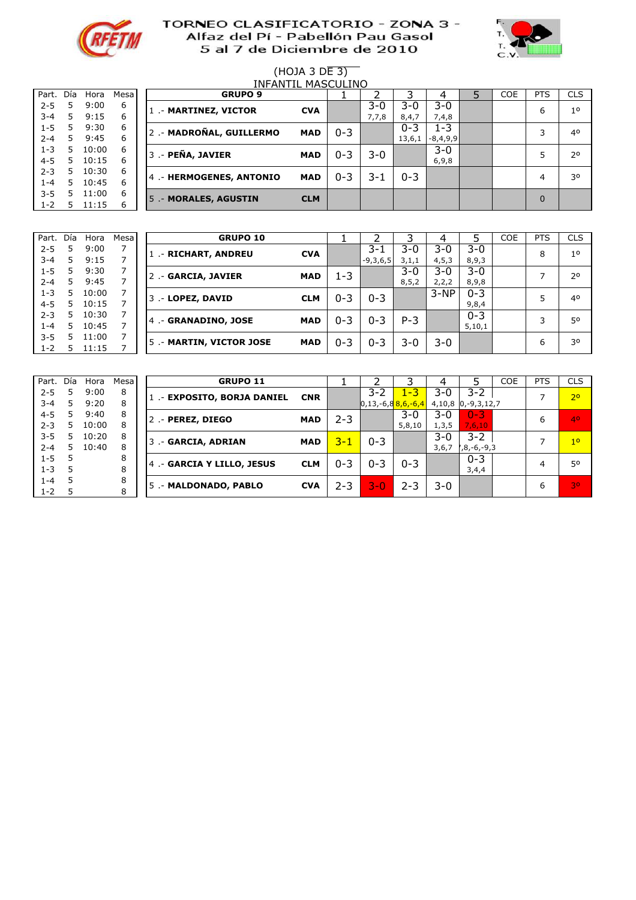# TORNEO CLASIFICATORIO - ZONA 3 -
## Alfaz del Pí - Pabellón Pau Gasol
## 5 al 7 de Diciembre de 2010

(HOJA 3 DE 3)

INFANTIL MASCULINO

| Part. | Día | Hora | Mesa |
|---|---|---|---|
| 2-5 | 5 | 9:00 | 6 |
| 3-4 | 5 | 9:15 | 6 |
| 1-5 | 5 | 9:30 | 6 |
| 2-4 | 5 | 9:45 | 6 |
| 1-3 | 5 | 10:00 | 6 |
| 4-5 | 5 | 10:15 | 6 |
| 2-3 | 5 | 10:30 | 6 |
| 1-4 | 5 | 10:45 | 6 |
| 3-5 | 5 | 11:00 | 6 |
| 1-2 | 5 | 11:15 | 6 |

| GRUPO 9 | | 1 | 2 | 3 | 4 | 5 | COE | PTS | CLS |
|---|---|---|---|---|---|---|---|---|---|
| 1 .- MARTINEZ, VICTOR | CVA | | 3-0 7,7,8 | 3-0 8,4,7 | 3-0 7,4,8 | | | 6 | 1º |
| 2 .- MADROÑAL, GUILLERMO | MAD | 0-3 | | 0-3 13,6,1 | 1-3 -8,4,9,9 | | | 3 | 4º |
| 3 .- PEÑA, JAVIER | MAD | 0-3 | 3-0 | | 3-0 6,9,8 | | | 5 | 2º |
| 4 .- HERMOGENES, ANTONIO | MAD | 0-3 | 3-1 | 0-3 | | | | 4 | 3º |
| 5 .- MORALES, AGUSTIN | CLM | | | | | | | 0 | |

| Part. | Día | Hora | Mesa |
|---|---|---|---|
| 2-5 | 5 | 9:00 | 7 |
| 3-4 | 5 | 9:15 | 7 |
| 1-5 | 5 | 9:30 | 7 |
| 2-4 | 5 | 9:45 | 7 |
| 1-3 | 5 | 10:00 | 7 |
| 4-5 | 5 | 10:15 | 7 |
| 2-3 | 5 | 10:30 | 7 |
| 1-4 | 5 | 10:45 | 7 |
| 3-5 | 5 | 11:00 | 7 |
| 1-2 | 5 | 11:15 | 7 |

| GRUPO 10 | | 1 | 2 | 3 | 4 | 5 | COE | PTS | CLS |
|---|---|---|---|---|---|---|---|---|---|
| 1 .- RICHART, ANDREU | CVA | | 3-1 -9,3,6,5 | 3-0 3,1,1 | 3-0 4,5,3 | 3-0 8,9,3 | | 8 | 1º |
| 2 .- GARCIA, JAVIER | MAD | 1-3 | | 3-0 8,5,2 | 3-0 2,2,2 | 3-0 8,9,8 | | 7 | 2º |
| 3 .- LOPEZ, DAVID | CLM | 0-3 | 0-3 | | 3-NP | 0-3 9,8,4 | | 5 | 4º |
| 4 .- GRANADINO, JOSE | MAD | 0-3 | 0-3 | P-3 | | 0-3 5,10,1 | | 3 | 5º |
| 5 .- MARTIN, VICTOR JOSE | MAD | 0-3 | 0-3 | 3-0 | 3-0 | | | 6 | 3º |

| Part. | Día | Hora | Mesa |
|---|---|---|---|
| 2-5 | 5 | 9:00 | 8 |
| 3-4 | 5 | 9:20 | 8 |
| 4-5 | 5 | 9:40 | 8 |
| 2-3 | 5 | 10:00 | 8 |
| 3-5 | 5 | 10:20 | 8 |
| 2-4 | 5 | 10:40 | 8 |
| 1-5 | 5 | | 8 |
| 1-3 | 5 | | 8 |
| 1-4 | 5 | | 8 |
| 1-2 | 5 | | 8 |

| GRUPO 11 | | 1 | 2 | 3 | 4 | 5 | COE | PTS | CLS |
|---|---|---|---|---|---|---|---|---|---|
| 1 .- EXPOSITO, BORJA DANIEL | CNR | | 3-2 0,13,-6,8 | 1-3 8,6,-6,4 | 3-0 4,10,8 | 3-2 0,-9,3,12,7 | | 7 | 2º |
| 2 .- PEREZ, DIEGO | MAD | 2-3 | | 3-0 5,8,10 | 3-0 1,3,5 | 0-3 7,6,10 | | 6 | 4º |
| 3 .- GARCIA, ADRIAN | MAD | 3-1 | 0-3 | | 3-0 3,6,7 | 3-2 ,8,-6,-9,3 | | 7 | 1º |
| 4 .- GARCIA Y LILLO, JESUS | CLM | 0-3 | 0-3 | 0-3 | | 0-3 3,4,4 | | 4 | 5º |
| 5 .- MALDONADO, PABLO | CVA | 2-3 | 3-0 | 2-3 | 3-0 | | | 6 | 3º |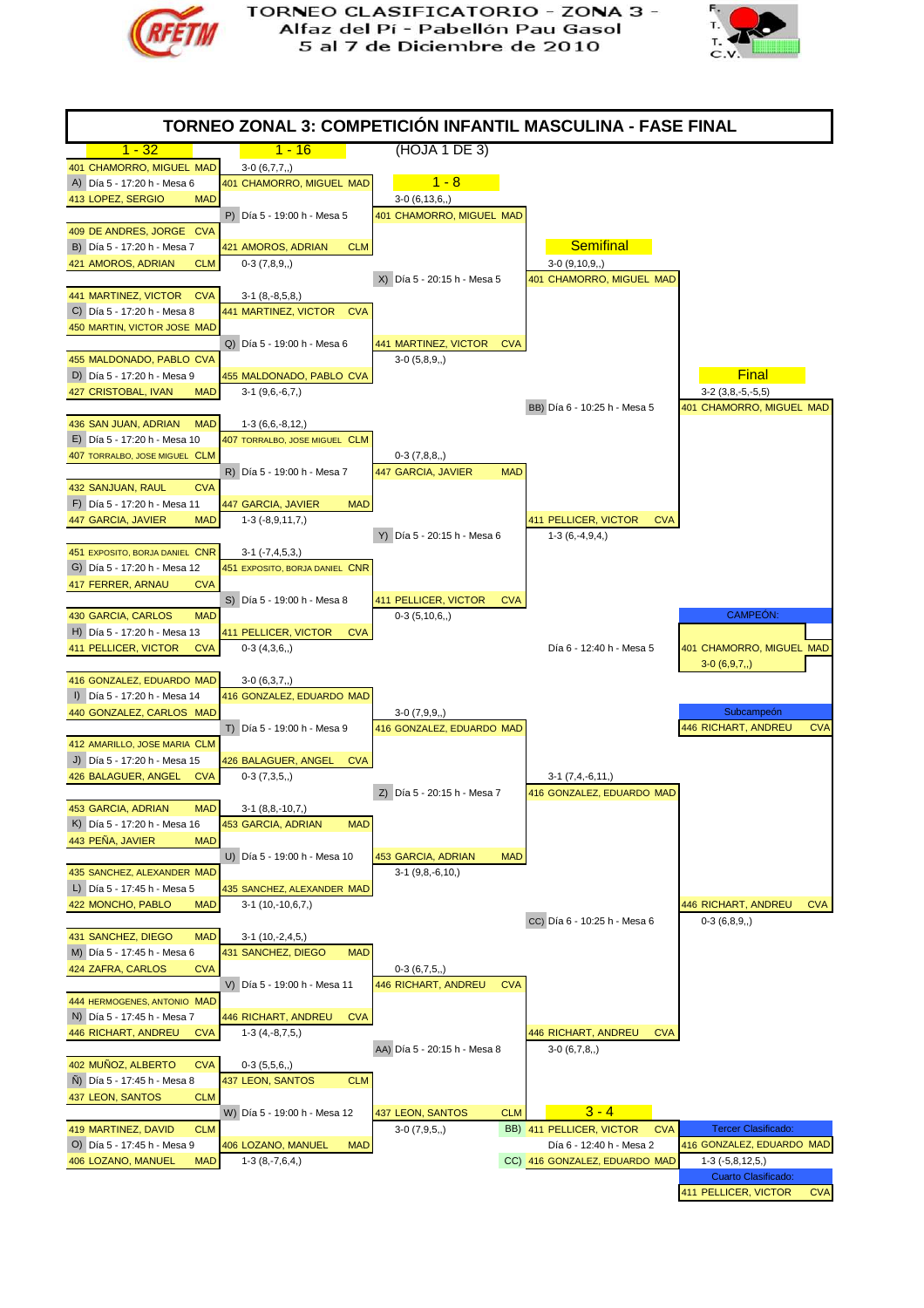# TORNEO CLASIFICATORIO - ZONA 3 - Alfaz del Pí - Pabellón Pau Gasol 5 al 7 de Diciembre de 2010

## TORNEO ZONAL 3: COMPETICIÓN INFANTIL MASCULINA - FASE FINAL

(HOJA 1 DE 3)

### 1 - 32

| Partido | Jugador 1 | Jugador 2 | Horario | Ganador | Resultado |
|---|---|---|---|---|---|
| A) | 401 CHAMORRO, MIGUEL MAD | 413 LOPEZ, SERGIO MAD | Día 5 - 17:20 h - Mesa 6 | 401 CHAMORRO, MIGUEL MAD | 3-0 (6,7,7,,) |
| B) | 409 DE ANDRES, JORGE CVA | 421 AMOROS, ADRIAN CLM | Día 5 - 17:20 h - Mesa 7 | 421 AMOROS, ADRIAN CLM | 0-3 (7,8,9,,) |
| C) | 441 MARTINEZ, VICTOR CVA | 450 MARTIN, VICTOR JOSE MAD | Día 5 - 17:20 h - Mesa 8 | 441 MARTINEZ, VICTOR CVA | 3-1 (8,-8,5,8,) |
| D) | 455 MALDONADO, PABLO CVA | 427 CRISTOBAL, IVAN MAD | Día 5 - 17:20 h - Mesa 9 | 455 MALDONADO, PABLO CVA | 3-1 (9,6,-6,7,) |
| E) | 436 SAN JUAN, ADRIAN MAD | 407 TORRALBO, JOSE MIGUEL CLM | Día 5 - 17:20 h - Mesa 10 | 407 TORRALBO, JOSE MIGUEL CLM | 1-3 (6,6,-8,12,) |
| F) | 432 SANJUAN, RAUL CVA | 447 GARCIA, JAVIER MAD | Día 5 - 17:20 h - Mesa 11 | 447 GARCIA, JAVIER MAD | 1-3 (-8,9,11,7,) |
| G) | 451 EXPOSITO, BORJA DANIEL CNR | 417 FERRER, ARNAU CVA | Día 5 - 17:20 h - Mesa 12 | 451 EXPOSITO, BORJA DANIEL CNR | 3-1 (-7,4,5,3,) |
| H) | 430 GARCIA, CARLOS MAD | 411 PELLICER, VICTOR CVA | Día 5 - 17:20 h - Mesa 13 | 411 PELLICER, VICTOR CVA | 0-3 (4,3,6,,) |
| I) | 416 GONZALEZ, EDUARDO MAD | 440 GONZALEZ, CARLOS MAD | Día 5 - 17:20 h - Mesa 14 | 416 GONZALEZ, EDUARDO MAD | 3-0 (6,3,7,,) |
| J) | 412 AMARILLO, JOSE MARIA CLM | 426 BALAGUER, ANGEL CVA | Día 5 - 17:20 h - Mesa 15 | 426 BALAGUER, ANGEL CVA | 0-3 (7,3,5,,) |
| K) | 453 GARCIA, ADRIAN MAD | 443 PEÑA, JAVIER MAD | Día 5 - 17:20 h - Mesa 16 | 453 GARCIA, ADRIAN MAD | 3-1 (8,8,-10,7,) |
| L) | 435 SANCHEZ, ALEXANDER MAD | 422 MONCHO, PABLO MAD | Día 5 - 17:45 h - Mesa 5 | 435 SANCHEZ, ALEXANDER MAD | 3-1 (10,-10,6,7,) |
| M) | 431 SANCHEZ, DIEGO MAD | 424 ZAFRA, CARLOS CVA | Día 5 - 17:45 h - Mesa 6 | 431 SANCHEZ, DIEGO MAD | 3-1 (10,-2,4,5,) |
| N) | 444 HERMOGENES, ANTONIO MAD | 446 RICHART, ANDREU CVA | Día 5 - 17:45 h - Mesa 7 | 446 RICHART, ANDREU CVA | 1-3 (4,-8,7,5,) |
| Ñ) | 402 MUÑOZ, ALBERTO CVA | 437 LEON, SANTOS CLM | Día 5 - 17:45 h - Mesa 8 | 437 LEON, SANTOS CLM | 0-3 (5,5,6,,) |
| O) | 419 MARTINEZ, DAVID CLM | 406 LOZANO, MANUEL MAD | Día 5 - 17:45 h - Mesa 9 | 406 LOZANO, MANUEL MAD | 1-3 (8,-7,6,4,) |

### 1 - 16

| Partido | Jugador 1 | Jugador 2 | Horario | Ganador | Resultado |
|---|---|---|---|---|---|
| P) | 401 CHAMORRO, MIGUEL MAD | 421 AMOROS, ADRIAN CLM | Día 5 - 19:00 h - Mesa 5 | 401 CHAMORRO, MIGUEL MAD | 3-0 (6,13,6,,) |
| Q) | 441 MARTINEZ, VICTOR CVA | 455 MALDONADO, PABLO CVA | Día 5 - 19:00 h - Mesa 6 | 441 MARTINEZ, VICTOR CVA | 3-0 (5,8,9,,) |
| R) | 407 TORRALBO, JOSE MIGUEL CLM | 447 GARCIA, JAVIER MAD | Día 5 - 19:00 h - Mesa 7 | 447 GARCIA, JAVIER MAD | 0-3 (7,8,8,,) |
| S) | 451 EXPOSITO, BORJA DANIEL CNR | 411 PELLICER, VICTOR CVA | Día 5 - 19:00 h - Mesa 8 | 411 PELLICER, VICTOR CVA | 0-3 (5,10,6,,) |
| T) | 416 GONZALEZ, EDUARDO MAD | 426 BALAGUER, ANGEL CVA | Día 5 - 19:00 h - Mesa 9 | 416 GONZALEZ, EDUARDO MAD | 3-0 (7,9,9,,) |
| U) | 453 GARCIA, ADRIAN MAD | 435 SANCHEZ, ALEXANDER MAD | Día 5 - 19:00 h - Mesa 10 | 453 GARCIA, ADRIAN MAD | 3-1 (9,8,-6,10,) |
| V) | 431 SANCHEZ, DIEGO MAD | 446 RICHART, ANDREU CVA | Día 5 - 19:00 h - Mesa 11 | 446 RICHART, ANDREU CVA | 0-3 (6,7,5,,) |
| W) | 437 LEON, SANTOS CLM | 406 LOZANO, MANUEL MAD | Día 5 - 19:00 h - Mesa 12 | 437 LEON, SANTOS CLM | 3-0 (7,9,5,,) |

### 1 - 8

| Partido | Jugador 1 | Jugador 2 | Horario | Ganador | Resultado |
|---|---|---|---|---|---|
| X) | 401 CHAMORRO, MIGUEL MAD | 441 MARTINEZ, VICTOR CVA | Día 5 - 20:15 h - Mesa 5 | 401 CHAMORRO, MIGUEL MAD | 3-0 (9,10,9,,) |
| Y) | 447 GARCIA, JAVIER MAD | 411 PELLICER, VICTOR CVA | Día 5 - 20:15 h - Mesa 6 | 411 PELLICER, VICTOR CVA | 1-3 (6,-4,9,4,) |
| Z) | 416 GONZALEZ, EDUARDO MAD | 453 GARCIA, ADRIAN MAD | Día 5 - 20:15 h - Mesa 7 | 416 GONZALEZ, EDUARDO MAD | 3-1 (7,4,-6,11,) |
| AA) | 446 RICHART, ANDREU CVA | 437 LEON, SANTOS CLM | Día 5 - 20:15 h - Mesa 8 | 446 RICHART, ANDREU CVA | 3-0 (6,7,8,,) |

### Semifinal

| Partido | Jugador 1 | Jugador 2 | Horario | Ganador | Resultado |
|---|---|---|---|---|---|
| BB) | 401 CHAMORRO, MIGUEL MAD | 411 PELLICER, VICTOR CVA | Día 6 - 10:25 h - Mesa 5 | 401 CHAMORRO, MIGUEL MAD | 3-2 (3,8,-5,-5,5) |
| CC) | 416 GONZALEZ, EDUARDO MAD | 446 RICHART, ANDREU CVA | Día 6 - 10:25 h - Mesa 6 | 446 RICHART, ANDREU CVA | 0-3 (6,8,9,,) |

### Final

| Jugador 1 | Jugador 2 | Horario | Resultado |
|---|---|---|---|
| 401 CHAMORRO, MIGUEL MAD | 446 RICHART, ANDREU CVA | Día 6 - 12:40 h - Mesa 5 | 3-0 (6,9,7,,) |

### 3 - 4

| Jugador 1 | Jugador 2 | Horario | Resultado |
|---|---|---|---|
| BB) 411 PELLICER, VICTOR CVA | CC) 416 GONZALEZ, EDUARDO MAD | Día 6 - 12:40 h - Mesa 2 | 1-3 (-5,8,12,5,) |

**CAMPEÓN:** 401 CHAMORRO, MIGUEL MAD

**Subcampeón:** 446 RICHART, ANDREU CVA

**Tercer Clasificado:** 416 GONZALEZ, EDUARDO MAD

**Cuarto Clasificado:** 411 PELLICER, VICTOR CVA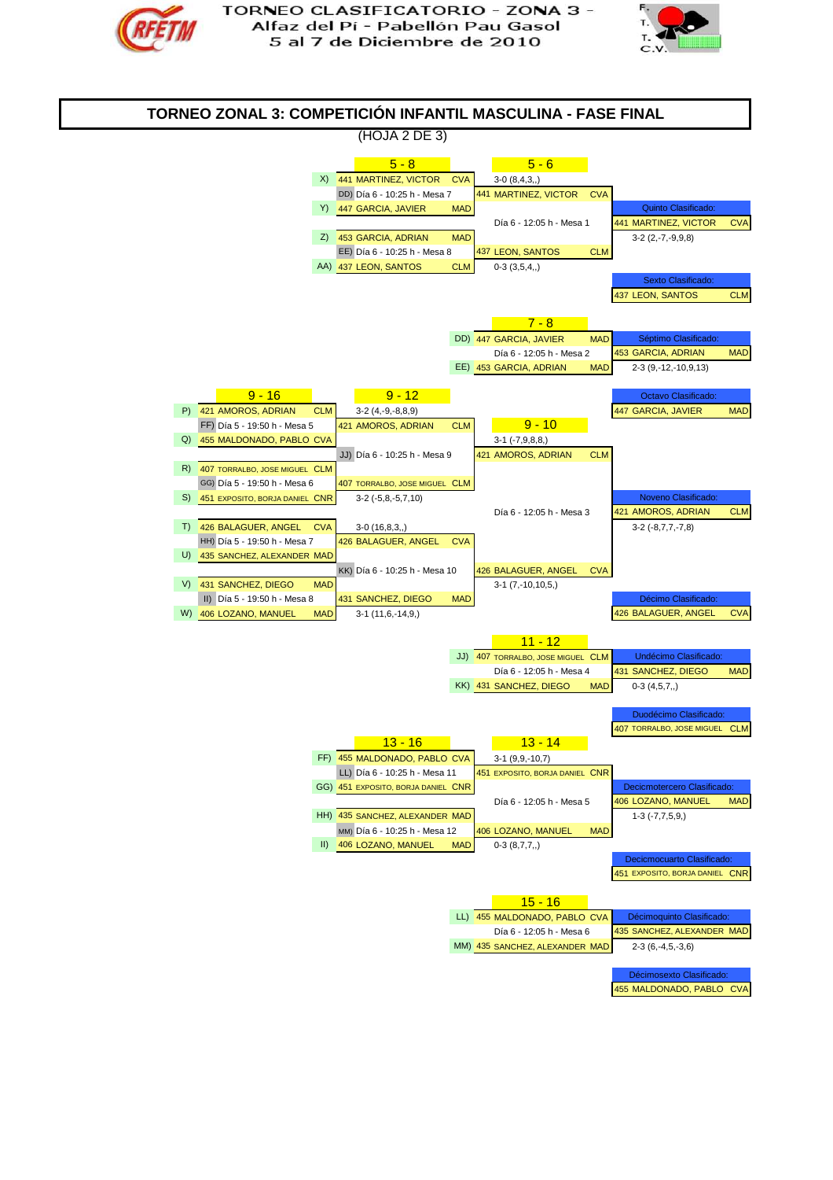TORNEO CLASIFICATORIO - ZONA 3 -
Alfaz del Pí - Pabellón Pau Gasol
5 al 7 de Diciembre de 2010

# TORNEO ZONAL 3: COMPETICIÓN INFANTIL MASCULINA - FASE FINAL

(HOJA 2 DE 3)

## 5 - 8

| Llave | Jugador | Club |
|---|---|---|
| X) | 441 MARTINEZ, VICTOR | CVA |
| DD) | Día 6 - 10:25 h - Mesa 7 | |
| Y) | 447 GARCIA, JAVIER | MAD |
| Z) | 453 GARCIA, ADRIAN | MAD |
| EE) | Día 6 - 10:25 h - Mesa 8 | |
| AA) | 437 LEON, SANTOS | CLM |

## 5 - 6

- 441 MARTINEZ, VICTOR CVA — 3-0 (8,4,3,,)
- 437 LEON, SANTOS CLM — 0-3 (3,5,4,,)
- Día 6 - 12:05 h - Mesa 1
- Resultado: 3-2 (2,-7,-9,9,8)

**Quinto Clasificado:** 441 MARTINEZ, VICTOR CVA

**Sexto Clasificado:** 437 LEON, SANTOS CLM

## 7 - 8

| Llave | Jugador | Club |
|---|---|---|
| DD) | 447 GARCIA, JAVIER | MAD |
| | Día 6 - 12:05 h - Mesa 2 | |
| EE) | 453 GARCIA, ADRIAN | MAD |

**Séptimo Clasificado:** 453 GARCIA, ADRIAN MAD — 2-3 (9,-12,-10,9,13)

**Octavo Clasificado:** 447 GARCIA, JAVIER MAD

## 9 - 16

| Llave | Jugador | Club |
|---|---|---|
| P) | 421 AMOROS, ADRIAN | CLM |
| FF) | Día 5 - 19:50 h - Mesa 5 | |
| Q) | 455 MALDONADO, PABLO | CVA |
| R) | 407 TORRALBO, JOSE MIGUEL | CLM |
| GG) | Día 5 - 19:50 h - Mesa 6 | |
| S) | 451 EXPOSITO, BORJA DANIEL | CNR |
| T) | 426 BALAGUER, ANGEL | CVA |
| HH) | Día 5 - 19:50 h - Mesa 7 | |
| U) | 435 SANCHEZ, ALEXANDER | MAD |
| V) | 431 SANCHEZ, DIEGO | MAD |
| II) | Día 5 - 19:50 h - Mesa 8 | |
| W) | 406 LOZANO, MANUEL | MAD |

## 9 - 12

- 421 AMOROS, ADRIAN CLM — 3-2 (4,-9,-8,8,9)
- 407 TORRALBO, JOSE MIGUEL CLM — 3-2 (-5,8,-5,7,10)
- JJ) Día 6 - 10:25 h - Mesa 9
- 426 BALAGUER, ANGEL CVA — 3-0 (16,8,3,,)
- 431 SANCHEZ, DIEGO MAD — 3-1 (11,6,-14,9,)
- KK) Día 6 - 10:25 h - Mesa 10

## 9 - 10

- 421 AMOROS, ADRIAN CLM — 3-1 (-7,9,8,8,)
- 426 BALAGUER, ANGEL CVA — 3-1 (7,-10,10,5,)
- Día 6 - 12:05 h - Mesa 3
- Resultado: 3-2 (-8,7,7,-7,8)

**Noveno Clasificado:** 421 AMOROS, ADRIAN CLM

**Décimo Clasificado:** 426 BALAGUER, ANGEL CVA

## 11 - 12

| Llave | Jugador | Club |
|---|---|---|
| JJ) | 407 TORRALBO, JOSE MIGUEL | CLM |
| | Día 6 - 12:05 h - Mesa 4 | |
| KK) | 431 SANCHEZ, DIEGO | MAD |

**Undécimo Clasificado:** 431 SANCHEZ, DIEGO MAD — 0-3 (4,5,7,,)

**Duodécimo Clasificado:** 407 TORRALBO, JOSE MIGUEL CLM

## 13 - 16

| Llave | Jugador | Club |
|---|---|---|
| FF) | 455 MALDONADO, PABLO | CVA |
| LL) | Día 6 - 10:25 h - Mesa 11 | |
| GG) | 451 EXPOSITO, BORJA DANIEL | CNR |
| HH) | 435 SANCHEZ, ALEXANDER | MAD |
| MM) | Día 6 - 10:25 h - Mesa 12 | |
| II) | 406 LOZANO, MANUEL | MAD |

## 13 - 14

- 451 EXPOSITO, BORJA DANIEL CNR — 3-1 (9,9,-10,7)
- 406 LOZANO, MANUEL MAD — 0-3 (8,7,7,,)
- Día 6 - 12:05 h - Mesa 5
- Resultado: 1-3 (-7,7,5,9,)

**Decicmotercero Clasificado:** 406 LOZANO, MANUEL MAD

**Decicmocuarto Clasificado:** 451 EXPOSITO, BORJA DANIEL CNR

## 15 - 16

| Llave | Jugador | Club |
|---|---|---|
| LL) | 455 MALDONADO, PABLO | CVA |
| | Día 6 - 12:05 h - Mesa 6 | |
| MM) | 435 SANCHEZ, ALEXANDER | MAD |

**Décimoquinto Clasificado:** 435 SANCHEZ, ALEXANDER MAD — 2-3 (6,-4,5,-3,6)

**Décimosexto Clasificado:** 455 MALDONADO, PABLO CVA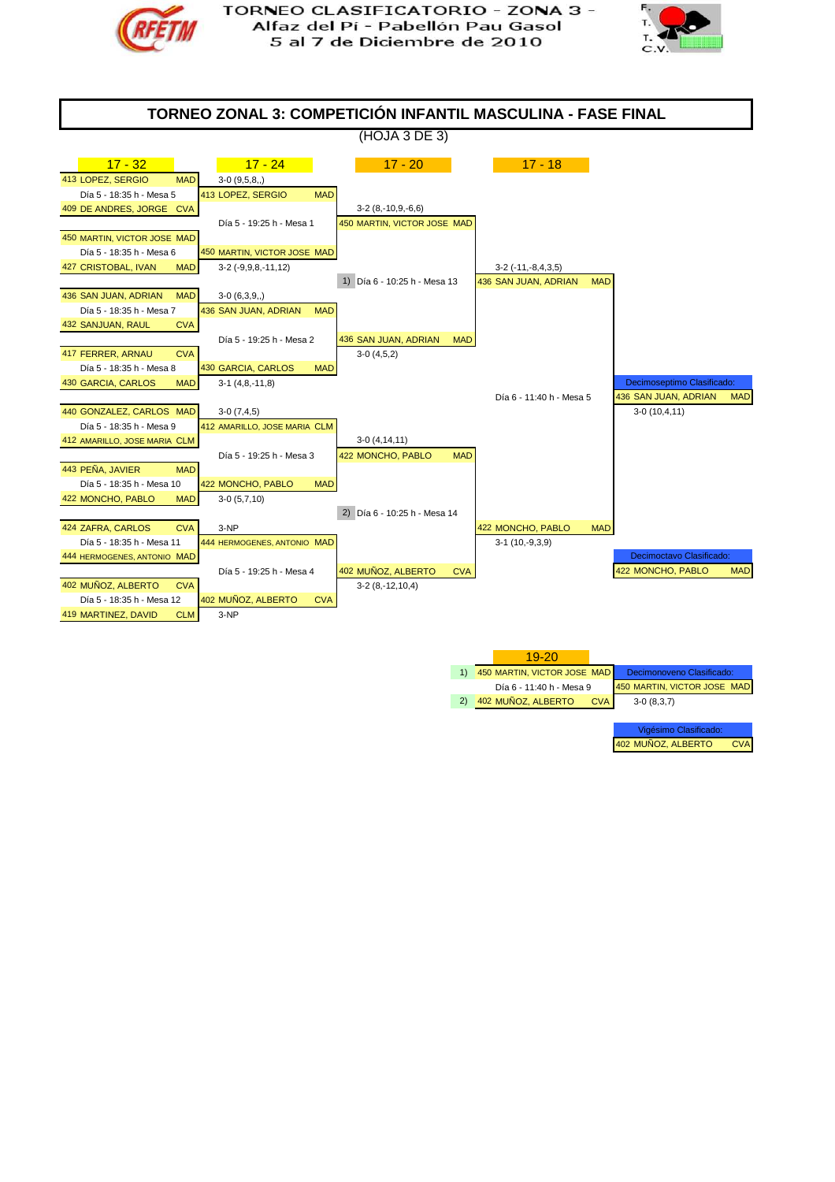TORNEO CLASIFICATORIO - ZONA 3 -
Alfaz del Pí - Pabellón Pau Gasol
5 al 7 de Diciembre de 2010

# TORNEO ZONAL 3: COMPETICIÓN INFANTIL MASCULINA - FASE FINAL

(HOJA 3 DE 3)

## 17 - 32

| Partido | Jugador 1 | Jugador 2 | Resultado |
|---|---|---|---|
| Día 5 - 18:35 h - Mesa 5 | 413 LOPEZ, SERGIO MAD | 409 DE ANDRES, JORGE CVA | 3-0 (9,5,8,,) |
| Día 5 - 18:35 h - Mesa 6 | 450 MARTIN, VICTOR JOSE MAD | 427 CRISTOBAL, IVAN MAD | 3-2 (-9,9,8,-11,12) |
| Día 5 - 18:35 h - Mesa 7 | 436 SAN JUAN, ADRIAN MAD | 432 SANJUAN, RAUL CVA | 3-0 (6,3,9,,) |
| Día 5 - 18:35 h - Mesa 8 | 417 FERRER, ARNAU CVA | 430 GARCIA, CARLOS MAD | 3-1 (4,8,-11,8) |
| Día 5 - 18:35 h - Mesa 9 | 440 GONZALEZ, CARLOS MAD | 412 AMARILLO, JOSE MARIA CLM | 3-0 (7,4,5) |
| Día 5 - 18:35 h - Mesa 10 | 443 PEÑA, JAVIER MAD | 422 MONCHO, PABLO MAD | 3-0 (5,7,10) |
| Día 5 - 18:35 h - Mesa 11 | 424 ZAFRA, CARLOS CVA | 444 HERMOGENES, ANTONIO MAD | 3-NP |
| Día 5 - 18:35 h - Mesa 12 | 402 MUÑOZ, ALBERTO CVA | 419 MARTINEZ, DAVID CLM | 3-NP |

## 17 - 24

| Partido | Jugador 1 | Jugador 2 | Resultado |
|---|---|---|---|
| Día 5 - 19:25 h - Mesa 1 | 413 LOPEZ, SERGIO MAD | 450 MARTIN, VICTOR JOSE MAD | 3-2 (8,-10,9,-6,6) |
| Día 5 - 19:25 h - Mesa 2 | 436 SAN JUAN, ADRIAN MAD | 430 GARCIA, CARLOS MAD | 3-0 (4,5,2) |
| Día 5 - 19:25 h - Mesa 3 | 412 AMARILLO, JOSE MARIA CLM | 422 MONCHO, PABLO MAD | 3-0 (4,14,11) |
| Día 5 - 19:25 h - Mesa 4 | 444 HERMOGENES, ANTONIO MAD | 402 MUÑOZ, ALBERTO CVA | 3-2 (8,-12,10,4) |

## 17 - 20

| Partido | Jugador 1 | Jugador 2 | Resultado |
|---|---|---|---|
| 1) Día 6 - 10:25 h - Mesa 13 | 450 MARTIN, VICTOR JOSE MAD | 436 SAN JUAN, ADRIAN MAD | 3-2 (-11,-8,4,3,5) |
| 2) Día 6 - 10:25 h - Mesa 14 | 422 MONCHO, PABLO MAD | 402 MUÑOZ, ALBERTO CVA | 3-1 (10,-9,3,9) |

## 17 - 18

| Partido | Jugador 1 | Jugador 2 | Resultado |
|---|---|---|---|
| Día 6 - 11:40 h - Mesa 5 | 436 SAN JUAN, ADRIAN MAD | 422 MONCHO, PABLO MAD | 3-0 (10,4,11) |

Decimoseptimo Clasificado: 436 SAN JUAN, ADRIAN MAD

Decimoctavo Clasificado: 422 MONCHO, PABLO MAD

## 19-20

| Partido | Jugador 1 | Jugador 2 | Resultado |
|---|---|---|---|
| Día 6 - 11:40 h - Mesa 9 | 1) 450 MARTIN, VICTOR JOSE MAD | 2) 402 MUÑOZ, ALBERTO CVA | 3-0 (8,3,7) |

Decimonoveno Clasificado: 450 MARTIN, VICTOR JOSE MAD

Vigésimo Clasificado: 402 MUÑOZ, ALBERTO CVA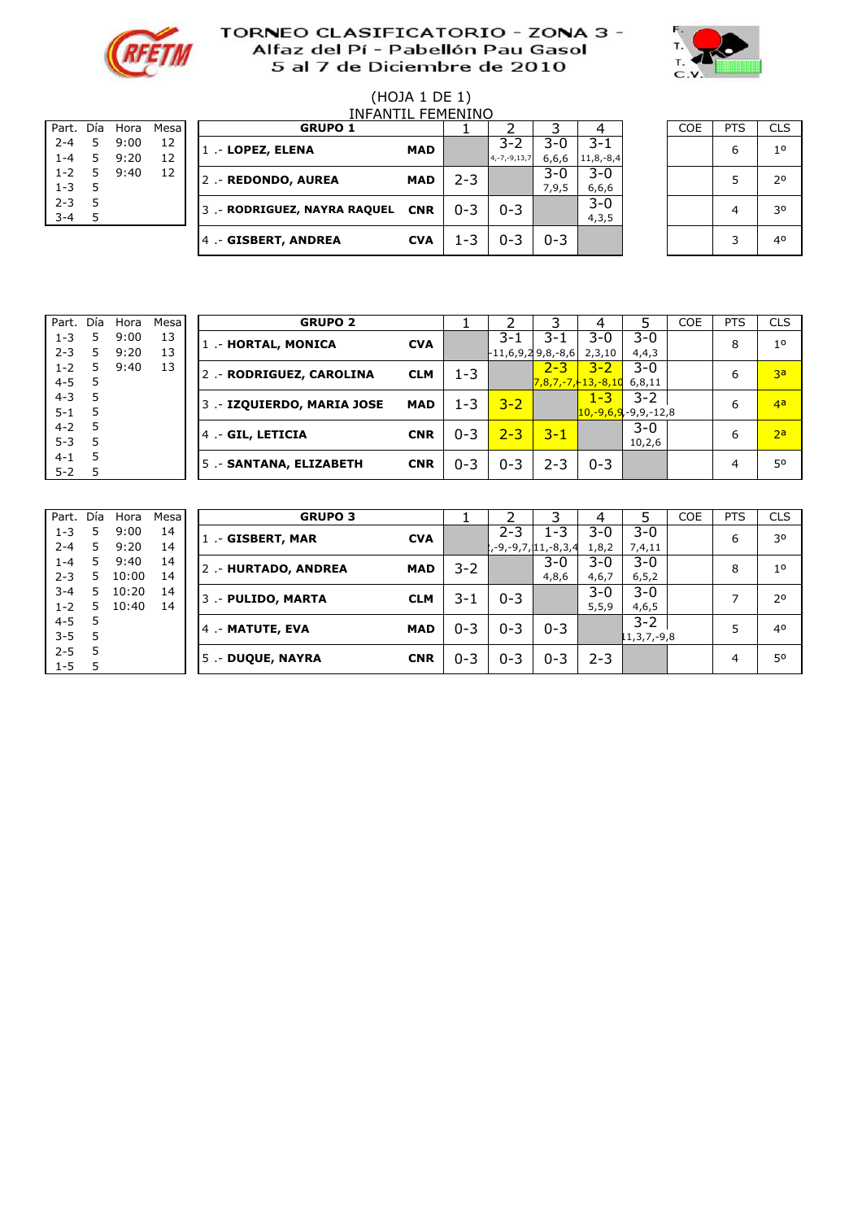# TORNEO CLASIFICATORIO - ZONA 3 - Alfaz del Pí - Pabellón Pau Gasol 5 al 7 de Diciembre de 2010

(HOJA 1 DE 1)

INFANTIL FEMENINO

| Part. | Día | Hora | Mesa |
|---|---|---|---|
| 2-4 | 5 | 9:00 | 12 |
| 1-4 | 5 | 9:20 | 12 |
| 1-2 | 5 | 9:40 | 12 |
| 1-3 | 5 | | |
| 2-3 | 5 | | |
| 3-4 | 5 | | |

| GRUPO 1 | | 1 | 2 | 3 | 4 | COE | PTS | CLS |
|---|---|---|---|---|---|---|---|---|
| 1 .- LOPEZ, ELENA | MAD | | 3-2 4,-7,-9,13,7 | 3-0 6,6,6 | 3-1 11,8,-8,4 | | 6 | 1º |
| 2 .- REDONDO, AUREA | MAD | 2-3 | | 3-0 7,9,5 | 3-0 6,6,6 | | 5 | 2º |
| 3 .- RODRIGUEZ, NAYRA RAQUEL | CNR | 0-3 | 0-3 | | 3-0 4,3,5 | | 4 | 3º |
| 4 .- GISBERT, ANDREA | CVA | 1-3 | 0-3 | 0-3 | | | 3 | 4º |

| Part. | Día | Hora | Mesa |
|---|---|---|---|
| 1-3 | 5 | 9:00 | 13 |
| 2-3 | 5 | 9:20 | 13 |
| 1-2 | 5 | 9:40 | 13 |
| 4-5 | 5 | | |
| 4-3 | 5 | | |
| 5-1 | 5 | | |
| 4-2 | 5 | | |
| 5-3 | 5 | | |
| 4-1 | 5 | | |
| 5-2 | 5 | | |

| GRUPO 2 | | 1 | 2 | 3 | 4 | 5 | COE | PTS | CLS |
|---|---|---|---|---|---|---|---|---|---|
| 1 .- HORTAL, MONICA | CVA | | 3-1 -11,6,9,2 | 3-1 9,8,-8,6 | 3-0 2,3,10 | 3-0 4,4,3 | | 8 | 1º |
| 2 .- RODRIGUEZ, CAROLINA | CLM | 1-3 | | 2-3 7,8,7,-7,-13 | 3-2 13,-8,10 | 3-0 6,8,11 | | 6 | 3ª |
| 3 .- IZQUIERDO, MARIA JOSE | MAD | 1-3 | 3-2 | | 1-3 10,-9,6,9 | 3-2 -9,9,-12,8 | | 6 | 4ª |
| 4 .- GIL, LETICIA | CNR | 0-3 | 2-3 | 3-1 | | 3-0 10,2,6 | | 6 | 2ª |
| 5 .- SANTANA, ELIZABETH | CNR | 0-3 | 0-3 | 2-3 | 0-3 | | | 4 | 5º |

| Part. | Día | Hora | Mesa |
|---|---|---|---|
| 1-3 | 5 | 9:00 | 14 |
| 2-4 | 5 | 9:20 | 14 |
| 1-4 | 5 | 9:40 | 14 |
| 2-3 | 5 | 10:00 | 14 |
| 3-4 | 5 | 10:20 | 14 |
| 1-2 | 5 | 10:40 | 14 |
| 4-5 | 5 | | |
| 3-5 | 5 | | |
| 2-5 | 5 | | |
| 1-5 | 5 | | |

| GRUPO 3 | | 1 | 2 | 3 | 4 | 5 | COE | PTS | CLS |
|---|---|---|---|---|---|---|---|---|---|
| 1 .- GISBERT, MAR | CVA | | 2-3 ,-9,-9,7, | 1-3 11,-8,3,4 | 3-0 1,8,2 | 3-0 7,4,11 | | 6 | 3º |
| 2 .- HURTADO, ANDREA | MAD | 3-2 | | 3-0 4,8,6 | 3-0 4,6,7 | 3-0 6,5,2 | | 8 | 1º |
| 3 .- PULIDO, MARTA | CLM | 3-1 | 0-3 | | 3-0 5,5,9 | 3-0 4,6,5 | | 7 | 2º |
| 4 .- MATUTE, EVA | MAD | 0-3 | 0-3 | 0-3 | | 3-2 11,3,7,-9,8 | | 5 | 4º |
| 5 .- DUQUE, NAYRA | CNR | 0-3 | 0-3 | 0-3 | 2-3 | | | 4 | 5º |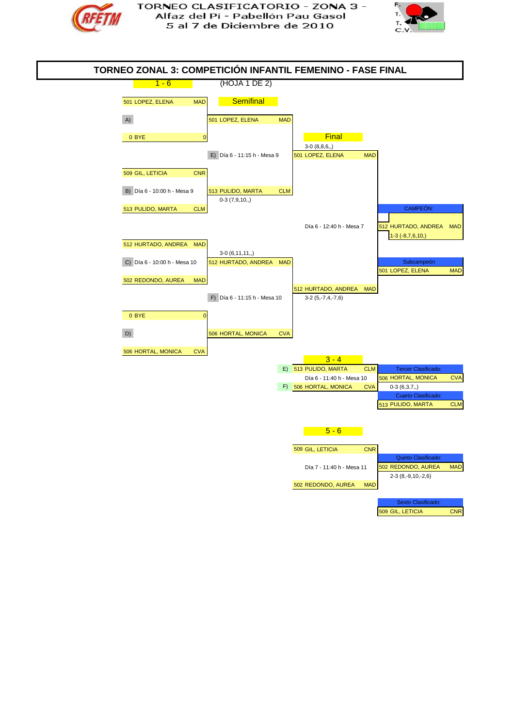TORNEO CLASIFICATORIO - ZONA 3 -
Alfaz del Pí - Pabellón Pau Gasol
5 al 7 de Diciembre de 2010

## TORNEO ZONAL 3: COMPETICIÓN INFANTIL FEMENINO - FASE FINAL

**1 - 6** (HOJA 1 DE 2)

### Semifinal

| Cuadro | Jugadora 1 | Jugadora 2 | Horario | Ganadora | Resultado |
|---|---|---|---|---|---|
| A) | 501 LOPEZ, ELENA (MAD) | 0 BYE (0) | | 501 LOPEZ, ELENA (MAD) | |
| B) | 509 GIL, LETICIA (CNR) | 513 PULIDO, MARTA (CLM) | Día 6 - 10:00 h - Mesa 9 | 513 PULIDO, MARTA (CLM) | 0-3 (7,9,10,,) |
| C) | 512 HURTADO, ANDREA (MAD) | 502 REDONDO, AUREA (MAD) | Día 6 - 10:00 h - Mesa 10 | 512 HURTADO, ANDREA (MAD) | 3-0 (6,11,11,,) |
| D) | 0 BYE (0) | 506 HORTAL, MONICA (CVA) | | 506 HORTAL, MONICA (CVA) | |

### Final

| Cuadro | Jugadora 1 | Jugadora 2 | Horario | Ganadora | Resultado |
|---|---|---|---|---|---|
| E) | 501 LOPEZ, ELENA (MAD) | 513 PULIDO, MARTA (CLM) | Día 6 - 11:15 h - Mesa 9 | 501 LOPEZ, ELENA (MAD) | 3-0 (8,8,6,,) |
| F) | 512 HURTADO, ANDREA (MAD) | 506 HORTAL, MONICA (CVA) | Día 6 - 11:15 h - Mesa 10 | 512 HURTADO, ANDREA (MAD) | 3-2 (5,-7,4,-7,6) |
| Final | 501 LOPEZ, ELENA (MAD) | 512 HURTADO, ANDREA (MAD) | Día 6 - 12:40 h - Mesa 7 | 512 HURTADO, ANDREA (MAD) | 1-3 (-8,7,6,10,) |

**CAMPEÓN:** 512 HURTADO, ANDREA (MAD)

**Subcampeón:** 501 LOPEZ, ELENA (MAD)

### 3 - 4

| Jugadora 1 | Jugadora 2 | Horario | Resultado |
|---|---|---|---|
| E) 513 PULIDO, MARTA (CLM) | F) 506 HORTAL, MONICA (CVA) | Día 6 - 11:40 h - Mesa 10 | 0-3 (6,3,7,,) |

**Tercer Clasificado:** 506 HORTAL, MONICA (CVA)

**Cuarto Clasificado:** 513 PULIDO, MARTA (CLM)

### 5 - 6

| Jugadora 1 | Jugadora 2 | Horario | Resultado |
|---|---|---|---|
| 509 GIL, LETICIA (CNR) | 502 REDONDO, AUREA (MAD) | Día 7 - 11:40 h - Mesa 11 | 2-3 (8,-9,10,-2,6) |

**Quinto Clasificado:** 502 REDONDO, AUREA (MAD)

**Sexto Clasificado:** 509 GIL, LETICIA (CNR)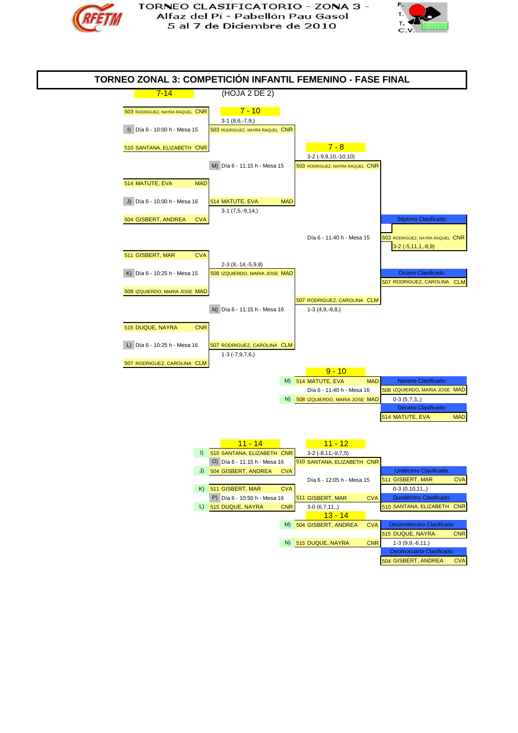TORNEO CLASIFICATORIO - ZONA 3 -
Alfaz del Pí - Pabellón Pau Gasol
5 al 7 de Diciembre de 2010

# TORNEO ZONAL 3: COMPETICIÓN INFANTIL FEMENINO - FASE FINAL

7-14 (HOJA 2 DE 2)

## 7 - 10

- 503 RODRIGUEZ, NAYRA RAQUEL CNR
- I) Día 6 - 10:00 h - Mesa 15
- 510 SANTANA, ELIZABETH CNR
- Winner: 503 RODRIGUEZ, NAYRA RAQUEL CNR — 3-1 (8,6,-7,9,)

- 514 MATUTE, EVA MAD
- J) Día 6 - 10:00 h - Mesa 16
- 504 GISBERT, ANDREA CVA
- Winner: 514 MATUTE, EVA MAD — 3-1 (7,5,-9,14,)

- 511 GISBERT, MAR CVA
- K) Día 6 - 10:25 h - Mesa 15
- 508 IZQUIERDO, MARIA JOSE MAD
- Winner: 508 IZQUIERDO, MARIA JOSE MAD — 2-3 (8,-14,-5,9,8)

- 515 DUQUE, NAYRA CNR
- L) Día 6 - 10:25 h - Mesa 16
- 507 RODRIGUEZ, CAROLINA CLM
- Winner: 507 RODRIGUEZ, CAROLINA CLM — 1-3 (-7,9,7,6,)

## 7 - 8

- M) Día 6 - 11:15 h - Mesa 15 — Winner: 503 RODRIGUEZ, NAYRA RAQUEL CNR — 3-2 (-9,9,10,-10,10)
- N) Día 6 - 11:15 h - Mesa 16 — Winner: 507 RODRIGUEZ, CAROLINA CLM — 1-3 (4,9,-8,8,)
- Final: Día 6 - 11:40 h - Mesa 15 — 3-2 (-5,11,1,-8,9)

**Séptimo Clasificado:** 503 RODRIGUEZ, NAYRA RAQUEL CNR

**Octavo Clasificado:** 507 RODRIGUEZ, CAROLINA CLM

## 9 - 10

- M) 514 MATUTE, EVA MAD
- Día 6 - 11:40 h - Mesa 16
- N) 508 IZQUIERDO, MARIA JOSE MAD
- 0-3 (5,7,3,,)

**Noveno Clasificado:** 508 IZQUIERDO, MARIA JOSE MAD

**Décimo Clasificado:** 514 MATUTE, EVA MAD

## 11 - 14

- I) 510 SANTANA, ELIZABETH CNR
- O) Día 6 - 11:15 h - Mesa 16
- J) 504 GISBERT, ANDREA CVA
- Winner: 510 SANTANA, ELIZABETH CNR — 3-2 (-8,11,-9,7,5)

- K) 511 GISBERT, MAR CVA
- P) Día 6 - 10:50 h - Mesa 16
- L) 515 DUQUE, NAYRA CNR
- Winner: 511 GISBERT, MAR CVA — 3-0 (6,7,11,,)

## 11 - 12

- Día 6 - 12:05 h - Mesa 15
- 0-3 (0,10,11,,)

**Undécimo Clasificado:** 511 GISBERT, MAR CVA

**Duodécimo Clasificado:** 510 SANTANA, ELIZABETH CNR

## 13 - 14

- M) 504 GISBERT, ANDREA CVA
- N) 515 DUQUE, NAYRA CNR
- 1-3 (9,9,-6,11,)

**Decimotercero Clasificado:** 515 DUQUE, NAYRA CNR

**Decimocuarto Clasificado:** 504 GISBERT, ANDREA CVA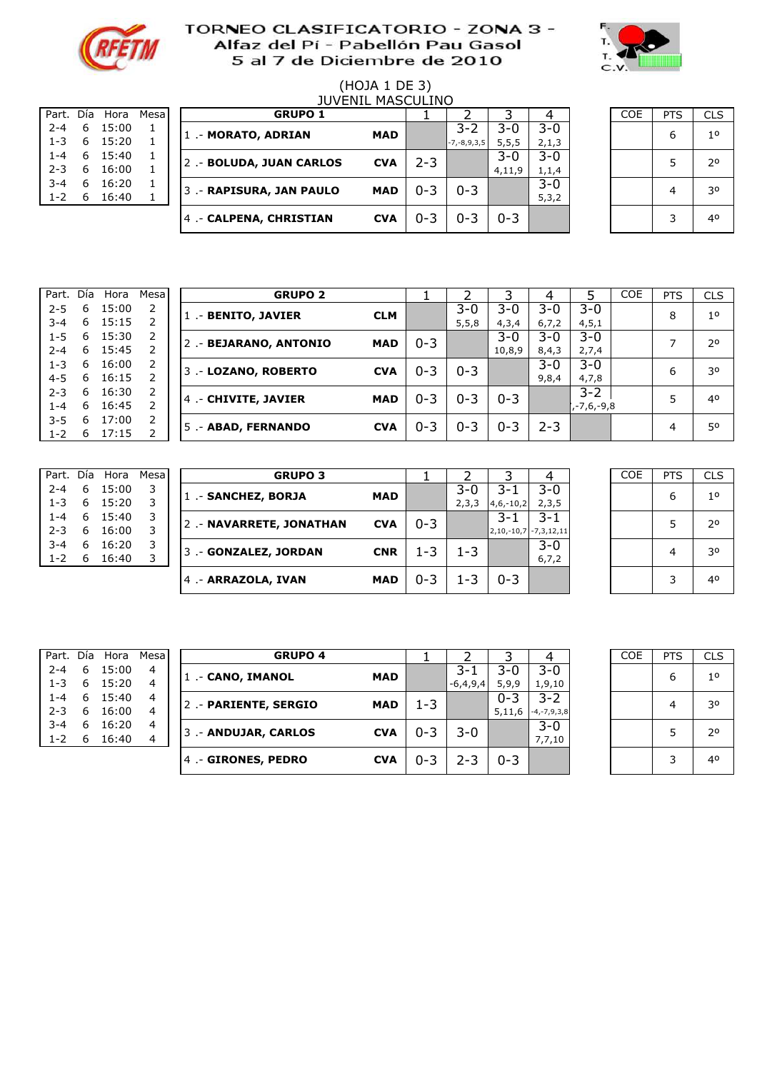# TORNEO CLASIFICATORIO - ZONA 3 -
## Alfaz del Pí - Pabellón Pau Gasol
## 5 al 7 de Diciembre de 2010

(HOJA 1 DE 3)

JUVENIL MASCULINO

| Part. | Día | Hora | Mesa |
|---|---|---|---|
| 2-4 | 6 | 15:00 | 1 |
| 1-3 | 6 | 15:20 | 1 |
| 1-4 | 6 | 15:40 | 1 |
| 2-3 | 6 | 16:00 | 1 |
| 3-4 | 6 | 16:20 | 1 |
| 1-2 | 6 | 16:40 | 1 |

| GRUPO 1 | | 1 | 2 | 3 | 4 | COE | PTS | CLS |
|---|---|---|---|---|---|---|---|---|
| 1 .- MORATO, ADRIAN | MAD | | 3-2 -7,-8,9,3,5 | 3-0 5,5,5 | 3-0 2,7,3 | | 6 | 1º |
| 2 .- BOLUDA, JUAN CARLOS | CVA | 2-3 | | 3-0 4,11,9 | 3-0 1,1,4 | | 5 | 2º |
| 3 .- RAPISURA, JAN PAULO | MAD | 0-3 | 0-3 | | 3-0 5,3,2 | | 4 | 3º |
| 4 .- CALPENA, CHRISTIAN | CVA | 0-3 | 0-3 | 0-3 | | | 3 | 4º |

| Part. | Día | Hora | Mesa |
|---|---|---|---|
| 2-5 | 6 | 15:00 | 2 |
| 3-4 | 6 | 15:15 | 2 |
| 1-5 | 6 | 15:30 | 2 |
| 2-4 | 6 | 15:45 | 2 |
| 1-3 | 6 | 16:00 | 2 |
| 4-5 | 6 | 16:15 | 2 |
| 2-3 | 6 | 16:30 | 2 |
| 1-4 | 6 | 16:45 | 2 |
| 3-5 | 6 | 17:00 | 2 |
| 1-2 | 6 | 17:15 | 2 |

| GRUPO 2 | | 1 | 2 | 3 | 4 | 5 | COE | PTS | CLS |
|---|---|---|---|---|---|---|---|---|---|
| 1 .- BENITO, JAVIER | CLM | | 3-0 5,5,8 | 3-0 4,3,4 | 3-0 6,7,2 | 3-0 4,5,1 | | 8 | 1º |
| 2 .- BEJARANO, ANTONIO | MAD | 0-3 | | 3-0 10,8,9 | 3-0 8,4,3 | 3-0 2,7,4 | | 7 | 2º |
| 3 .- LOZANO, ROBERTO | CVA | 0-3 | 0-3 | | 3-0 9,8,4 | 3-0 4,7,8 | | 6 | 3º |
| 4 .- CHIVITE, JAVIER | MAD | 0-3 | 0-3 | 0-3 | | 3-2 ,-7,6,-9,8 | | 5 | 4º |
| 5 .- ABAD, FERNANDO | CVA | 0-3 | 0-3 | 0-3 | 2-3 | | | 4 | 5º |

| Part. | Día | Hora | Mesa |
|---|---|---|---|
| 2-4 | 6 | 15:00 | 3 |
| 1-3 | 6 | 15:20 | 3 |
| 1-4 | 6 | 15:40 | 3 |
| 2-3 | 6 | 16:00 | 3 |
| 3-4 | 6 | 16:20 | 3 |
| 1-2 | 6 | 16:40 | 3 |

| GRUPO 3 | | 1 | 2 | 3 | 4 | COE | PTS | CLS |
|---|---|---|---|---|---|---|---|---|
| 1 .- SANCHEZ, BORJA | MAD | | 3-0 2,3,3 | 3-1 4,6,-10,2 | 3-0 2,3,5 | | 6 | 1º |
| 2 .- NAVARRETE, JONATHAN | CVA | 0-3 | | 3-1 2,10,-10,7 | 3-1 -7,3,12,11 | | 5 | 2º |
| 3 .- GONZALEZ, JORDAN | CNR | 1-3 | 1-3 | | 3-0 6,7,2 | | 4 | 3º |
| 4 .- ARRAZOLA, IVAN | MAD | 0-3 | 1-3 | 0-3 | | | 3 | 4º |

| Part. | Día | Hora | Mesa |
|---|---|---|---|
| 2-4 | 6 | 15:00 | 4 |
| 1-3 | 6 | 15:20 | 4 |
| 1-4 | 6 | 15:40 | 4 |
| 2-3 | 6 | 16:00 | 4 |
| 3-4 | 6 | 16:20 | 4 |
| 1-2 | 6 | 16:40 | 4 |

| GRUPO 4 | | 1 | 2 | 3 | 4 | COE | PTS | CLS |
|---|---|---|---|---|---|---|---|---|
| 1 .- CANO, IMANOL | MAD | | 3-1 -6,4,9,4 | 3-0 5,9,9 | 3-0 1,9,10 | | 6 | 1º |
| 2 .- PARIENTE, SERGIO | MAD | 1-3 | | 0-3 5,11,6 | 3-2 -4,-7,9,3,8 | | 4 | 3º |
| 3 .- ANDUJAR, CARLOS | CVA | 0-3 | 3-0 | | 3-0 7,7,10 | | 5 | 2º |
| 4 .- GIRONES, PEDRO | CVA | 0-3 | 2-3 | 0-3 | | | 3 | 4º |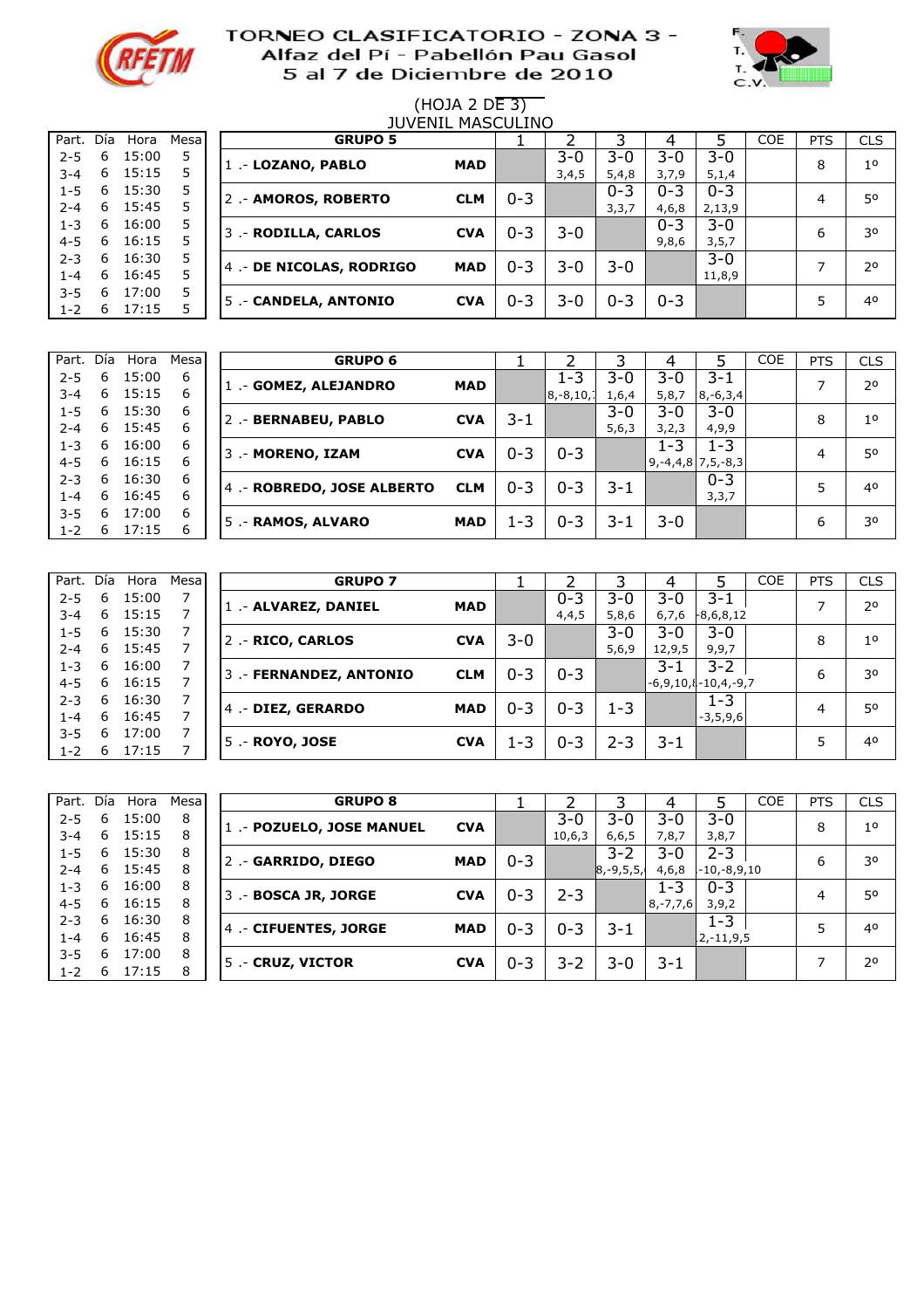# TORNEO CLASIFICATORIO - ZONA 3 -
## Alfaz del Pí - Pabellón Pau Gasol
## 5 al 7 de Diciembre de 2010

(HOJA 2 DE 3)
JUVENIL MASCULINO

| Part. | Día | Hora | Mesa |
|---|---|---|---|
| 2-5 | 6 | 15:00 | 5 |
| 3-4 | 6 | 15:15 | 5 |
| 1-5 | 6 | 15:30 | 5 |
| 2-4 | 6 | 15:45 | 5 |
| 1-3 | 6 | 16:00 | 5 |
| 4-5 | 6 | 16:15 | 5 |
| 2-3 | 6 | 16:30 | 5 |
| 1-4 | 6 | 16:45 | 5 |
| 3-5 | 6 | 17:00 | 5 |
| 1-2 | 6 | 17:15 | 5 |

| GRUPO 5 | | 1 | 2 | 3 | 4 | 5 | COE | PTS | CLS |
|---|---|---|---|---|---|---|---|---|---|
| 1 .- LOZANO, PABLO | MAD | | 3-0 3,4,5 | 3-0 5,4,8 | 3-0 3,7,9 | 3-0 5,1,4 | | 8 | 1º |
| 2 .- AMOROS, ROBERTO | CLM | 0-3 | | 0-3 3,3,7 | 0-3 4,6,8 | 0-3 2,13,9 | | 4 | 5º |
| 3 .- RODILLA, CARLOS | CVA | 0-3 | 3-0 | | 0-3 9,8,6 | 3-0 3,5,7 | | 6 | 3º |
| 4 .- DE NICOLAS, RODRIGO | MAD | 0-3 | 3-0 | 3-0 | | 3-0 11,8,9 | | 7 | 2º |
| 5 .- CANDELA, ANTONIO | CVA | 0-3 | 3-0 | 0-3 | 0-3 | | | 5 | 4º |

| Part. | Día | Hora | Mesa |
|---|---|---|---|
| 2-5 | 6 | 15:00 | 6 |
| 3-4 | 6 | 15:15 | 6 |
| 1-5 | 6 | 15:30 | 6 |
| 2-4 | 6 | 15:45 | 6 |
| 1-3 | 6 | 16:00 | 6 |
| 4-5 | 6 | 16:15 | 6 |
| 2-3 | 6 | 16:30 | 6 |
| 1-4 | 6 | 16:45 | 6 |
| 3-5 | 6 | 17:00 | 6 |
| 1-2 | 6 | 17:15 | 6 |

| GRUPO 6 | | 1 | 2 | 3 | 4 | 5 | COE | PTS | CLS |
|---|---|---|---|---|---|---|---|---|---|
| 1 .- GOMEZ, ALEJANDRO | MAD | | 1-3 8,-8,10,- | 3-0 1,6,4 | 3-0 5,8,7 | 3-1 8,-6,3,4 | | 7 | 2º |
| 2 .- BERNABEU, PABLO | CVA | 3-1 | | 3-0 5,6,3 | 3-0 3,2,3 | 3-0 4,9,9 | | 8 | 1º |
| 3 .- MORENO, IZAM | CVA | 0-3 | 0-3 | | 1-3 9,-4,4,8 | 1-3 7,5,-8,3 | | 4 | 5º |
| 4 .- ROBREDO, JOSE ALBERTO | CLM | 0-3 | 0-3 | 3-1 | | 0-3 3,3,7 | | 5 | 4º |
| 5 .- RAMOS, ALVARO | MAD | 1-3 | 0-3 | 3-1 | 3-0 | | | 6 | 3º |

| Part. | Día | Hora | Mesa |
|---|---|---|---|
| 2-5 | 6 | 15:00 | 7 |
| 3-4 | 6 | 15:15 | 7 |
| 1-5 | 6 | 15:30 | 7 |
| 2-4 | 6 | 15:45 | 7 |
| 1-3 | 6 | 16:00 | 7 |
| 4-5 | 6 | 16:15 | 7 |
| 2-3 | 6 | 16:30 | 7 |
| 1-4 | 6 | 16:45 | 7 |
| 3-5 | 6 | 17:00 | 7 |
| 1-2 | 6 | 17:15 | 7 |

| GRUPO 7 | | 1 | 2 | 3 | 4 | 5 | COE | PTS | CLS |
|---|---|---|---|---|---|---|---|---|---|
| 1 .- ALVAREZ, DANIEL | MAD | | 0-3 4,4,5 | 3-0 5,8,6 | 3-0 6,7,6 | 3-1 -8,6,8,12 | | 7 | 2º |
| 2 .- RICO, CARLOS | CVA | 3-0 | | 3-0 5,6,9 | 3-0 12,9,5 | 3-0 9,9,7 | | 8 | 1º |
| 3 .- FERNANDEZ, ANTONIO | CLM | 0-3 | 0-3 | | 3-1 -6,9,10,8 | 3-2 -10,4,-9,7 | | 6 | 3º |
| 4 .- DIEZ, GERARDO | MAD | 0-3 | 0-3 | 1-3 | | 1-3 -3,5,9,6 | | 4 | 5º |
| 5 .- ROYO, JOSE | CVA | 1-3 | 0-3 | 2-3 | 3-1 | | | 5 | 4º |

| Part. | Día | Hora | Mesa |
|---|---|---|---|
| 2-5 | 6 | 15:00 | 8 |
| 3-4 | 6 | 15:15 | 8 |
| 1-5 | 6 | 15:30 | 8 |
| 2-4 | 6 | 15:45 | 8 |
| 1-3 | 6 | 16:00 | 8 |
| 4-5 | 6 | 16:15 | 8 |
| 2-3 | 6 | 16:30 | 8 |
| 1-4 | 6 | 16:45 | 8 |
| 3-5 | 6 | 17:00 | 8 |
| 1-2 | 6 | 17:15 | 8 |

| GRUPO 8 | | 1 | 2 | 3 | 4 | 5 | COE | PTS | CLS |
|---|---|---|---|---|---|---|---|---|---|
| 1 .- POZUELO, JOSE MANUEL | CVA | | 3-0 10,6,3 | 3-0 6,6,5 | 3-0 7,8,7 | 3-0 3,8,7 | | 8 | 1º |
| 2 .- GARRIDO, DIEGO | MAD | 0-3 | | 3-2 8,-9,5,5, | 3-0 4,6,8 | 2-3 -10,-8,9,10 | | 6 | 3º |
| 3 .- BOSCA JR, JORGE | CVA | 0-3 | 2-3 | | 1-3 8,-7,7,6 | 0-3 3,9,2 | | 4 | 5º |
| 4 .- CIFUENTES, JORGE | MAD | 0-3 | 0-3 | 3-1 | | 1-3 2,-11,9,5 | | 5 | 4º |
| 5 .- CRUZ, VICTOR | CVA | 0-3 | 3-2 | 3-0 | 3-1 | | | 7 | 2º |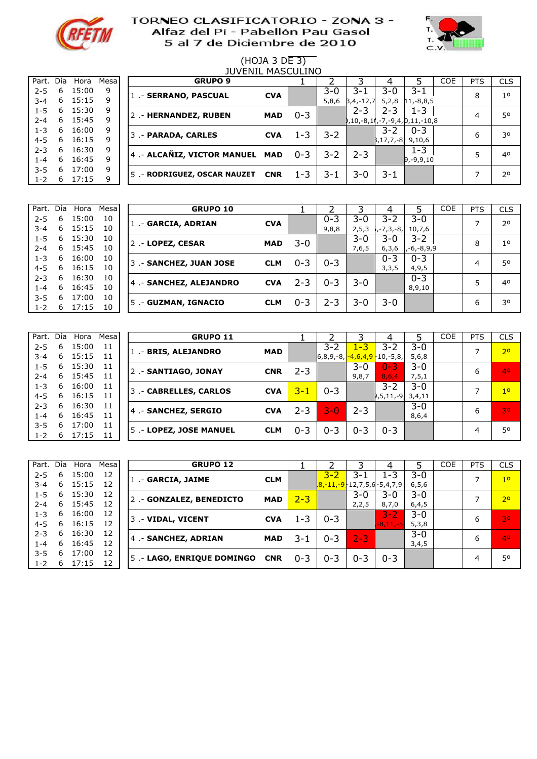# TORNEO CLASIFICATORIO - ZONA 3 -
## Alfaz del Pí - Pabellón Pau Gasol
## 5 al 7 de Diciembre de 2010

(HOJA 3 DE 3)

JUVENIL MASCULINO

| Part. | Día | Hora | Mesa |
|---|---|---|---|
| 2-5 | 6 | 15:00 | 9 |
| 3-4 | 6 | 15:15 | 9 |
| 1-5 | 6 | 15:30 | 9 |
| 2-4 | 6 | 15:45 | 9 |
| 1-3 | 6 | 16:00 | 9 |
| 4-5 | 6 | 16:15 | 9 |
| 2-3 | 6 | 16:30 | 9 |
| 1-4 | 6 | 16:45 | 9 |
| 3-5 | 6 | 17:00 | 9 |
| 1-2 | 6 | 17:15 | 9 |

| GRUPO 9 | | 1 | 2 | 3 | 4 | 5 | COE | PTS | CLS |
|---|---|---|---|---|---|---|---|---|---|
| 1 .- SERRANO, PASCUAL | CVA | | 3-0 5,8,6 | 3-1 3,4,-12,7 | 3-0 5,2,8 | 3-1 11,-8,8,5 | | 8 | 1º |
| 2 .- HERNANDEZ, RUBEN | MAD | 0-3 | | 2-3 ),10,-8,1( | 2-3 ,-7,-9,4,( | 1-3 0,11,-10,8 | | 4 | 5º |
| 3 .- PARADA, CARLES | CVA | 1-3 | 3-2 | | 3-2 3,17,7,-8 | 0-3 9,10,6 | | 6 | 3º |
| 4 .- ALCAÑIZ, VICTOR MANUEL | MAD | 0-3 | 3-2 | 2-3 | | 1-3 9,-9,9,10 | | 5 | 4º |
| 5 .- RODRIGUEZ, OSCAR NAUZET | CNR | 1-3 | 3-1 | 3-0 | 3-1 | | | 7 | 2º |

| Part. | Día | Hora | Mesa |
|---|---|---|---|
| 2-5 | 6 | 15:00 | 10 |
| 3-4 | 6 | 15:15 | 10 |
| 1-5 | 6 | 15:30 | 10 |
| 2-4 | 6 | 15:45 | 10 |
| 1-3 | 6 | 16:00 | 10 |
| 4-5 | 6 | 16:15 | 10 |
| 2-3 | 6 | 16:30 | 10 |
| 1-4 | 6 | 16:45 | 10 |
| 3-5 | 6 | 17:00 | 10 |
| 1-2 | 6 | 17:15 | 10 |

| GRUPO 10 | | 1 | 2 | 3 | 4 | 5 | COE | PTS | CLS |
|---|---|---|---|---|---|---|---|---|---|
| 1 .- GARCIA, ADRIAN | CVA | | 0-3 9,8,8 | 3-0 2,5,3 | 3-2 ,-7,3,-8, | 3-0 10,7,6 | | 7 | 2º |
| 2 .- LOPEZ, CESAR | MAD | 3-0 | | 3-0 7,6,5 | 3-0 6,3,6 | 3-2 ,-6,-8,9,9 | | 8 | 1º |
| 3 .- SANCHEZ, JUAN JOSE | CLM | 0-3 | 0-3 | | 0-3 3,3,5 | 0-3 4,9,5 | | 4 | 5º |
| 4 .- SANCHEZ, ALEJANDRO | CVA | 2-3 | 0-3 | 3-0 | | 0-3 8,9,10 | | 5 | 4º |
| 5 .- GUZMAN, IGNACIO | CLM | 0-3 | 2-3 | 3-0 | 3-0 | | | 6 | 3º |

| Part. | Día | Hora | Mesa |
|---|---|---|---|
| 2-5 | 6 | 15:00 | 11 |
| 3-4 | 6 | 15:15 | 11 |
| 1-5 | 6 | 15:30 | 11 |
| 2-4 | 6 | 15:45 | 11 |
| 1-3 | 6 | 16:00 | 11 |
| 4-5 | 6 | 16:15 | 11 |
| 2-3 | 6 | 16:30 | 11 |
| 1-4 | 6 | 16:45 | 11 |
| 3-5 | 6 | 17:00 | 11 |
| 1-2 | 6 | 17:15 | 11 |

| GRUPO 11 | | 1 | 2 | 3 | 4 | 5 | COE | PTS | CLS |
|---|---|---|---|---|---|---|---|---|---|
| 1 .- BRIS, ALEJANDRO | MAD | | 3-2 6,8,9,-8, | 1-3 -4,6,4,9 | 3-2 -10,-5,8, | 3-0 5,6,8 | | 7 | 2º |
| 2 .- SANTIAGO, JONAY | CNR | 2-3 | | 3-0 9,8,7 | 0-3 8,6,4 | 3-0 7,5,1 | | 6 | 4º |
| 3 .- CABRELLES, CARLOS | CVA | 3-1 | 0-3 | | 3-2 ),5,11,-9 | 3-0 3,4,11 | | 7 | 1º |
| 4 .- SANCHEZ, SERGIO | CVA | 2-3 | 3-0 | 2-3 | | 3-0 8,6,4 | | 6 | 3º |
| 5 .- LOPEZ, JOSE MANUEL | CLM | 0-3 | 0-3 | 0-3 | 0-3 | | | 4 | 5º |

| Part. | Día | Hora | Mesa |
|---|---|---|---|
| 2-5 | 6 | 15:00 | 12 |
| 3-4 | 6 | 15:15 | 12 |
| 1-5 | 6 | 15:30 | 12 |
| 2-4 | 6 | 15:45 | 12 |
| 1-3 | 6 | 16:00 | 12 |
| 4-5 | 6 | 16:15 | 12 |
| 2-3 | 6 | 16:30 | 12 |
| 1-4 | 6 | 16:45 | 12 |
| 3-5 | 6 | 17:00 | 12 |
| 1-2 | 6 | 17:15 | 12 |

| GRUPO 12 | | 1 | 2 | 3 | 4 | 5 | COE | PTS | CLS |
|---|---|---|---|---|---|---|---|---|---|
| 1 .- GARCIA, JAIME | CLM | | 3-2 8,-11,-9 | 3-1 -12,7,5,6 | 1-3 -5,4,7,9 | 3-0 6,5,6 | | 7 | 1º |
| 2 .- GONZALEZ, BENEDICTO | MAD | 2-3 | | 3-0 2,2,5 | 3-0 8,7,0 | 3-0 6,4,5 | | 7 | 2º |
| 3 .- VIDAL, VICENT | CVA | 1-3 | 0-3 | | 3-2 -8,11,-5 | 3-0 5,3,8 | | 6 | 3º |
| 4 .- SANCHEZ, ADRIAN | MAD | 3-1 | 0-3 | 2-3 | | 3-0 3,4,5 | | 6 | 4º |
| 5 .- LAGO, ENRIQUE DOMINGO | CNR | 0-3 | 0-3 | 0-3 | 0-3 | | | 4 | 5º |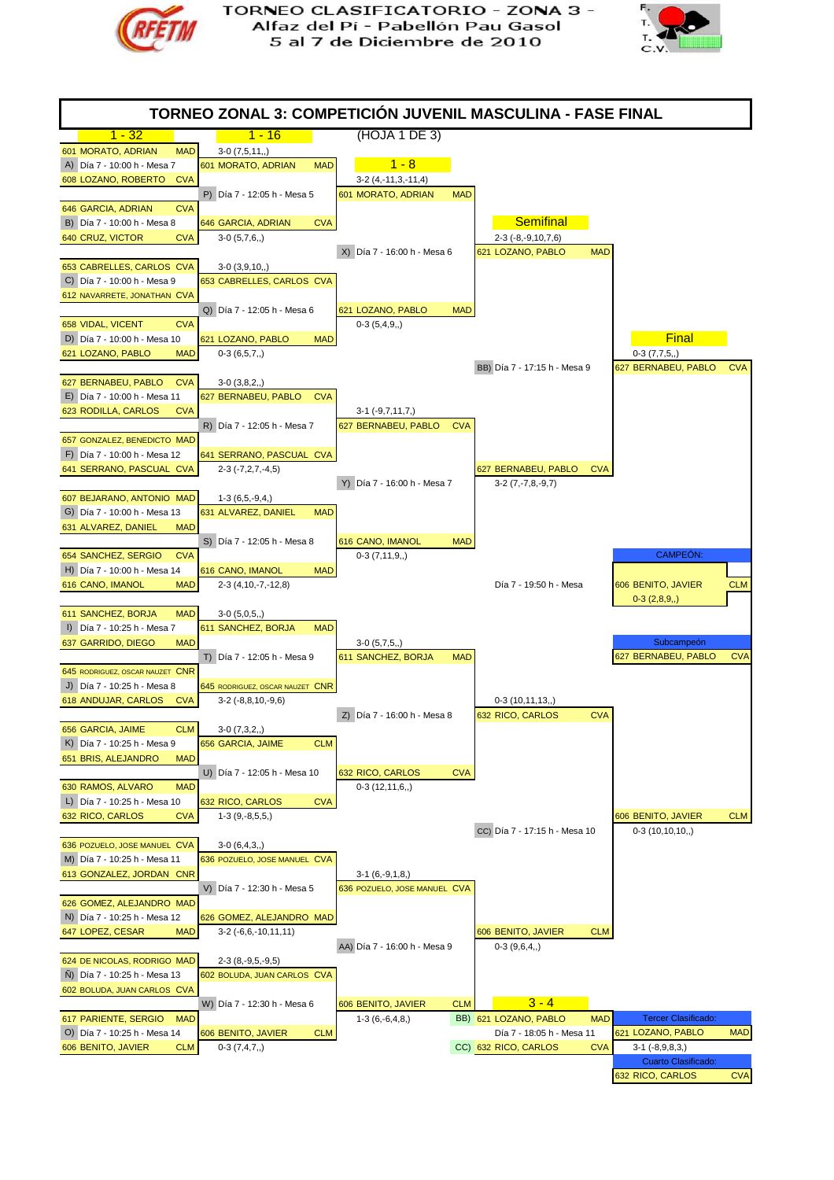# TORNEO CLASIFICATORIO - ZONA 3 -
## Alfaz del Pí - Pabellón Pau Gasol
## 5 al 7 de Diciembre de 2010

## TORNEO ZONAL 3: COMPETICIÓN JUVENIL MASCULINA - FASE FINAL

(HOJA 1 DE 3)

### 1 - 32

| Partido | Jugador 1 | Jugador 2 | Horario | Resultado |
|---|---|---|---|---|
| A) | 601 MORATO, ADRIAN (MAD) | 608 LOZANO, ROBERTO (CVA) | Día 7 - 10:00 h - Mesa 7 | 3-0 (7,5,11,,) |
| B) | 646 GARCIA, ADRIAN (CVA) | 640 CRUZ, VICTOR (CVA) | Día 7 - 10:00 h - Mesa 8 | 3-0 (5,7,6,,) |
| C) | 653 CABRELLES, CARLOS (CVA) | 612 NAVARRETE, JONATHAN (CVA) | Día 7 - 10:00 h - Mesa 9 | 3-0 (3,9,10,,) |
| D) | 658 VIDAL, VICENT (CVA) | 621 LOZANO, PABLO (MAD) | Día 7 - 10:00 h - Mesa 10 | 0-3 (6,5,7,,) |
| E) | 627 BERNABEU, PABLO (CVA) | 623 RODILLA, CARLOS (CVA) | Día 7 - 10:00 h - Mesa 11 | 3-0 (3,8,2,,) |
| F) | 657 GONZALEZ, BENEDICTO (MAD) | 641 SERRANO, PASCUAL (CVA) | Día 7 - 10:00 h - Mesa 12 | 2-3 (-7,2,7,-4,5) |
| G) | 607 BEJARANO, ANTONIO (MAD) | 631 ALVAREZ, DANIEL (MAD) | Día 7 - 10:00 h - Mesa 13 | 1-3 (6,5,-9,4,) |
| H) | 654 SANCHEZ, SERGIO (CVA) | 616 CANO, IMANOL (MAD) | Día 7 - 10:00 h - Mesa 14 | 2-3 (4,10,-7,-12,8) |
| I) | 611 SANCHEZ, BORJA (MAD) | 637 GARRIDO, DIEGO (MAD) | Día 7 - 10:25 h - Mesa 7 | 3-0 (5,0,5,,) |
| J) | 645 RODRIGUEZ, OSCAR NAUZET (CNR) | 618 ANDUJAR, CARLOS (CVA) | Día 7 - 10:25 h - Mesa 8 | 3-2 (-8,8,10,-9,6) |
| K) | 656 GARCIA, JAIME (CLM) | 651 BRIS, ALEJANDRO (MAD) | Día 7 - 10:25 h - Mesa 9 | 3-0 (7,3,2,,) |
| L) | 630 RAMOS, ALVARO (MAD) | 632 RICO, CARLOS (CVA) | Día 7 - 10:25 h - Mesa 10 | 1-3 (9,-8,5,5,) |
| M) | 636 POZUELO, JOSE MANUEL (CVA) | 613 GONZALEZ, JORDAN (CNR) | Día 7 - 10:25 h - Mesa 11 | 3-0 (6,4,3,,) |
| N) | 626 GOMEZ, ALEJANDRO (MAD) | 647 LOPEZ, CESAR (MAD) | Día 7 - 10:25 h - Mesa 12 | 3-2 (-6,6,-10,11,11) |
| Ñ) | 624 DE NICOLAS, RODRIGO (MAD) | 602 BOLUDA, JUAN CARLOS (CVA) | Día 7 - 10:25 h - Mesa 13 | 2-3 (8,-9,5,-9,5) |
| O) | 617 PARIENTE, SERGIO (MAD) | 606 BENITO, JAVIER (CLM) | Día 7 - 10:25 h - Mesa 14 | 0-3 (7,4,7,,) |

### 1 - 16

| Partido | Jugador 1 | Jugador 2 | Horario | Resultado |
|---|---|---|---|---|
| P) | 601 MORATO, ADRIAN (MAD) | 646 GARCIA, ADRIAN (CVA) | Día 7 - 12:05 h - Mesa 5 | 3-2 (4,-11,3,-11,4) |
| Q) | 653 CABRELLES, CARLOS (CVA) | 621 LOZANO, PABLO (MAD) | Día 7 - 12:05 h - Mesa 6 | 0-3 (5,4,9,,) |
| R) | 627 BERNABEU, PABLO (CVA) | 641 SERRANO, PASCUAL (CVA) | Día 7 - 12:05 h - Mesa 7 | 3-1 (-9,7,11,7,) |
| S) | 631 ALVAREZ, DANIEL (MAD) | 616 CANO, IMANOL (MAD) | Día 7 - 12:05 h - Mesa 8 | 0-3 (7,11,9,,) |
| T) | 611 SANCHEZ, BORJA (MAD) | 645 RODRIGUEZ, OSCAR NAUZET (CNR) | Día 7 - 12:05 h - Mesa 9 | 3-0 (5,7,5,,) |
| U) | 656 GARCIA, JAIME (CLM) | 632 RICO, CARLOS (CVA) | Día 7 - 12:05 h - Mesa 10 | 0-3 (12,11,6,,) |
| V) | 636 POZUELO, JOSE MANUEL (CVA) | 626 GOMEZ, ALEJANDRO (MAD) | Día 7 - 12:30 h - Mesa 5 | 3-1 (6,-9,1,8,) |
| W) | 602 BOLUDA, JUAN CARLOS (CVA) | 606 BENITO, JAVIER (CLM) | Día 7 - 12:30 h - Mesa 6 | 1-3 (6,-6,4,8,) |

### 1 - 8

| Partido | Jugador 1 | Jugador 2 | Horario | Resultado |
|---|---|---|---|---|
| X) | 601 MORATO, ADRIAN (MAD) | 621 LOZANO, PABLO (MAD) | Día 7 - 16:00 h - Mesa 6 | 2-3 (-8,-9,10,7,6) |
| Y) | 627 BERNABEU, PABLO (CVA) | 616 CANO, IMANOL (MAD) | Día 7 - 16:00 h - Mesa 7 | 3-2 (7,-7,8,-9,7) |
| Z) | 611 SANCHEZ, BORJA (MAD) | 632 RICO, CARLOS (CVA) | Día 7 - 16:00 h - Mesa 8 | 0-3 (10,11,13,,) |
| AA) | 636 POZUELO, JOSE MANUEL (CVA) | 606 BENITO, JAVIER (CLM) | Día 7 - 16:00 h - Mesa 9 | 0-3 (9,6,4,,) |

### Semifinal

| Partido | Jugador 1 | Jugador 2 | Horario | Resultado |
|---|---|---|---|---|
| BB) | 621 LOZANO, PABLO (MAD) | 627 BERNABEU, PABLO (CVA) | Día 7 - 17:15 h - Mesa 9 | 0-3 (7,7,5,,) |
| CC) | 632 RICO, CARLOS (CVA) | 606 BENITO, JAVIER (CLM) | Día 7 - 17:15 h - Mesa 10 | 0-3 (10,10,10,,) |

### Final

| Jugador 1 | Jugador 2 | Horario | Resultado |
|---|---|---|---|
| 627 BERNABEU, PABLO (CVA) | 606 BENITO, JAVIER (CLM) | Día 7 - 19:50 h - Mesa | 0-3 (2,8,9,,) |

### 3 - 4

| Partido | Jugador | Horario | Resultado |
|---|---|---|---|
| BB) | 621 LOZANO, PABLO (MAD) | Día 7 - 18:05 h - Mesa 11 | 3-1 (-8,9,8,3,) |
| CC) | 632 RICO, CARLOS (CVA) | | |

### Clasificación

| Puesto | Jugador |
|---|---|
| CAMPEÓN: | 606 BENITO, JAVIER (CLM) |
| Subcampeón | 627 BERNABEU, PABLO (CVA) |
| Tercer Clasificado: | 621 LOZANO, PABLO (MAD) |
| Cuarto Clasificado: | 632 RICO, CARLOS (CVA) |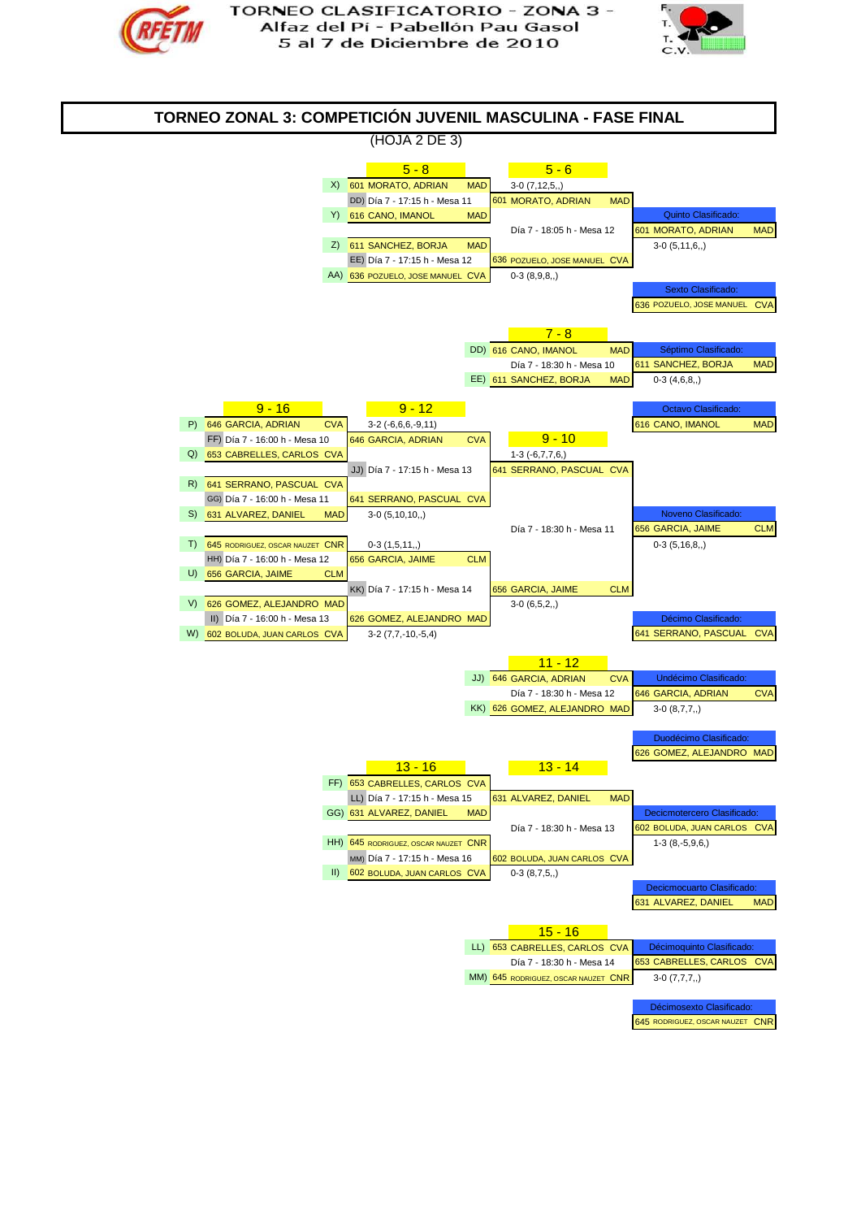TORNEO CLASIFICATORIO - ZONA 3 -
Alfaz del Pí - Pabellón Pau Gasol
5 al 7 de Diciembre de 2010

# TORNEO ZONAL 3: COMPETICIÓN JUVENIL MASCULINA - FASE FINAL

(HOJA 2 DE 3)

## 5 - 8

X) 601 MORATO, ADRIAN MAD
DD) Día 7 - 17:15 h - Mesa 11
Y) 616 CANO, IMANOL MAD

Z) 611 SANCHEZ, BORJA MAD
EE) Día 7 - 17:15 h - Mesa 12
AA) 636 POZUELO, JOSE MANUEL CVA

## 5 - 6

3-0 (7,12,5,,)
601 MORATO, ADRIAN MAD
Día 7 - 18:05 h - Mesa 12
636 POZUELO, JOSE MANUEL CVA
0-3 (8,9,8,,)

Quinto Clasificado: 601 MORATO, ADRIAN MAD
3-0 (5,11,6,,)

Sexto Clasificado: 636 POZUELO, JOSE MANUEL CVA

## 7 - 8

DD) 616 CANO, IMANOL MAD
Día 7 - 18:30 h - Mesa 10
EE) 611 SANCHEZ, BORJA MAD

Séptimo Clasificado: 611 SANCHEZ, BORJA MAD
0-3 (4,6,8,,)

Octavo Clasificado: 616 CANO, IMANOL MAD

## 9 - 16

P) 646 GARCIA, ADRIAN CVA
FF) Día 7 - 16:00 h - Mesa 10
Q) 653 CABRELLES, CARLOS CVA

R) 641 SERRANO, PASCUAL CVA
GG) Día 7 - 16:00 h - Mesa 11
S) 631 ALVAREZ, DANIEL MAD

T) 645 RODRIGUEZ, OSCAR NAUZET CNR
HH) Día 7 - 16:00 h - Mesa 12
U) 656 GARCIA, JAIME CLM

V) 626 GOMEZ, ALEJANDRO MAD
II) Día 7 - 16:00 h - Mesa 13
W) 602 BOLUDA, JUAN CARLOS CVA

## 9 - 12

3-2 (-6,6,6,-9,11)
646 GARCIA, ADRIAN CVA
JJ) Día 7 - 17:15 h - Mesa 13
641 SERRANO, PASCUAL CVA
3-0 (5,10,10,,)

0-3 (1,5,11,,)
656 GARCIA, JAIME CLM
KK) Día 7 - 17:15 h - Mesa 14
626 GOMEZ, ALEJANDRO MAD
3-2 (7,7,-10,-5,4)

## 9 - 10

1-3 (-6,7,7,6,)
641 SERRANO, PASCUAL CVA
Día 7 - 18:30 h - Mesa 11
656 GARCIA, JAIME CLM
3-0 (6,5,2,,)

Noveno Clasificado: 656 GARCIA, JAIME CLM
0-3 (5,16,8,,)

Décimo Clasificado: 641 SERRANO, PASCUAL CVA

## 11 - 12

JJ) 646 GARCIA, ADRIAN CVA
Día 7 - 18:30 h - Mesa 12
KK) 626 GOMEZ, ALEJANDRO MAD

Undécimo Clasificado: 646 GARCIA, ADRIAN CVA
3-0 (8,7,7,,)

Duodécimo Clasificado: 626 GOMEZ, ALEJANDRO MAD

## 13 - 16

FF) 653 CABRELLES, CARLOS CVA
LL) Día 7 - 17:15 h - Mesa 15
GG) 631 ALVAREZ, DANIEL MAD

HH) 645 RODRIGUEZ, OSCAR NAUZET CNR
MM) Día 7 - 17:15 h - Mesa 16
II) 602 BOLUDA, JUAN CARLOS CVA

## 13 - 14

631 ALVAREZ, DANIEL MAD
Día 7 - 18:30 h - Mesa 13
602 BOLUDA, JUAN CARLOS CVA
0-3 (8,7,5,,)

Decicmotercero Clasificado: 602 BOLUDA, JUAN CARLOS CVA
1-3 (8,-5,9,6,)

Decicmocuarto Clasificado: 631 ALVAREZ, DANIEL MAD

## 15 - 16

LL) 653 CABRELLES, CARLOS CVA
Día 7 - 18:30 h - Mesa 14
MM) 645 RODRIGUEZ, OSCAR NAUZET CNR

Décimoquinto Clasificado: 653 CABRELLES, CARLOS CVA
3-0 (7,7,7,,)

Décimosexto Clasificado: 645 RODRIGUEZ, OSCAR NAUZET CNR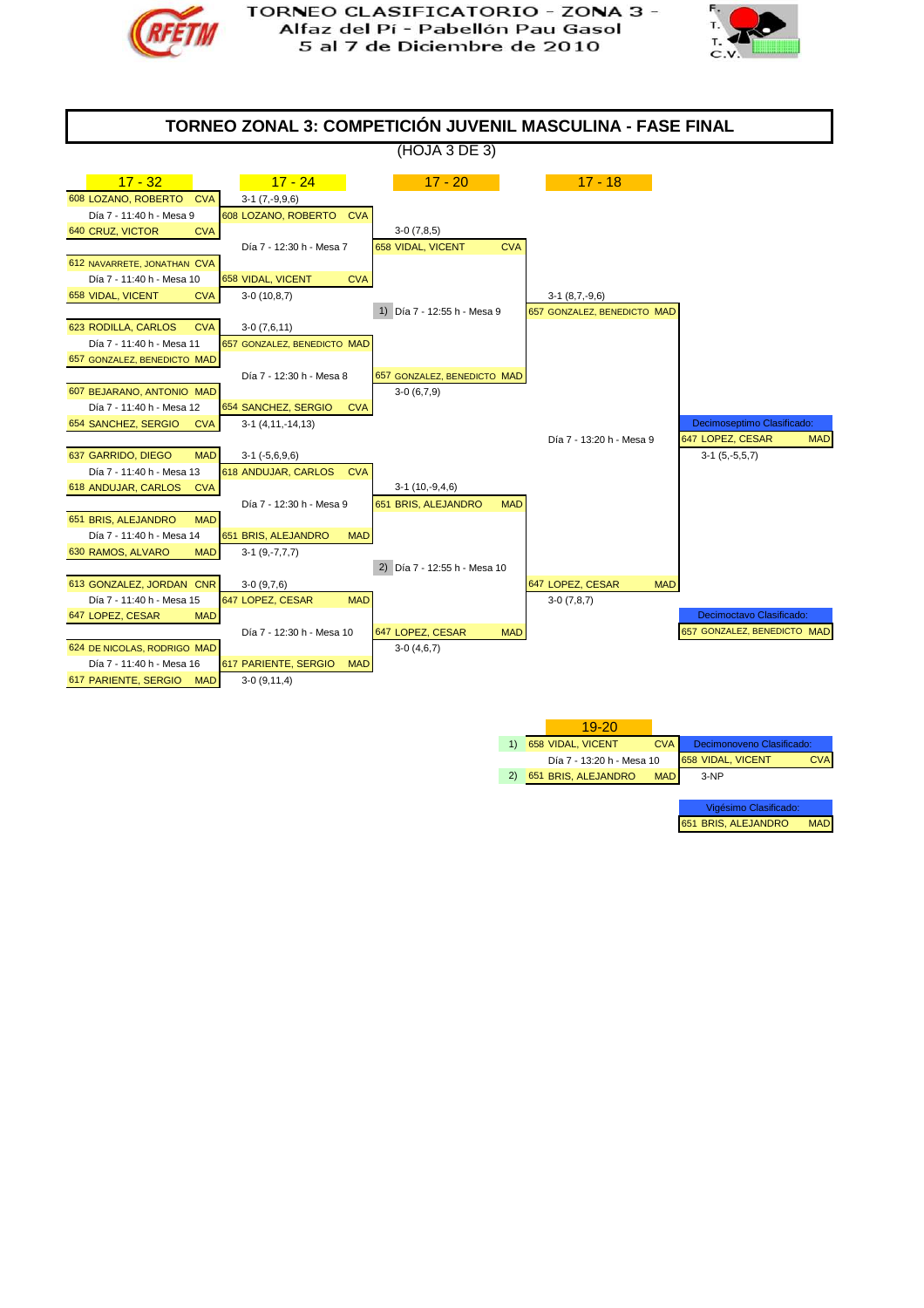TORNEO CLASIFICATORIO - ZONA 3 -
Alfaz del Pí - Pabellón Pau Gasol
5 al 7 de Diciembre de 2010

# TORNEO ZONAL 3: COMPETICIÓN JUVENIL MASCULINA - FASE FINAL

(HOJA 3 DE 3)

## 17 - 32

| Partido | Jugador 1 | Jugador 2 | Horario | Ganador | Resultado |
|---|---|---|---|---|---|
| 1 | 608 LOZANO, ROBERTO CVA | 640 CRUZ, VICTOR CVA | Día 7 - 11:40 h - Mesa 9 | 608 LOZANO, ROBERTO CVA | 3-1 (7,-9,9,6) |
| 2 | 612 NAVARRETE, JONATHAN CVA | 658 VIDAL, VICENT CVA | Día 7 - 11:40 h - Mesa 10 | 658 VIDAL, VICENT CVA | 3-0 (10,8,7) |
| 3 | 623 RODILLA, CARLOS CVA | 657 GONZALEZ, BENEDICTO MAD | Día 7 - 11:40 h - Mesa 11 | 657 GONZALEZ, BENEDICTO MAD | 3-0 (7,6,11) |
| 4 | 607 BEJARANO, ANTONIO MAD | 654 SANCHEZ, SERGIO CVA | Día 7 - 11:40 h - Mesa 12 | 654 SANCHEZ, SERGIO CVA | 3-1 (4,11,-14,13) |
| 5 | 637 GARRIDO, DIEGO MAD | 618 ANDUJAR, CARLOS CVA | Día 7 - 11:40 h - Mesa 13 | 618 ANDUJAR, CARLOS CVA | 3-1 (-5,6,9,6) |
| 6 | 651 BRIS, ALEJANDRO MAD | 630 RAMOS, ALVARO MAD | Día 7 - 11:40 h - Mesa 14 | 651 BRIS, ALEJANDRO MAD | 3-1 (9,-7,7,7) |
| 7 | 613 GONZALEZ, JORDAN CNR | 647 LOPEZ, CESAR MAD | Día 7 - 11:40 h - Mesa 15 | 647 LOPEZ, CESAR MAD | 3-0 (9,7,6) |
| 8 | 624 DE NICOLAS, RODRIGO MAD | 617 PARIENTE, SERGIO MAD | Día 7 - 11:40 h - Mesa 16 | 617 PARIENTE, SERGIO MAD | 3-0 (9,11,4) |

## 17 - 24

| Jugador 1 | Jugador 2 | Horario | Ganador | Resultado |
|---|---|---|---|---|
| 608 LOZANO, ROBERTO CVA | 658 VIDAL, VICENT CVA | Día 7 - 12:30 h - Mesa 7 | 658 VIDAL, VICENT CVA | 3-0 (7,8,5) |
| 657 GONZALEZ, BENEDICTO MAD | 654 SANCHEZ, SERGIO CVA | Día 7 - 12:30 h - Mesa 8 | 657 GONZALEZ, BENEDICTO MAD | 3-0 (6,7,9) |
| 618 ANDUJAR, CARLOS CVA | 651 BRIS, ALEJANDRO MAD | Día 7 - 12:30 h - Mesa 9 | 651 BRIS, ALEJANDRO MAD | 3-1 (10,-9,4,6) |
| 647 LOPEZ, CESAR MAD | 617 PARIENTE, SERGIO MAD | Día 7 - 12:30 h - Mesa 10 | 647 LOPEZ, CESAR MAD | 3-0 (4,6,7) |

## 17 - 20

| Jugador 1 | Jugador 2 | Horario | Ganador | Resultado |
|---|---|---|---|---|
| 1) 658 VIDAL, VICENT CVA | 657 GONZALEZ, BENEDICTO MAD | Día 7 - 12:55 h - Mesa 9 | 657 GONZALEZ, BENEDICTO MAD | 3-1 (8,7,-9,6) |
| 2) 651 BRIS, ALEJANDRO MAD | 647 LOPEZ, CESAR MAD | Día 7 - 12:55 h - Mesa 10 | 647 LOPEZ, CESAR MAD | 3-0 (7,8,7) |

## 17 - 18

| Jugador 1 | Jugador 2 | Horario | Ganador | Resultado |
|---|---|---|---|---|
| 657 GONZALEZ, BENEDICTO MAD | 647 LOPEZ, CESAR MAD | Día 7 - 13:20 h - Mesa 9 | 647 LOPEZ, CESAR MAD | 3-1 (5,-5,5,7) |

Decimoseptimo Clasificado: 647 LOPEZ, CESAR MAD

Decimoctavo Clasificado: 657 GONZALEZ, BENEDICTO MAD

## 19-20

| Jugador 1 | Jugador 2 | Horario | Ganador | Resultado |
|---|---|---|---|---|
| 1) 658 VIDAL, VICENT CVA | 2) 651 BRIS, ALEJANDRO MAD | Día 7 - 13:20 h - Mesa 10 | 658 VIDAL, VICENT CVA | 3-NP |

Decimonoveno Clasificado: 658 VIDAL, VICENT CVA

Vigésimo Clasificado: 651 BRIS, ALEJANDRO MAD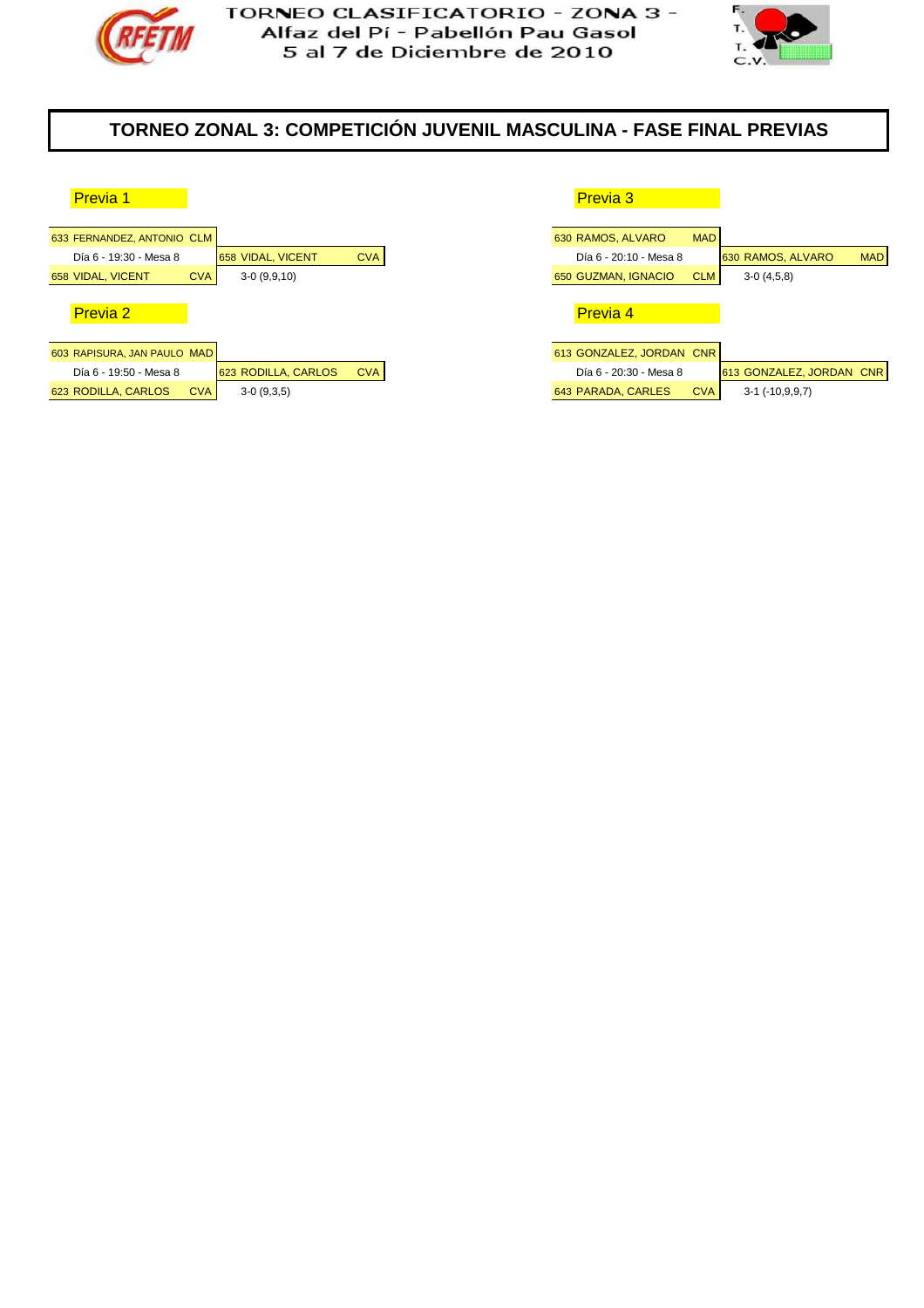TORNEO CLASIFICATORIO - ZONA 3 -
Alfaz del Pí - Pabellón Pau Gasol
5 al 7 de Diciembre de 2010

# TORNEO ZONAL 3: COMPETICIÓN JUVENIL MASCULINA - FASE FINAL PREVIAS

## Previa 1

| Jugadores | Ganador |
|---|---|
| 633 FERNANDEZ, ANTONIO CLM | |
| Día 6 - 19:30 - Mesa 8 | 658 VIDAL, VICENT CVA |
| 658 VIDAL, VICENT CVA | 3-0 (9,9,10) |

## Previa 2

| Jugadores | Ganador |
|---|---|
| 603 RAPISURA, JAN PAULO MAD | |
| Día 6 - 19:50 - Mesa 8 | 623 RODILLA, CARLOS CVA |
| 623 RODILLA, CARLOS CVA | 3-0 (9,3,5) |

## Previa 3

| Jugadores | Ganador |
|---|---|
| 630 RAMOS, ALVARO MAD | |
| Día 6 - 20:10 - Mesa 8 | 630 RAMOS, ALVARO MAD |
| 650 GUZMAN, IGNACIO CLM | 3-0 (4,5,8) |

## Previa 4

| Jugadores | Ganador |
|---|---|
| 613 GONZALEZ, JORDAN CNR | |
| Día 6 - 20:30 - Mesa 8 | 613 GONZALEZ, JORDAN CNR |
| 643 PARADA, CARLES CVA | 3-1 (-10,9,9,7) |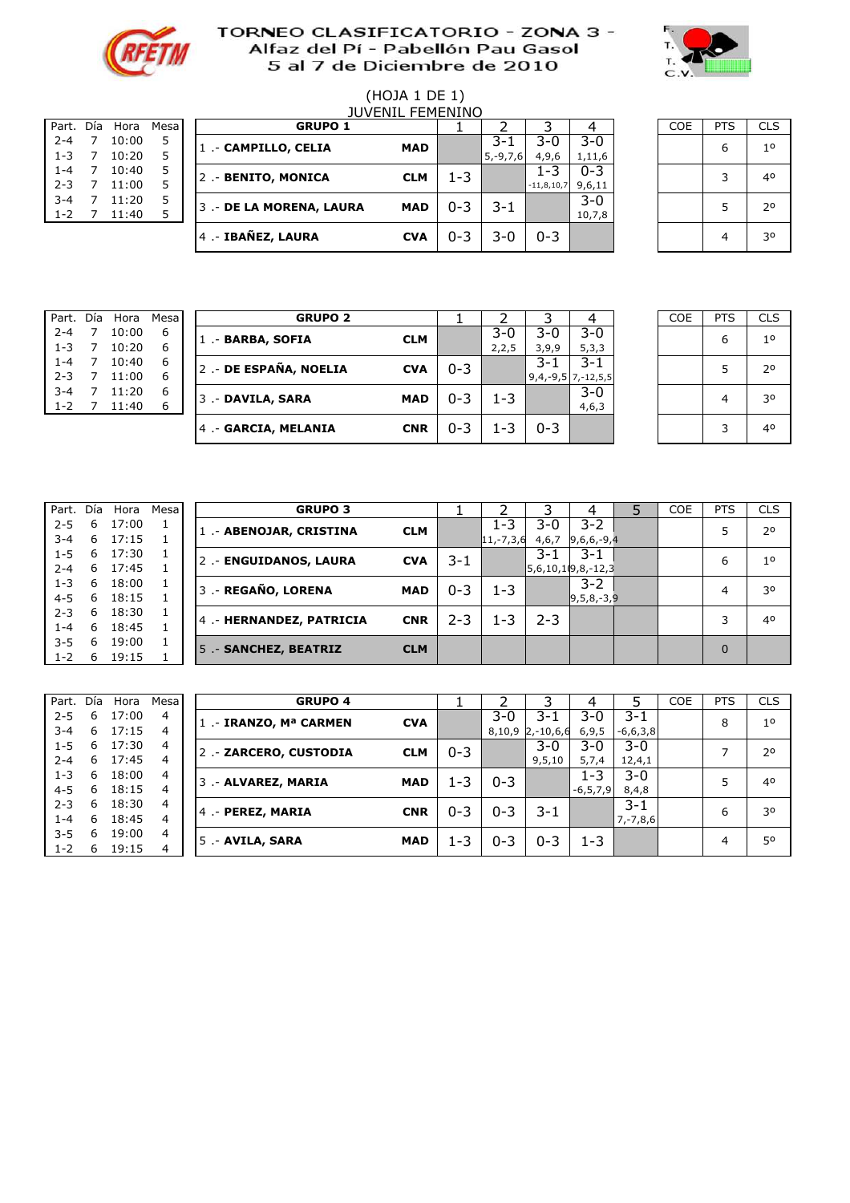# TORNEO CLASIFICATORIO - ZONA 3 - Alfaz del Pí - Pabellón Pau Gasol 5 al 7 de Diciembre de 2010

(HOJA 1 DE 1)

JUVENIL FEMENINO

| Part. | Día | Hora | Mesa |
|---|---|---|---|
| 2-4 | 7 | 10:00 | 5 |
| 1-3 | 7 | 10:20 | 5 |
| 1-4 | 7 | 10:40 | 5 |
| 2-3 | 7 | 11:00 | 5 |
| 3-4 | 7 | 11:20 | 5 |
| 1-2 | 7 | 11:40 | 5 |

| GRUPO 1 | | 1 | 2 | 3 | 4 | COE | PTS | CLS |
|---|---|---|---|---|---|---|---|---|
| 1 .- CAMPILLO, CELIA | MAD | | 3-1 5,-9,7,6 | 3-0 4,9,6 | 3-0 1,11,6 | | 6 | 1º |
| 2 .- BENITO, MONICA | CLM | 1-3 | | 1-3 -11,8,10,7 | 0-3 9,6,11 | | 3 | 4º |
| 3 .- DE LA MORENA, LAURA | MAD | 0-3 | 3-1 | | 3-0 10,7,8 | | 5 | 2º |
| 4 .- IBAÑEZ, LAURA | CVA | 0-3 | 3-0 | 0-3 | | | 4 | 3º |

| Part. | Día | Hora | Mesa |
|---|---|---|---|
| 2-4 | 7 | 10:00 | 6 |
| 1-3 | 7 | 10:20 | 6 |
| 1-4 | 7 | 10:40 | 6 |
| 2-3 | 7 | 11:00 | 6 |
| 3-4 | 7 | 11:20 | 6 |
| 1-2 | 7 | 11:40 | 6 |

| GRUPO 2 | | 1 | 2 | 3 | 4 | COE | PTS | CLS |
|---|---|---|---|---|---|---|---|---|
| 1 .- BARBA, SOFIA | CLM | | 3-0 2,2,5 | 3-0 3,9,9 | 3-0 5,3,3 | | 6 | 1º |
| 2 .- DE ESPAÑA, NOELIA | CVA | 0-3 | | 3-1 9,4,-9,5 | 3-1 7,-12,5,5 | | 5 | 2º |
| 3 .- DAVILA, SARA | MAD | 0-3 | 1-3 | | 3-0 4,6,3 | | 4 | 3º |
| 4 .- GARCIA, MELANIA | CNR | 0-3 | 1-3 | 0-3 | | | 3 | 4º |

| Part. | Día | Hora | Mesa |
|---|---|---|---|
| 2-5 | 6 | 17:00 | 1 |
| 3-4 | 6 | 17:15 | 1 |
| 1-5 | 6 | 17:30 | 1 |
| 2-4 | 6 | 17:45 | 1 |
| 1-3 | 6 | 18:00 | 1 |
| 4-5 | 6 | 18:15 | 1 |
| 2-3 | 6 | 18:30 | 1 |
| 1-4 | 6 | 18:45 | 1 |
| 3-5 | 6 | 19:00 | 1 |
| 1-2 | 6 | 19:15 | 1 |

| GRUPO 3 | | 1 | 2 | 3 | 4 | 5 | COE | PTS | CLS |
|---|---|---|---|---|---|---|---|---|---|
| 1 .- ABENOJAR, CRISTINA | CLM | | 1-3 11,-7,3,6 | 3-0 4,6,7 | 3-2 9,6,6,-9,4 | | | 5 | 2º |
| 2 .- ENGUIDANOS, LAURA | CVA | 3-1 | | 3-1 5,6,10,10 | 3-1 9,8,-12,3 | | | 6 | 1º |
| 3 .- REGAÑO, LORENA | MAD | 0-3 | 1-3 | | 3-2 9,5,8,-3,9 | | | 4 | 3º |
| 4 .- HERNANDEZ, PATRICIA | CNR | 2-3 | 1-3 | 2-3 | | | | 3 | 4º |
| 5 .- SANCHEZ, BEATRIZ | CLM | | | | | | | 0 | |

| Part. | Día | Hora | Mesa |
|---|---|---|---|
| 2-5 | 6 | 17:00 | 4 |
| 3-4 | 6 | 17:15 | 4 |
| 1-5 | 6 | 17:30 | 4 |
| 2-4 | 6 | 17:45 | 4 |
| 1-3 | 6 | 18:00 | 4 |
| 4-5 | 6 | 18:15 | 4 |
| 2-3 | 6 | 18:30 | 4 |
| 1-4 | 6 | 18:45 | 4 |
| 3-5 | 6 | 19:00 | 4 |
| 1-2 | 6 | 19:15 | 4 |

| GRUPO 4 | | 1 | 2 | 3 | 4 | 5 | COE | PTS | CLS |
|---|---|---|---|---|---|---|---|---|---|
| 1 .- IRANZO, Mª CARMEN | CVA | | 3-0 8,10,9 | 3-1 2,-10,6,6 | 3-0 6,9,5 | 3-1 -6,6,3,8 | | 8 | 1º |
| 2 .- ZARCERO, CUSTODIA | CLM | 0-3 | | 3-0 9,5,10 | 3-0 5,7,4 | 3-0 12,4,1 | | 7 | 2º |
| 3 .- ALVAREZ, MARIA | MAD | 1-3 | 0-3 | | 1-3 -6,5,7,9 | 3-0 8,4,8 | | 5 | 4º |
| 4 .- PEREZ, MARIA | CNR | 0-3 | 0-3 | 3-1 | | 3-1 7,-7,8,6 | | 6 | 3º |
| 5 .- AVILA, SARA | MAD | 1-3 | 0-3 | 0-3 | 1-3 | | | 4 | 5º |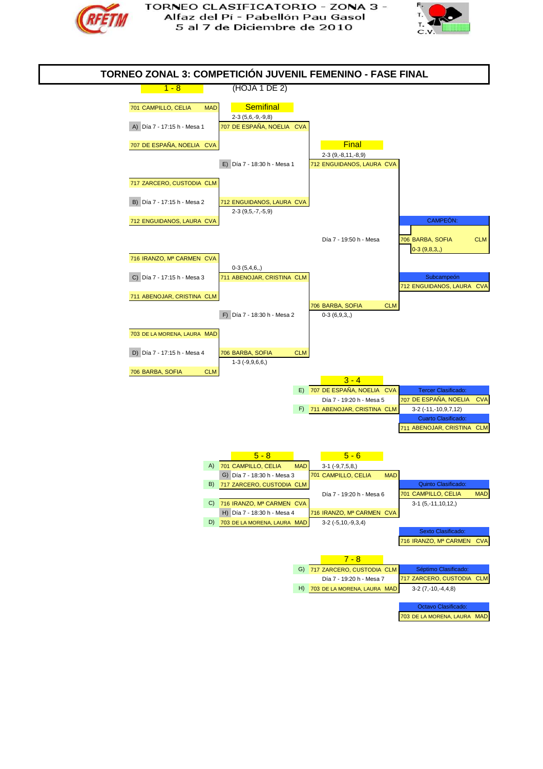TORNEO CLASIFICATORIO - ZONA 3 -
Alfaz del Pí - Pabellón Pau Gasol
5 al 7 de Diciembre de 2010

# TORNEO ZONAL 3: COMPETICIÓN JUVENIL FEMENINO - FASE FINAL

**1 - 8** (HOJA 1 DE 2)

## Primera ronda

| Partido | Jugadora 1 | Jugadora 2 | Horario | Ganadora | Resultado |
|---|---|---|---|---|---|
| A) | 701 CAMPILLO, CELIA MAD | 707 DE ESPAÑA, NOELIA CVA | Día 7 - 17:15 h - Mesa 1 | 707 DE ESPAÑA, NOELIA CVA | 2-3 (5,6,-9,-9,8) |
| B) | 717 ZARCERO, CUSTODIA CLM | 712 ENGUIDANOS, LAURA CVA | Día 7 - 17:15 h - Mesa 2 | 712 ENGUIDANOS, LAURA CVA | 2-3 (9,5,-7,-5,9) |
| C) | 716 IRANZO, Mª CARMEN CVA | 711 ABENOJAR, CRISTINA CLM | Día 7 - 17:15 h - Mesa 3 | 711 ABENOJAR, CRISTINA CLM | 0-3 (5,4,6,,) |
| D) | 703 DE LA MORENA, LAURA MAD | 706 BARBA, SOFIA CLM | Día 7 - 17:15 h - Mesa 4 | 706 BARBA, SOFIA CLM | 1-3 (-9,9,6,6,) |

## Semifinal

| Partido | Horario | Ganadora | Resultado |
|---|---|---|---|
| E) | Día 7 - 18:30 h - Mesa 1 | 712 ENGUIDANOS, LAURA CVA | 2-3 (9,-8,11,-8,9) |
| F) | Día 7 - 18:30 h - Mesa 2 | 706 BARBA, SOFIA CLM | 0-3 (6,9,3,,) |

## Final

Día 7 - 19:50 h - Mesa

**CAMPEÓN:** 706 BARBA, SOFIA CLM — 0-3 (9,8,3,,)

**Subcampeón:** 712 ENGUIDANOS, LAURA CVA

## 3 - 4

E) 707 DE ESPAÑA, NOELIA CVA — F) 711 ABENOJAR, CRISTINA CLM — Día 7 - 19:20 h - Mesa 5

**Tercer Clasificado:** 707 DE ESPAÑA, NOELIA CVA — 3-2 (-11,-10,9,7,12)

**Cuarto Clasificado:** 711 ABENOJAR, CRISTINA CLM

## 5 - 8

| Partido | Jugadora 1 | Jugadora 2 | Horario | Ganadora | Resultado |
|---|---|---|---|---|---|
| G) | A) 701 CAMPILLO, CELIA MAD | B) 717 ZARCERO, CUSTODIA CLM | Día 7 - 18:30 h - Mesa 3 | 701 CAMPILLO, CELIA MAD | 3-1 (-9,7,5,8,) |
| H) | C) 716 IRANZO, Mª CARMEN CVA | D) 703 DE LA MORENA, LAURA MAD | Día 7 - 18:30 h - Mesa 4 | 716 IRANZO, Mª CARMEN CVA | 3-2 (-5,10,-9,3,4) |

## 5 - 6

Día 7 - 19:20 h - Mesa 6

**Quinto Clasificado:** 701 CAMPILLO, CELIA MAD — 3-1 (5,-11,10,12,)

**Sexto Clasificado:** 716 IRANZO, Mª CARMEN CVA

## 7 - 8

G) 717 ZARCERO, CUSTODIA CLM — H) 703 DE LA MORENA, LAURA MAD — Día 7 - 19:20 h - Mesa 7

**Séptimo Clasificado:** 717 ZARCERO, CUSTODIA CLM — 3-2 (7,-10,-4,4,8)

**Octavo Clasificado:** 703 DE LA MORENA, LAURA MAD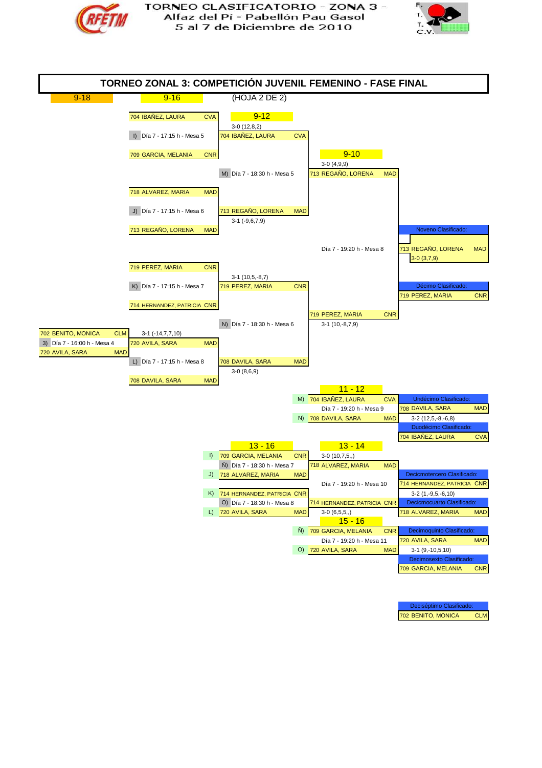# TORNEO CLASIFICATORIO - ZONA 3 -
## Alfaz del Pí - Pabellón Pau Gasol
## 5 al 7 de Diciembre de 2010

# TORNEO ZONAL 3: COMPETICIÓN JUVENIL FEMENINO - FASE FINAL

9-18 | 9-16 | (HOJA 2 DE 2)

### 9-16

- I) Día 7 - 17:15 h - Mesa 5: 704 IBAÑEZ, LAURA (CVA) vs 709 GARCIA, MELANIA (CNR)
- J) Día 7 - 17:15 h - Mesa 6: 718 ALVAREZ, MARIA (MAD) vs 713 REGAÑO, LORENA (MAD)
- K) Día 7 - 17:15 h - Mesa 7: 719 PEREZ, MARIA (CNR) vs 714 HERNANDEZ, PATRICIA (CNR)
- L) Día 7 - 17:15 h - Mesa 8: 720 AVILA, SARA (MAD) vs 708 DAVILA, SARA (MAD)

### 9-18

- 3) Día 7 - 16:00 h - Mesa 4: 702 BENITO, MONICA (CLM) vs 720 AVILA, SARA (MAD) → 720 AVILA, SARA (MAD) 3-1 (-14,7,7,10)

### 9-12

- I) 704 IBAÑEZ, LAURA (CVA) 3-0 (12,8,2)
- J) 713 REGAÑO, LORENA (MAD) 3-1 (-9,6,7,9)
- K) 719 PEREZ, MARIA (CNR) 3-1 (10,5,-8,7)
- L) 708 DAVILA, SARA (MAD) 3-0 (8,6,9)
- M) Día 7 - 18:30 h - Mesa 5: 704 IBAÑEZ, LAURA vs 713 REGAÑO, LORENA
- N) Día 7 - 18:30 h - Mesa 6: 719 PEREZ, MARIA vs 708 DAVILA, SARA

### 9-10

- M) 713 REGAÑO, LORENA (MAD) 3-0 (4,9,9)
- N) 719 PEREZ, MARIA (CNR) 3-1 (10,-8,7,9)
- Día 7 - 19:20 h - Mesa 8

**Noveno Clasificado:** 713 REGAÑO, LORENA (MAD) 3-0 (3,7,9)

**Décimo Clasificado:** 719 PEREZ, MARIA (CNR)

### 11 - 12

- M) 704 IBAÑEZ, LAURA (CVA)
- N) 708 DAVILA, SARA (MAD)
- Día 7 - 19:20 h - Mesa 9

**Undécimo Clasificado:** 708 DAVILA, SARA (MAD) 3-2 (12,5,-8,-6,8)

**Duodécimo Clasificado:** 704 IBAÑEZ, LAURA (CVA)

### 13 - 16

- I) 709 GARCIA, MELANIA (CNR)
- Ñ) Día 7 - 18:30 h - Mesa 7
- J) 718 ALVAREZ, MARIA (MAD)
- K) 714 HERNANDEZ, PATRICIA (CNR)
- O) Día 7 - 18:30 h - Mesa 8
- L) 720 AVILA, SARA (MAD)

### 13 - 14

- Ñ) 718 ALVAREZ, MARIA (MAD) 3-0 (10,7,5,,)
- O) 714 HERNANDEZ, PATRICIA (CNR) 3-0 (6,5,5,,)
- Día 7 - 19:20 h - Mesa 10

**Decicmotercero Clasificado:** 714 HERNANDEZ, PATRICIA (CNR) 3-2 (1,-9,5,-6,10)

**Decicmocuarto Clasificado:** 718 ALVAREZ, MARIA (MAD)

### 15 - 16

- Ñ) 709 GARCIA, MELANIA (CNR)
- O) 720 AVILA, SARA (MAD)
- Día 7 - 19:20 h - Mesa 11

**Decimoquinto Clasificado:** 720 AVILA, SARA (MAD) 3-1 (9,-10,5,10)

**Decimosexto Clasificado:** 709 GARCIA, MELANIA (CNR)

**Deciséptimo Clasificado:** 702 BENITO, MONICA (CLM)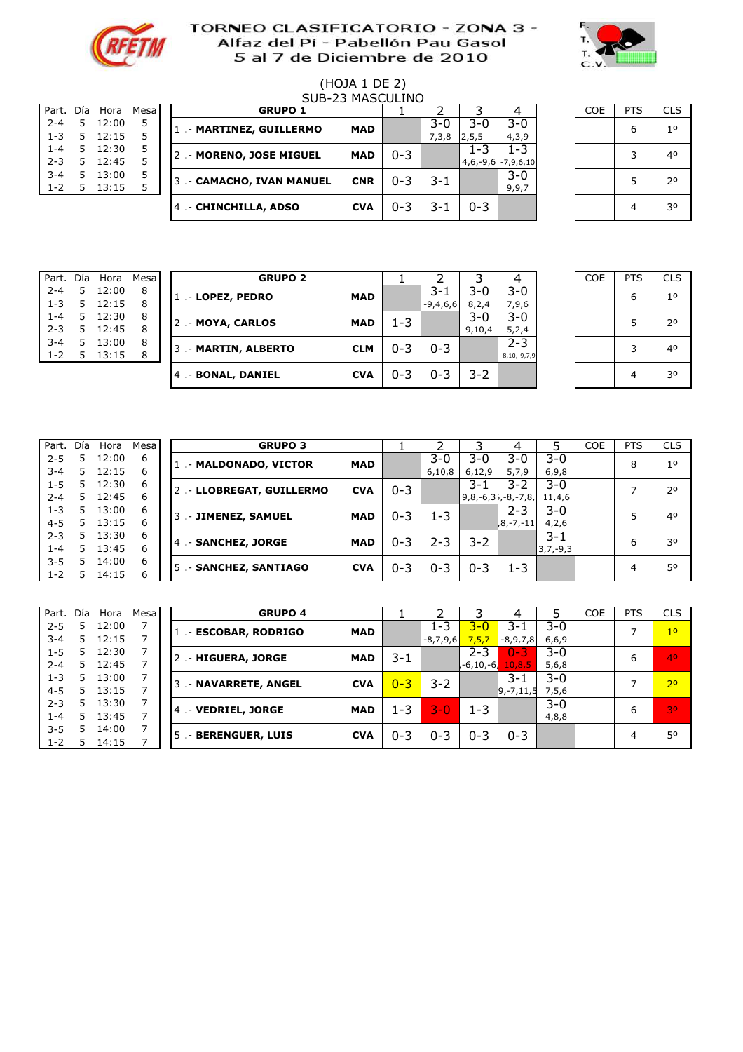# TORNEO CLASIFICATORIO - ZONA 3 -
## Alfaz del Pí - Pabellón Pau Gasol
## 5 al 7 de Diciembre de 2010

(HOJA 1 DE 2)

SUB-23 MASCULINO

| Part. | Día | Hora | Mesa |
|---|---|---|---|
| 2-4 | 5 | 12:00 | 5 |
| 1-3 | 5 | 12:15 | 5 |
| 1-4 | 5 | 12:30 | 5 |
| 2-3 | 5 | 12:45 | 5 |
| 3-4 | 5 | 13:00 | 5 |
| 1-2 | 5 | 13:15 | 5 |

| GRUPO 1 | | 1 | 2 | 3 | 4 | COE | PTS | CLS |
|---|---|---|---|---|---|---|---|---|
| 1 .- MARTINEZ, GUILLERMO | MAD | | 3-0 7,3,8 | 3-0 2,5,5 | 3-0 4,3,9 | | 6 | 1º |
| 2 .- MORENO, JOSE MIGUEL | MAD | 0-3 | | 1-3 4,6,-9,6 | 1-3 -7,9,6,10 | | 3 | 4º |
| 3 .- CAMACHO, IVAN MANUEL | CNR | 0-3 | 3-1 | | 3-0 9,9,7 | | 5 | 2º |
| 4 .- CHINCHILLA, ADSO | CVA | 0-3 | 3-1 | 0-3 | | | 4 | 3º |

| Part. | Día | Hora | Mesa |
|---|---|---|---|
| 2-4 | 5 | 12:00 | 8 |
| 1-3 | 5 | 12:15 | 8 |
| 1-4 | 5 | 12:30 | 8 |
| 2-3 | 5 | 12:45 | 8 |
| 3-4 | 5 | 13:00 | 8 |
| 1-2 | 5 | 13:15 | 8 |

| GRUPO 2 | | 1 | 2 | 3 | 4 | COE | PTS | CLS |
|---|---|---|---|---|---|---|---|---|
| 1 .- LOPEZ, PEDRO | MAD | | 3-1 -9,4,6,6 | 3-0 8,2,4 | 3-0 7,9,6 | | 6 | 1º |
| 2 .- MOYA, CARLOS | MAD | 1-3 | | 3-0 9,10,4 | 3-0 5,2,4 | | 5 | 2º |
| 3 .- MARTIN, ALBERTO | CLM | 0-3 | 0-3 | | 2-3 -8,10,-9,7,9 | | 3 | 4º |
| 4 .- BONAL, DANIEL | CVA | 0-3 | 0-3 | 3-2 | | | 4 | 3º |

| Part. | Día | Hora | Mesa |
|---|---|---|---|
| 2-5 | 5 | 12:00 | 6 |
| 3-4 | 5 | 12:15 | 6 |
| 1-5 | 5 | 12:30 | 6 |
| 2-4 | 5 | 12:45 | 6 |
| 1-3 | 5 | 13:00 | 6 |
| 4-5 | 5 | 13:15 | 6 |
| 2-3 | 5 | 13:30 | 6 |
| 1-4 | 5 | 13:45 | 6 |
| 3-5 | 5 | 14:00 | 6 |
| 1-2 | 5 | 14:15 | 6 |

| GRUPO 3 | | 1 | 2 | 3 | 4 | 5 | COE | PTS | CLS |
|---|---|---|---|---|---|---|---|---|---|
| 1 .- MALDONADO, VICTOR | MAD | | 3-0 6,10,8 | 3-0 6,12,9 | 3-0 5,7,9 | 3-0 6,9,8 | | 8 | 1º |
| 2 .- LLOBREGAT, GUILLERMO | CVA | 0-3 | | 3-1 9,8,-6,3 | 3-2 ,-8,-7,8, | 3-0 11,4,6 | | 7 | 2º |
| 3 .- JIMENEZ, SAMUEL | MAD | 0-3 | 1-3 | | 2-3 8,-7,-11, | 3-0 4,2,6 | | 5 | 4º |
| 4 .- SANCHEZ, JORGE | MAD | 0-3 | 2-3 | 3-2 | | 3-1 3,7,-9,3 | | 6 | 3º |
| 5 .- SANCHEZ, SANTIAGO | CVA | 0-3 | 0-3 | 0-3 | 1-3 | | | 4 | 5º |

| Part. | Día | Hora | Mesa |
|---|---|---|---|
| 2-5 | 5 | 12:00 | 7 |
| 3-4 | 5 | 12:15 | 7 |
| 1-5 | 5 | 12:30 | 7 |
| 2-4 | 5 | 12:45 | 7 |
| 1-3 | 5 | 13:00 | 7 |
| 4-5 | 5 | 13:15 | 7 |
| 2-3 | 5 | 13:30 | 7 |
| 1-4 | 5 | 13:45 | 7 |
| 3-5 | 5 | 14:00 | 7 |
| 1-2 | 5 | 14:15 | 7 |

| GRUPO 4 | | 1 | 2 | 3 | 4 | 5 | COE | PTS | CLS |
|---|---|---|---|---|---|---|---|---|---|
| 1 .- ESCOBAR, RODRIGO | MAD | | 1-3 -8,7,9,6 | 3-0 7,5,7 | 3-1 -8,9,7,8 | 3-0 6,6,9 | | 7 | 1º |
| 2 .- HIGUERA, JORGE | MAD | 3-1 | | 2-3 -6,10,-6, | 0-3 10,8,5 | 3-0 5,6,8 | | 6 | 4º |
| 3 .- NAVARRETE, ANGEL | CVA | 0-3 | 3-2 | | 3-1 9,-7,11,5 | 3-0 7,5,6 | | 7 | 2º |
| 4 .- VEDRIEL, JORGE | MAD | 1-3 | 3-0 | 1-3 | | 3-0 4,8,8 | | 6 | 3º |
| 5 .- BERENGUER, LUIS | CVA | 0-3 | 0-3 | 0-3 | 0-3 | | | 4 | 5º |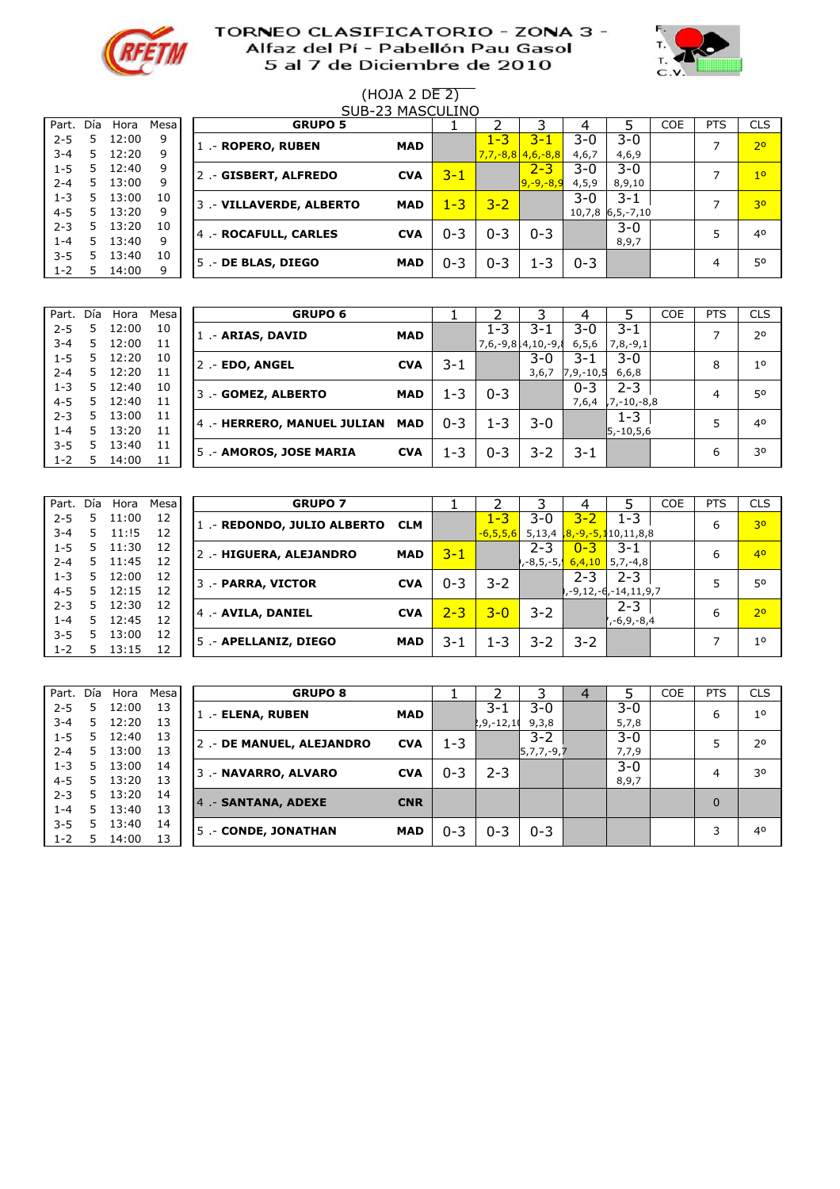# TORNEO CLASIFICATORIO - ZONA 3 -
## Alfaz del Pí - Pabellón Pau Gasol
## 5 al 7 de Diciembre de 2010

(HOJA 2 DE 2)

SUB-23 MASCULINO

| Part. | Día | Hora | Mesa |
|---|---|---|---|
| 2-5 | 5 | 12:00 | 9 |
| 3-4 | 5 | 12:20 | 9 |
| 1-5 | 5 | 12:40 | 9 |
| 2-4 | 5 | 13:00 | 9 |
| 1-3 | 5 | 13:00 | 10 |
| 4-5 | 5 | 13:20 | 9 |
| 2-3 | 5 | 13:20 | 10 |
| 1-4 | 5 | 13:40 | 9 |
| 3-5 | 5 | 13:40 | 10 |
| 1-2 | 5 | 14:00 | 9 |

| GRUPO 5 | | 1 | 2 | 3 | 4 | 5 | COE | PTS | CLS |
|---|---|---|---|---|---|---|---|---|---|
| 1 .- ROPERO, RUBEN | MAD | | 1-3 7,7,-8,8 | 3-1 4,6,-8,8 | 3-0 4,6,7 | 3-0 4,6,9 | | 7 | 2º |
| 2 .- GISBERT, ALFREDO | CVA | 3-1 | | 2-3 9,-9,-8,9 | 3-0 4,5,9 | 3-0 8,9,10 | | 7 | 1º |
| 3 .- VILLAVERDE, ALBERTO | MAD | 1-3 | 3-2 | | 3-0 10,7,8 | 3-1 6,5,-7,10 | | 7 | 3º |
| 4 .- ROCAFULL, CARLES | CVA | 0-3 | 0-3 | 0-3 | | 3-0 8,9,7 | | 5 | 4º |
| 5 .- DE BLAS, DIEGO | MAD | 0-3 | 0-3 | 1-3 | 0-3 | | | 4 | 5º |

| Part. | Día | Hora | Mesa |
|---|---|---|---|
| 2-5 | 5 | 12:00 | 10 |
| 3-4 | 5 | 12:00 | 11 |
| 1-5 | 5 | 12:20 | 10 |
| 2-4 | 5 | 12:20 | 11 |
| 1-3 | 5 | 12:40 | 10 |
| 4-5 | 5 | 12:40 | 11 |
| 2-3 | 5 | 13:00 | 11 |
| 1-4 | 5 | 13:20 | 11 |
| 3-5 | 5 | 13:40 | 11 |
| 1-2 | 5 | 14:00 | 11 |

| GRUPO 6 | | 1 | 2 | 3 | 4 | 5 | COE | PTS | CLS |
|---|---|---|---|---|---|---|---|---|---|
| 1 .- ARIAS, DAVID | MAD | | 1-3 7,6,-9,8 | 3-1 4,10,-9,8 | 3-0 6,5,6 | 3-1 7,8,-9,1 | | 7 | 2º |
| 2 .- EDO, ANGEL | CVA | 3-1 | | 3-0 3,6,7 | 3-1 7,9,-10,5 | 3-0 6,6,8 | | 8 | 1º |
| 3 .- GOMEZ, ALBERTO | MAD | 1-3 | 0-3 | | 0-3 7,6,4 | 2-3 7,-10,-8,8 | | 4 | 5º |
| 4 .- HERRERO, MANUEL JULIAN | MAD | 0-3 | 1-3 | 3-0 | | 1-3 5,-10,5,6 | | 5 | 4º |
| 5 .- AMOROS, JOSE MARIA | CVA | 1-3 | 0-3 | 3-2 | 3-1 | | | 6 | 3º |

| Part. | Día | Hora | Mesa |
|---|---|---|---|
| 2-5 | 5 | 11:00 | 12 |
| 3-4 | 5 | 11:!5 | 12 |
| 1-5 | 5 | 11:30 | 12 |
| 2-4 | 5 | 11:45 | 12 |
| 1-3 | 5 | 12:00 | 12 |
| 4-5 | 5 | 12:15 | 12 |
| 2-3 | 5 | 12:30 | 12 |
| 1-4 | 5 | 12:45 | 12 |
| 3-5 | 5 | 13:00 | 12 |
| 1-2 | 5 | 13:15 | 12 |

| GRUPO 7 | | 1 | 2 | 3 | 4 | 5 | COE | PTS | CLS |
|---|---|---|---|---|---|---|---|---|---|
| 1 .- REDONDO, JULIO ALBERTO | CLM | | 1-3 -6,5,5,6 | 3-0 5,13,4 | 3-2 8,-9,-5,1 | 1-3 10,11,8,8 | | 6 | 3º |
| 2 .- HIGUERA, ALEJANDRO | MAD | 3-1 | | 2-3 ,-8,5,-5, | 0-3 6,4,10 | 3-1 5,7,-4,8 | | 6 | 4º |
| 3 .- PARRA, VICTOR | CVA | 0-3 | 3-2 | | 2-3 ,-9,12,-6 | 2-3 ,-14,11,9,7 | | 5 | 5º |
| 4 .- AVILA, DANIEL | CVA | 2-3 | 3-0 | 3-2 | | 2-3 ,-6,9,-8,4 | | 6 | 2º |
| 5 .- APELLANIZ, DIEGO | MAD | 3-1 | 1-3 | 3-2 | 3-2 | | | 7 | 1º |

| Part. | Día | Hora | Mesa |
|---|---|---|---|
| 2-5 | 5 | 12:00 | 13 |
| 3-4 | 5 | 12:20 | 13 |
| 1-5 | 5 | 12:40 | 13 |
| 2-4 | 5 | 13:00 | 13 |
| 1-3 | 5 | 13:00 | 14 |
| 4-5 | 5 | 13:20 | 13 |
| 2-3 | 5 | 13:20 | 14 |
| 1-4 | 5 | 13:40 | 13 |
| 3-5 | 5 | 13:40 | 14 |
| 1-2 | 5 | 14:00 | 13 |

| GRUPO 8 | | 1 | 2 | 3 | 4 | 5 | COE | PTS | CLS |
|---|---|---|---|---|---|---|---|---|---|
| 1 .- ELENA, RUBEN | MAD | | 3-1 ,9,-12,10 | 3-0 9,3,8 | | 3-0 5,7,8 | | 6 | 1º |
| 2 .- DE MANUEL, ALEJANDRO | CVA | 1-3 | | 3-2 5,7,7,-9,7 | | 3-0 7,7,9 | | 5 | 2º |
| 3 .- NAVARRO, ALVARO | CVA | 0-3 | 2-3 | | | 3-0 8,9,7 | | 4 | 3º |
| 4 .- SANTANA, ADEXE | CNR | | | | | | | 0 | |
| 5 .- CONDE, JONATHAN | MAD | 0-3 | 0-3 | 0-3 | | | | 3 | 4º |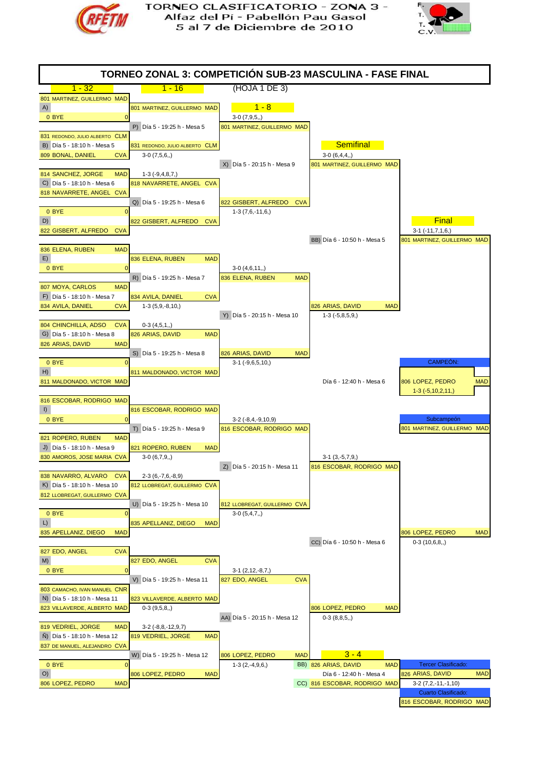# TORNEO CLASIFICATORIO - ZONA 3 -
## Alfaz del Pí - Pabellón Pau Gasol
### 5 al 7 de Diciembre de 2010

## TORNEO ZONAL 3: COMPETICIÓN SUB-23 MASCULINA - FASE FINAL

(HOJA 1 DE 3)

### 1 - 32

| Partido | Jugador 1 | Jugador 2 | Horario | Resultado |
|---|---|---|---|---|
| A) | 801 MARTINEZ, GUILLERMO MAD | 0 BYE | | |
| B) | 831 REDONDO, JULIO ALBERTO CLM | 809 BONAL, DANIEL CVA | Día 5 - 18:10 h - Mesa 5 | 3-0 (7,5,6,,) |
| C) | 814 SANCHEZ, JORGE MAD | 818 NAVARRETE, ANGEL CVA | Día 5 - 18:10 h - Mesa 6 | 1-3 (-9,4,8,7,) |
| D) | 0 BYE | 822 GISBERT, ALFREDO CVA | | |
| E) | 836 ELENA, RUBEN MAD | 0 BYE | | |
| F) | 807 MOYA, CARLOS MAD | 834 AVILA, DANIEL CVA | Día 5 - 18:10 h - Mesa 7 | 1-3 (5,9,-8,10,) |
| G) | 804 CHINCHILLA, ADSO CVA | 826 ARIAS, DAVID MAD | Día 5 - 18:10 h - Mesa 8 | 0-3 (4,5,1,,) |
| H) | 0 BYE | 811 MALDONADO, VICTOR MAD | | |
| I) | 816 ESCOBAR, RODRIGO MAD | 0 BYE | | |
| J) | 821 ROPERO, RUBEN MAD | 830 AMOROS, JOSE MARIA CVA | Día 5 - 18:10 h - Mesa 9 | 3-0 (6,7,9,,) |
| K) | 838 NAVARRO, ALVARO CVA | 812 LLOBREGAT, GUILLERMO CVA | Día 5 - 18:10 h - Mesa 10 | 2-3 (6,-7,6,-8,9) |
| L) | 0 BYE | 835 APELLANIZ, DIEGO MAD | | |
| M) | 827 EDO, ANGEL CVA | 0 BYE | | |
| N) | 803 CAMACHO, IVAN MANUEL CNR | 823 VILLAVERDE, ALBERTO MAD | Día 5 - 18:10 h - Mesa 11 | 0-3 (9,5,8,,) |
| Ñ) | 819 VEDRIEL, JORGE MAD | 837 DE MANUEL, ALEJANDRO CVA | Día 5 - 18:10 h - Mesa 12 | 3-2 (-8,8,-12,9,7) |
| O) | 0 BYE | 806 LOPEZ, PEDRO MAD | | |

### 1 - 16

| Partido | Jugador 1 | Jugador 2 | Horario | Resultado |
|---|---|---|---|---|
| P) | 801 MARTINEZ, GUILLERMO MAD | 831 REDONDO, JULIO ALBERTO CLM | Día 5 - 19:25 h - Mesa 5 | 3-0 (7,9,5,,) |
| Q) | 818 NAVARRETE, ANGEL CVA | 822 GISBERT, ALFREDO CVA | Día 5 - 19:25 h - Mesa 6 | 1-3 (7,6,-11,6,) |
| R) | 836 ELENA, RUBEN MAD | 834 AVILA, DANIEL CVA | Día 5 - 19:25 h - Mesa 7 | 3-0 (4,6,11,,) |
| S) | 826 ARIAS, DAVID MAD | 811 MALDONADO, VICTOR MAD | Día 5 - 19:25 h - Mesa 8 | 3-1 (-9,6,5,10,) |
| T) | 816 ESCOBAR, RODRIGO MAD | 821 ROPERO, RUBEN MAD | Día 5 - 19:25 h - Mesa 9 | 3-2 (-8,4,-9,10,9) |
| U) | 812 LLOBREGAT, GUILLERMO CVA | 835 APELLANIZ, DIEGO MAD | Día 5 - 19:25 h - Mesa 10 | 3-0 (5,4,7,,) |
| V) | 827 EDO, ANGEL CVA | 823 VILLAVERDE, ALBERTO MAD | Día 5 - 19:25 h - Mesa 11 | 3-1 (2,12,-8,7,) |
| W) | 819 VEDRIEL, JORGE MAD | 806 LOPEZ, PEDRO MAD | Día 5 - 19:25 h - Mesa 12 | 1-3 (2,-4,9,6,) |

### 1 - 8

| Partido | Jugador 1 | Jugador 2 | Horario | Resultado |
|---|---|---|---|---|
| X) | 801 MARTINEZ, GUILLERMO MAD | 822 GISBERT, ALFREDO CVA | Día 5 - 20:15 h - Mesa 9 | 3-0 (6,4,4,,) |
| Y) | 836 ELENA, RUBEN MAD | 826 ARIAS, DAVID MAD | Día 5 - 20:15 h - Mesa 10 | 1-3 (-5,8,5,9,) |
| Z) | 816 ESCOBAR, RODRIGO MAD | 812 LLOBREGAT, GUILLERMO CVA | Día 5 - 20:15 h - Mesa 11 | 3-1 (3,-5,7,9,) |
| AA) | 827 EDO, ANGEL CVA | 806 LOPEZ, PEDRO MAD | Día 5 - 20:15 h - Mesa 12 | 0-3 (8,8,5,,) |

### Semifinal

| Partido | Jugador 1 | Jugador 2 | Horario | Resultado |
|---|---|---|---|---|
| BB) | 801 MARTINEZ, GUILLERMO MAD | 826 ARIAS, DAVID MAD | Día 6 - 10:50 h - Mesa 5 | 3-1 (-11,7,1,6,) |
| CC) | 816 ESCOBAR, RODRIGO MAD | 806 LOPEZ, PEDRO MAD | Día 6 - 10:50 h - Mesa 6 | 0-3 (10,6,8,,) |

### Final

| Jugador 1 | Jugador 2 | Horario | Resultado |
|---|---|---|---|
| 801 MARTINEZ, GUILLERMO MAD | 806 LOPEZ, PEDRO MAD | Día 6 - 12:40 h - Mesa 6 | 1-3 (-5,10,2,11,) |

### 3 - 4

| Jugador 1 | Jugador 2 | Horario | Resultado |
|---|---|---|---|
| BB) 826 ARIAS, DAVID MAD | CC) 816 ESCOBAR, RODRIGO MAD | Día 6 - 12:40 h - Mesa 4 | 3-2 (7,2,-11,-1,10) |

### Clasificación

| Puesto | Jugador |
|---|---|
| CAMPEÓN: | 806 LOPEZ, PEDRO MAD |
| Subcampeón | 801 MARTINEZ, GUILLERMO MAD |
| Tercer Clasificado: | 826 ARIAS, DAVID MAD |
| Cuarto Clasificado: | 816 ESCOBAR, RODRIGO MAD |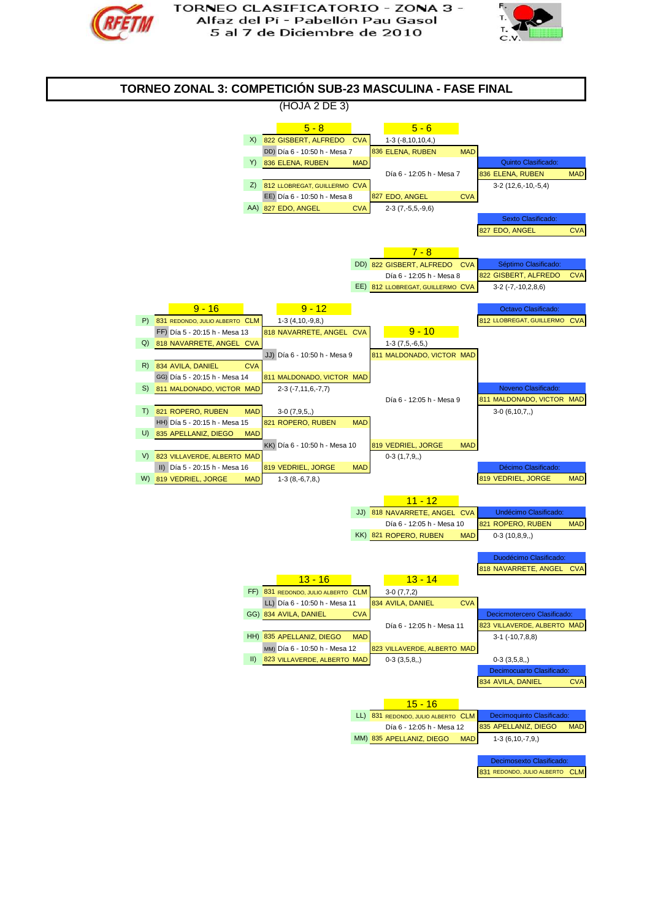TORNEO CLASIFICATORIO - ZONA 3 -
Alfaz del Pí - Pabellón Pau Gasol
5 al 7 de Diciembre de 2010

# TORNEO ZONAL 3: COMPETICIÓN SUB-23 MASCULINA - FASE FINAL

(HOJA 2 DE 3)

## 5 - 8

- X) 822 GISBERT, ALFREDO CVA
- DD) Día 6 - 10:50 h - Mesa 7 — 1-3 (-8,10,10,4,)
- Y) 836 ELENA, RUBEN MAD
- Z) 812 LLOBREGAT, GUILLERMO CVA
- EE) Día 6 - 10:50 h - Mesa 8 — 2-3 (7,-5,5,-9,6)
- AA) 827 EDO, ANGEL CVA

## 5 - 6

- 836 ELENA, RUBEN MAD
- Día 6 - 12:05 h - Mesa 7 — 3-2 (12,6,-10,-5,4)
- 827 EDO, ANGEL CVA

Quinto Clasificado: 836 ELENA, RUBEN MAD

Sexto Clasificado: 827 EDO, ANGEL CVA

## 7 - 8

- DD) 822 GISBERT, ALFREDO CVA
- Día 6 - 12:05 h - Mesa 8 — 3-2 (-7,-10,2,8,6)
- EE) 812 LLOBREGAT, GUILLERMO CVA

Séptimo Clasificado: 822 GISBERT, ALFREDO CVA

Octavo Clasificado: 812 LLOBREGAT, GUILLERMO CVA

## 9 - 16

- P) 831 REDONDO, JULIO ALBERTO CLM
- FF) Día 5 - 20:15 h - Mesa 13 — 1-3 (4,10,-9,8,)
- Q) 818 NAVARRETE, ANGEL CVA
- R) 834 AVILA, DANIEL CVA
- GG) Día 5 - 20:15 h - Mesa 14 — 2-3 (-7,11,6,-7,7)
- S) 811 MALDONADO, VICTOR MAD
- T) 821 ROPERO, RUBEN MAD
- HH) Día 5 - 20:15 h - Mesa 15 — 3-0 (7,9,5,,)
- U) 835 APELLANIZ, DIEGO MAD
- V) 823 VILLAVERDE, ALBERTO MAD
- II) Día 5 - 20:15 h - Mesa 16 — 1-3 (8,-6,7,8,)
- W) 819 VEDRIEL, JORGE MAD

## 9 - 12

- 818 NAVARRETE, ANGEL CVA
- JJ) Día 6 - 10:50 h - Mesa 9 — 1-3 (7,5,-6,5,)
- 811 MALDONADO, VICTOR MAD
- 821 ROPERO, RUBEN MAD
- KK) Día 6 - 10:50 h - Mesa 10 — 0-3 (1,7,9,,)
- 819 VEDRIEL, JORGE MAD

## 9 - 10

- 811 MALDONADO, VICTOR MAD
- Día 6 - 12:05 h - Mesa 9 — 3-0 (6,10,7,,)
- 819 VEDRIEL, JORGE MAD

Noveno Clasificado: 811 MALDONADO, VICTOR MAD

Décimo Clasificado: 819 VEDRIEL, JORGE MAD

## 11 - 12

- JJ) 818 NAVARRETE, ANGEL CVA
- Día 6 - 12:05 h - Mesa 10 — 0-3 (10,8,9,,)
- KK) 821 ROPERO, RUBEN MAD

Undécimo Clasificado: 821 ROPERO, RUBEN MAD

Duodécimo Clasificado: 818 NAVARRETE, ANGEL CVA

## 13 - 16

- FF) 831 REDONDO, JULIO ALBERTO CLM
- LL) Día 6 - 10:50 h - Mesa 11 — 3-0 (7,7,2)
- GG) 834 AVILA, DANIEL CVA
- HH) 835 APELLANIZ, DIEGO MAD
- MM) Día 6 - 10:50 h - Mesa 12 — 0-3 (3,5,8,,)
- II) 823 VILLAVERDE, ALBERTO MAD

## 13 - 14

- 834 AVILA, DANIEL CVA
- Día 6 - 12:05 h - Mesa 11 — 3-1 (-10,7,8,8)
- 823 VILLAVERDE, ALBERTO MAD

Decicmotercero Clasificado: 823 VILLAVERDE, ALBERTO MAD

Decimocuarto Clasificado: 834 AVILA, DANIEL CVA

## 15 - 16

- LL) 831 REDONDO, JULIO ALBERTO CLM
- Día 6 - 12:05 h - Mesa 12 — 1-3 (6,10,-7,9,)
- MM) 835 APELLANIZ, DIEGO MAD

Decimoquinto Clasificado: 835 APELLANIZ, DIEGO MAD

Decimosexto Clasificado: 831 REDONDO, JULIO ALBERTO CLM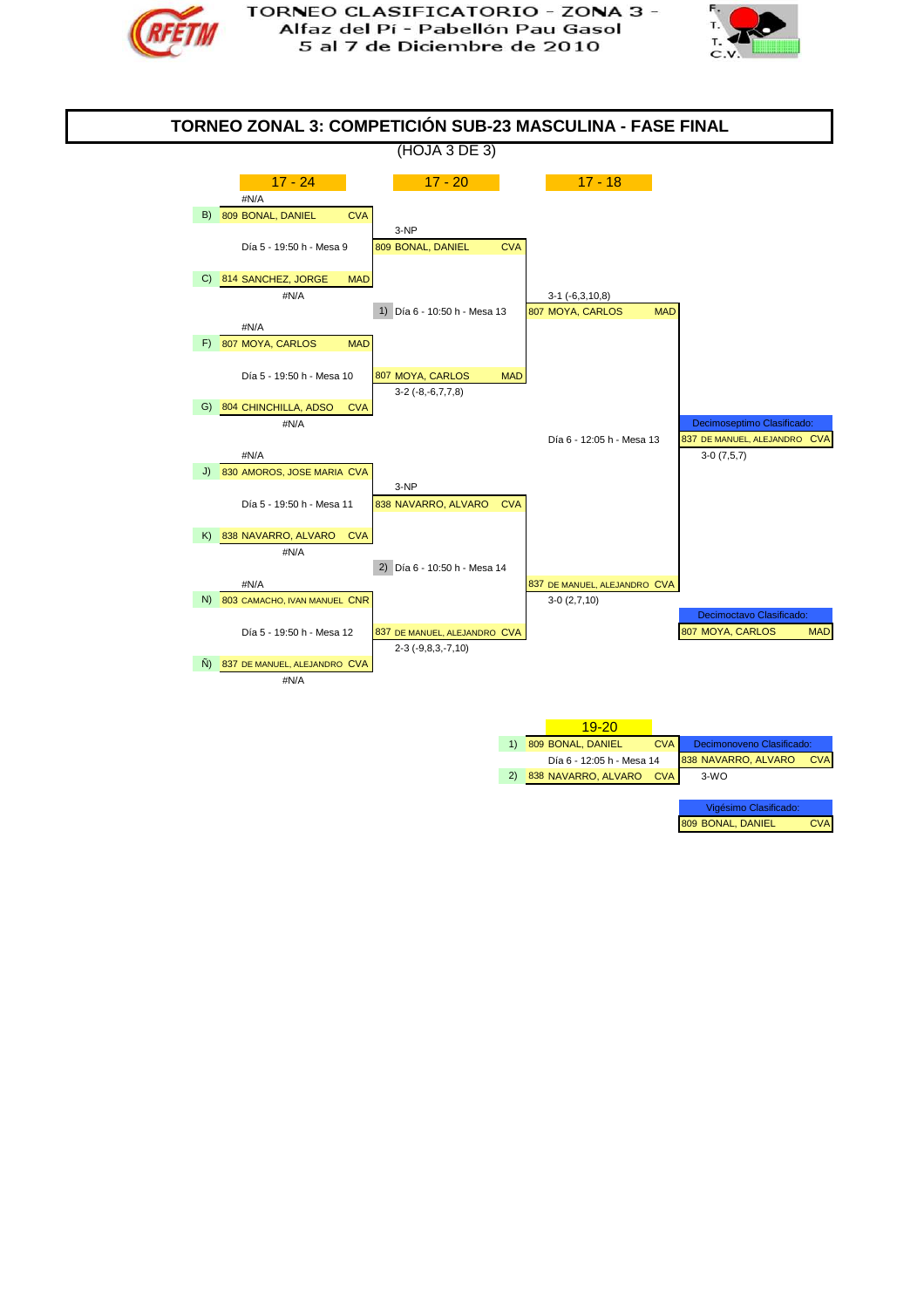TORNEO CLASIFICATORIO - ZONA 3 -
Alfaz del Pí - Pabellón Pau Gasol
5 al 7 de Diciembre de 2010

# TORNEO ZONAL 3: COMPETICIÓN SUB-23 MASCULINA - FASE FINAL

(HOJA 3 DE 3)

## 17 - 24

| Pos. | Jugador | Club | Partido | Resultado |
|---|---|---|---|---|
| B) | 809 BONAL, DANIEL | CVA | Día 5 - 19:50 h - Mesa 9 | 3-NP |
| C) | 814 SANCHEZ, JORGE | MAD | | |
| F) | 807 MOYA, CARLOS | MAD | Día 5 - 19:50 h - Mesa 10 | 3-2 (-8,-6,7,7,8) |
| G) | 804 CHINCHILLA, ADSO | CVA | | |
| J) | 830 AMOROS, JOSE MARIA | CVA | Día 5 - 19:50 h - Mesa 11 | 3-NP |
| K) | 838 NAVARRO, ALVARO | CVA | | |
| N) | 803 CAMACHO, IVAN MANUEL | CNR | Día 5 - 19:50 h - Mesa 12 | 2-3 (-9,8,3,-7,10) |
| Ñ) | 837 DE MANUEL, ALEJANDRO | CVA | | |

## 17 - 20

| Partido | Jugador | Club | Resultado |
|---|---|---|---|
| 1) Día 6 - 10:50 h - Mesa 13 | 809 BONAL, DANIEL | CVA | |
| | 807 MOYA, CARLOS | MAD | 3-1 (-6,3,10,8) |
| 2) Día 6 - 10:50 h - Mesa 14 | 838 NAVARRO, ALVARO | CVA | |
| | 837 DE MANUEL, ALEJANDRO | CVA | 3-0 (2,7,10) |

## 17 - 18

| Partido | Jugador | Club |
|---|---|---|
| Día 6 - 12:05 h - Mesa 13 | 807 MOYA, CARLOS | MAD |
| | 837 DE MANUEL, ALEJANDRO | CVA |

Decimoseptimo Clasificado: 837 DE MANUEL, ALEJANDRO CVA — 3-0 (7,5,7)

Decimoctavo Clasificado: 807 MOYA, CARLOS MAD

## 19-20

| Pos. | Jugador | Club |
|---|---|---|
| 1) | 809 BONAL, DANIEL | CVA |
| 2) | 838 NAVARRO, ALVARO | CVA |

Día 6 - 12:05 h - Mesa 14

Decimonoveno Clasificado: 838 NAVARRO, ALVARO CVA — 3-WO

Vigésimo Clasificado: 809 BONAL, DANIEL CVA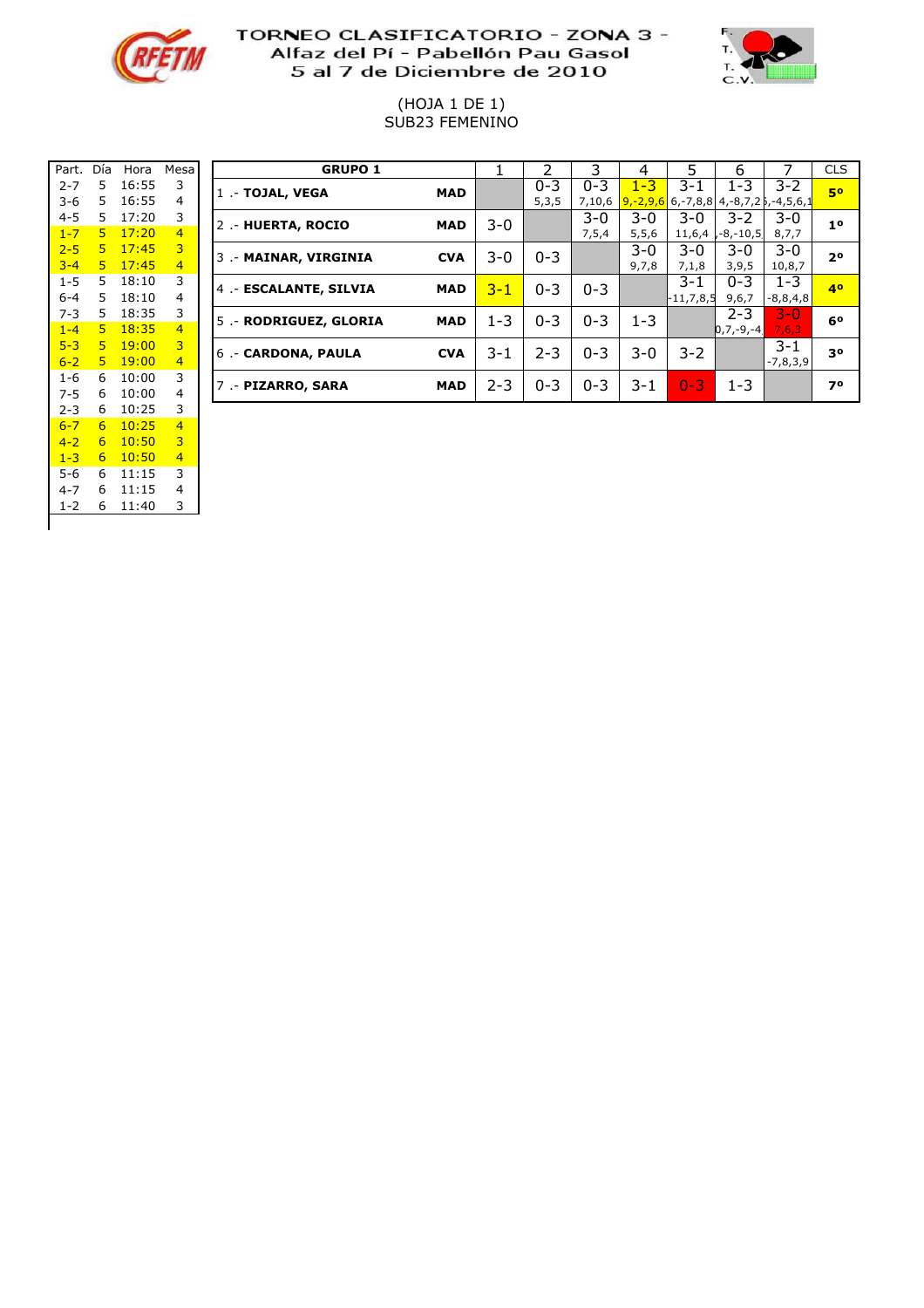# TORNEO CLASIFICATORIO - ZONA 3 -
## Alfaz del Pí - Pabellón Pau Gasol
## 5 al 7 de Diciembre de 2010

(HOJA 1 DE 1)
SUB23 FEMENINO

| Part. | Día | Hora | Mesa |
|---|---|---|---|
| 2-7 | 5 | 16:55 | 3 |
| 3-6 | 5 | 16:55 | 4 |
| 4-5 | 5 | 17:20 | 3 |
| 1-7 | 5 | 17:20 | 4 |
| 2-5 | 5 | 17:45 | 3 |
| 3-4 | 5 | 17:45 | 4 |
| 1-5 | 5 | 18:10 | 3 |
| 6-4 | 5 | 18:10 | 4 |
| 7-3 | 5 | 18:35 | 3 |
| 1-4 | 5 | 18:35 | 4 |
| 5-3 | 5 | 19:00 | 3 |
| 6-2 | 5 | 19:00 | 4 |
| 1-6 | 6 | 10:00 | 3 |
| 7-5 | 6 | 10:00 | 4 |
| 2-3 | 6 | 10:25 | 3 |
| 6-7 | 6 | 10:25 | 4 |
| 4-2 | 6 | 10:50 | 3 |
| 1-3 | 6 | 10:50 | 4 |
| 5-6 | 6 | 11:15 | 3 |
| 4-7 | 6 | 11:15 | 4 |
| 1-2 | 6 | 11:40 | 3 |

| GRUPO 1 | | 1 | 2 | 3 | 4 | 5 | 6 | 7 | CLS |
|---|---|---|---|---|---|---|---|---|---|
| 1 .- **TOJAL, VEGA** | **MAD** | | 0-3 5,3,5 | 0-3 7,10,6 | 1-3 9,-2,9,6 | 3-1 6,-7,8,8 | 1-3 4,-8,7,2 | 3-2 5,-4,5,6,1 | **5º** |
| 2 .- **HUERTA, ROCIO** | **MAD** | 3-0 | | 3-0 7,5,4 | 3-0 5,5,6 | 3-0 11,6,4 | 3-2 ,-8,-10,5 | 3-0 8,7,7 | **1º** |
| 3 .- **MAINAR, VIRGINIA** | **CVA** | 3-0 | 0-3 | | 3-0 9,7,8 | 3-0 7,1,8 | 3-0 3,9,5 | 3-0 10,8,7 | **2º** |
| 4 .- **ESCALANTE, SILVIA** | **MAD** | 3-1 | 0-3 | 0-3 | | 3-1 -11,7,8,5 | 0-3 9,6,7 | 1-3 -8,8,4,8 | **4º** |
| 5 .- **RODRIGUEZ, GLORIA** | **MAD** | 1-3 | 0-3 | 0-3 | 1-3 | | 2-3 0,7,-9,-4 | 3-0 7,6,3 | **6º** |
| 6 .- **CARDONA, PAULA** | **CVA** | 3-1 | 2-3 | 0-3 | 3-0 | 3-2 | | 3-1 -7,8,3,9 | **3º** |
| 7 .- **PIZARRO, SARA** | **MAD** | 2-3 | 0-3 | 0-3 | 3-1 | 0-3 | 1-3 | | **7º** |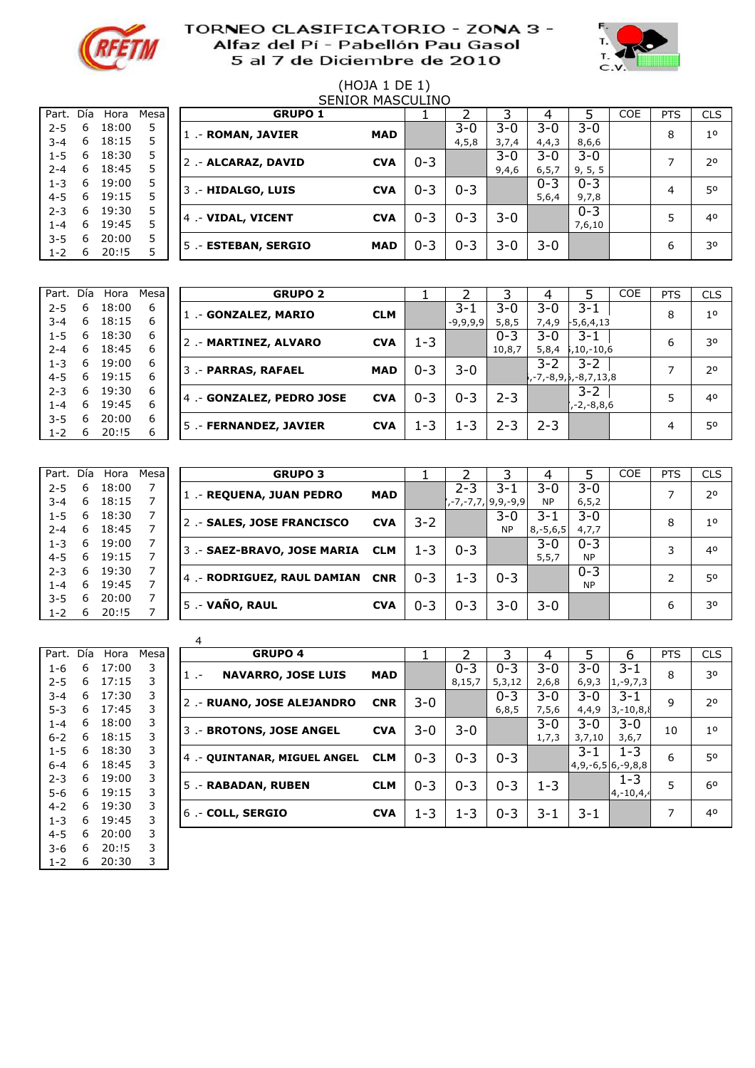# TORNEO CLASIFICATORIO - ZONA 3 -
## Alfaz del Pí - Pabellón Pau Gasol
## 5 al 7 de Diciembre de 2010

(HOJA 1 DE 1)

SENIOR MASCULINO

| Part. | Día | Hora | Mesa |
|---|---|---|---|
| 2-5 | 6 | 18:00 | 5 |
| 3-4 | 6 | 18:15 | 5 |
| 1-5 | 6 | 18:30 | 5 |
| 2-4 | 6 | 18:45 | 5 |
| 1-3 | 6 | 19:00 | 5 |
| 4-5 | 6 | 19:15 | 5 |
| 2-3 | 6 | 19:30 | 5 |
| 1-4 | 6 | 19:45 | 5 |
| 3-5 | 6 | 20:00 | 5 |
| 1-2 | 6 | 20:!5 | 5 |

| GRUPO 1 | | 1 | 2 | 3 | 4 | 5 | COE | PTS | CLS |
|---|---|---|---|---|---|---|---|---|---|
| 1 .- ROMAN, JAVIER | MAD | | 3-0 4,5,8 | 3-0 3,7,4 | 3-0 4,4,3 | 3-0 8,6,6 | | 8 | 1º |
| 2 .- ALCARAZ, DAVID | CVA | 0-3 | | 3-0 9,4,6 | 3-0 6,5,7 | 3-0 9, 5, 5 | | 7 | 2º |
| 3 .- HIDALGO, LUIS | CVA | 0-3 | 0-3 | | 0-3 5,6,4 | 0-3 9,7,8 | | 4 | 5º |
| 4 .- VIDAL, VICENT | CVA | 0-3 | 0-3 | 3-0 | | 0-3 7,6,10 | | 5 | 4º |
| 5 .- ESTEBAN, SERGIO | MAD | 0-3 | 0-3 | 3-0 | 3-0 | | | 6 | 3º |

| Part. | Día | Hora | Mesa |
|---|---|---|---|
| 2-5 | 6 | 18:00 | 6 |
| 3-4 | 6 | 18:15 | 6 |
| 1-5 | 6 | 18:30 | 6 |
| 2-4 | 6 | 18:45 | 6 |
| 1-3 | 6 | 19:00 | 6 |
| 4-5 | 6 | 19:15 | 6 |
| 2-3 | 6 | 19:30 | 6 |
| 1-4 | 6 | 19:45 | 6 |
| 3-5 | 6 | 20:00 | 6 |
| 1-2 | 6 | 20:!5 | 6 |

| GRUPO 2 | | 1 | 2 | 3 | 4 | 5 | COE | PTS | CLS |
|---|---|---|---|---|---|---|---|---|---|
| 1 .- GONZALEZ, MARIO | CLM | | 3-1 -9,9,9,9 | 3-0 5,8,5 | 3-0 7,4,9 | 3-1 -5,6,4,13 | | 8 | 1º |
| 2 .- MARTINEZ, ALVARO | CVA | 1-3 | | 0-3 10,8,7 | 3-0 5,8,4 | 3-1 ,10,-10,6 | | 6 | 3º |
| 3 .- PARRAS, RAFAEL | MAD | 0-3 | 3-0 | | 3-2 ,-7,-8,9, | 3-2 ,-8,7,13,8 | | 7 | 2º |
| 4 .- GONZALEZ, PEDRO JOSE | CVA | 0-3 | 0-3 | 2-3 | | 3-2 ,-2,-8,8,6 | | 5 | 4º |
| 5 .- FERNANDEZ, JAVIER | CVA | 1-3 | 1-3 | 2-3 | 2-3 | | | 4 | 5º |

| Part. | Día | Hora | Mesa |
|---|---|---|---|
| 2-5 | 6 | 18:00 | 7 |
| 3-4 | 6 | 18:15 | 7 |
| 1-5 | 6 | 18:30 | 7 |
| 2-4 | 6 | 18:45 | 7 |
| 1-3 | 6 | 19:00 | 7 |
| 4-5 | 6 | 19:15 | 7 |
| 2-3 | 6 | 19:30 | 7 |
| 1-4 | 6 | 19:45 | 7 |
| 3-5 | 6 | 20:00 | 7 |
| 1-2 | 6 | 20:!5 | 7 |

| GRUPO 3 | | 1 | 2 | 3 | 4 | 5 | COE | PTS | CLS |
|---|---|---|---|---|---|---|---|---|---|
| 1 .- REQUENA, JUAN PEDRO | MAD | | 2-3 ,-7,-7,7, | 3-1 9,9,-9,9 | 3-0 NP | 3-0 6,5,2 | | 7 | 2º |
| 2 .- SALES, JOSE FRANCISCO | CVA | 3-2 | | 3-0 NP | 3-1 8,-5,6,5 | 3-0 4,7,7 | | 8 | 1º |
| 3 .- SAEZ-BRAVO, JOSE MARIA | CLM | 1-3 | 0-3 | | 3-0 5,5,7 | 0-3 NP | | 3 | 4º |
| 4 .- RODRIGUEZ, RAUL DAMIAN | CNR | 0-3 | 1-3 | 0-3 | | 0-3 NP | | 2 | 5º |
| 5 .- VAÑO, RAUL | CVA | 0-3 | 0-3 | 3-0 | 3-0 | | | 6 | 3º |

| Part. | Día | Hora | Mesa |
|---|---|---|---|
| 1-6 | 6 | 17:00 | 3 |
| 2-5 | 6 | 17:15 | 3 |
| 3-4 | 6 | 17:30 | 3 |
| 5-3 | 6 | 17:45 | 3 |
| 1-4 | 6 | 18:00 | 3 |
| 6-2 | 6 | 18:15 | 3 |
| 1-5 | 6 | 18:30 | 3 |
| 6-4 | 6 | 18:45 | 3 |
| 2-3 | 6 | 19:00 | 3 |
| 5-6 | 6 | 19:15 | 3 |
| 4-2 | 6 | 19:30 | 3 |
| 1-3 | 6 | 19:45 | 3 |
| 4-5 | 6 | 20:00 | 3 |
| 3-6 | 6 | 20:!5 | 3 |
| 1-2 | 6 | 20:30 | 3 |

4

| GRUPO 4 | | 1 | 2 | 3 | 4 | 5 | 6 | PTS | CLS |
|---|---|---|---|---|---|---|---|---|---|
| 1 .- NAVARRO, JOSE LUIS | MAD | | 0-3 8,15,7 | 0-3 5,3,12 | 3-0 2,6,8 | 3-0 6,9,3 | 3-1 1,-9,7,3 | 8 | 3º |
| 2 .- RUANO, JOSE ALEJANDRO | CNR | 3-0 | | 0-3 6,8,5 | 3-0 7,5,6 | 3-0 4,4,9 | 3-1 3,-10,8,8 | 9 | 2º |
| 3 .- BROTONS, JOSE ANGEL | CVA | 3-0 | 3-0 | | 3-0 1,7,3 | 3-0 3,7,10 | 3-0 3,6,7 | 10 | 1º |
| 4 .- QUINTANAR, MIGUEL ANGEL | CLM | 0-3 | 0-3 | 0-3 | | 3-1 4,9,-6,5 | 1-3 6,-9,8,8 | 6 | 5º |
| 5 .- RABADAN, RUBEN | CLM | 0-3 | 0-3 | 0-3 | 1-3 | | 1-3 4,-10,4, | 5 | 6º |
| 6 .- COLL, SERGIO | CVA | 1-3 | 1-3 | 0-3 | 3-1 | 3-1 | | 7 | 4º |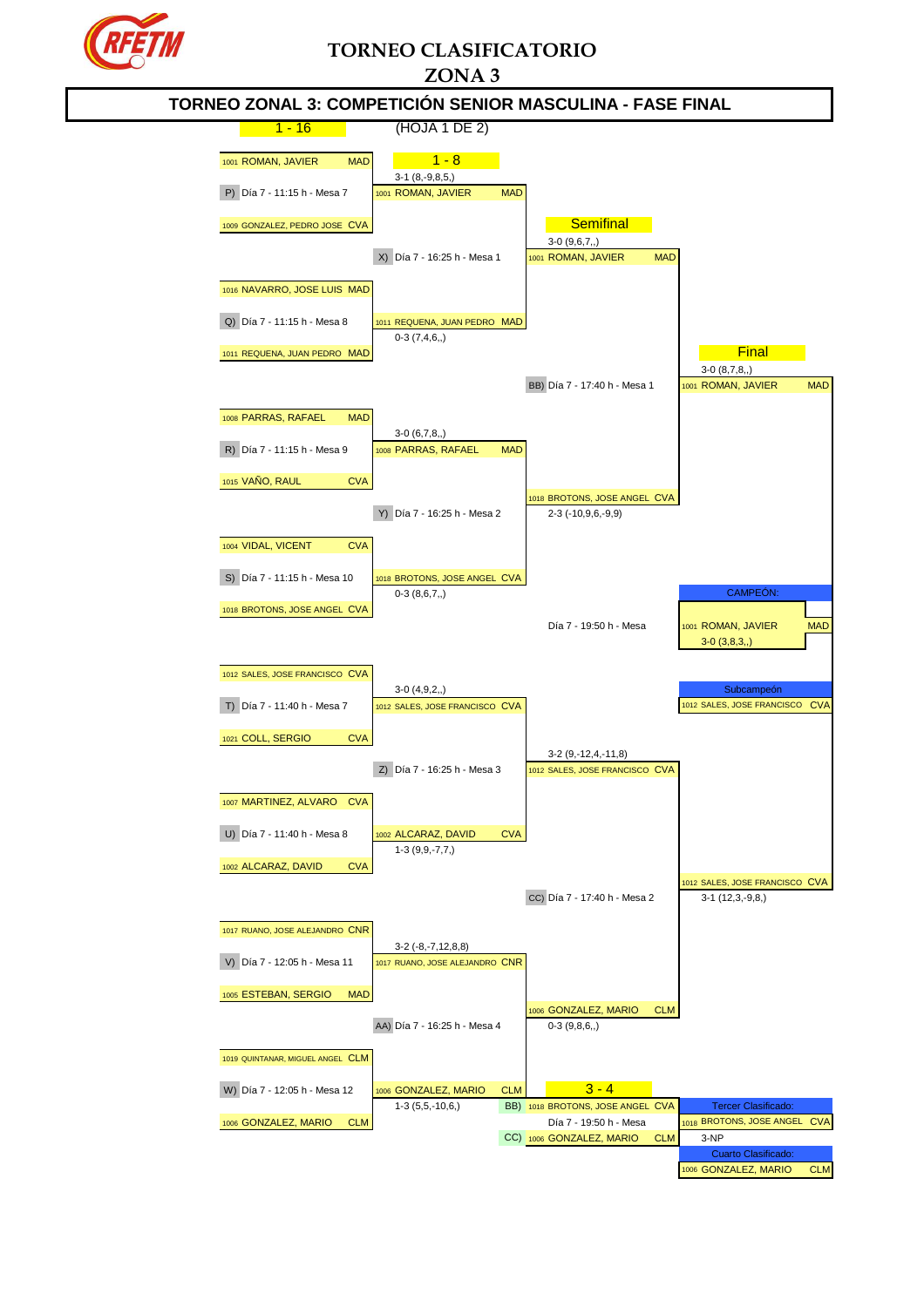# TORNEO CLASIFICATORIO
# ZONA 3

## TORNEO ZONAL 3: COMPETICIÓN SENIOR MASCULINA - FASE FINAL

1 - 16 (HOJA 1 DE 2)

### 1 - 16

| Partido | Horario | Jugador 1 | Jugador 2 | Ganador | Resultado |
|---|---|---|---|---|---|
| P) | Día 7 - 11:15 h - Mesa 7 | 1001 ROMAN, JAVIER MAD | 1009 GONZALEZ, PEDRO JOSE CVA | 1001 ROMAN, JAVIER MAD | 3-1 (8,-9,8,5,) |
| Q) | Día 7 - 11:15 h - Mesa 8 | 1016 NAVARRO, JOSE LUIS MAD | 1011 REQUENA, JUAN PEDRO MAD | 1011 REQUENA, JUAN PEDRO MAD | 0-3 (7,4,6,,) |
| R) | Día 7 - 11:15 h - Mesa 9 | 1008 PARRAS, RAFAEL MAD | 1015 VAÑO, RAUL CVA | 1008 PARRAS, RAFAEL MAD | 3-0 (6,7,8,,) |
| S) | Día 7 - 11:15 h - Mesa 10 | 1004 VIDAL, VICENT CVA | 1018 BROTONS, JOSE ANGEL CVA | 1018 BROTONS, JOSE ANGEL CVA | 0-3 (8,6,7,,) |
| T) | Día 7 - 11:40 h - Mesa 7 | 1012 SALES, JOSE FRANCISCO CVA | 1021 COLL, SERGIO CVA | 1012 SALES, JOSE FRANCISCO CVA | 3-0 (4,9,2,,) |
| U) | Día 7 - 11:40 h - Mesa 8 | 1007 MARTINEZ, ALVARO CVA | 1002 ALCARAZ, DAVID CVA | 1002 ALCARAZ, DAVID CVA | 1-3 (9,9,-7,7,) |
| V) | Día 7 - 12:05 h - Mesa 11 | 1017 RUANO, JOSE ALEJANDRO CNR | 1005 ESTEBAN, SERGIO MAD | 1017 RUANO, JOSE ALEJANDRO CNR | 3-2 (-8,-7,12,8,8) |
| W) | Día 7 - 12:05 h - Mesa 12 | 1019 QUINTANAR, MIGUEL ANGEL CLM | 1006 GONZALEZ, MARIO CLM | 1006 GONZALEZ, MARIO CLM | 1-3 (5,5,-10,6,) |

### 1 - 8

| Partido | Horario | Jugador 1 | Jugador 2 | Ganador | Resultado |
|---|---|---|---|---|---|
| X) | Día 7 - 16:25 h - Mesa 1 | 1001 ROMAN, JAVIER MAD | 1011 REQUENA, JUAN PEDRO MAD | 1001 ROMAN, JAVIER MAD | 3-0 (9,6,7,,) |
| Y) | Día 7 - 16:25 h - Mesa 2 | 1008 PARRAS, RAFAEL MAD | 1018 BROTONS, JOSE ANGEL CVA | 1018 BROTONS, JOSE ANGEL CVA | 2-3 (-10,9,6,-9,9) |
| Z) | Día 7 - 16:25 h - Mesa 3 | 1012 SALES, JOSE FRANCISCO CVA | 1002 ALCARAZ, DAVID CVA | 1012 SALES, JOSE FRANCISCO CVA | 3-2 (9,-12,4,-11,8) |
| AA) | Día 7 - 16:25 h - Mesa 4 | 1017 RUANO, JOSE ALEJANDRO CNR | 1006 GONZALEZ, MARIO CLM | 1006 GONZALEZ, MARIO CLM | 0-3 (9,8,6,,) |

### Semifinal

| Partido | Horario | Jugador 1 | Jugador 2 | Ganador | Resultado |
|---|---|---|---|---|---|
| BB) | Día 7 - 17:40 h - Mesa 1 | 1001 ROMAN, JAVIER MAD | 1018 BROTONS, JOSE ANGEL CVA | 1001 ROMAN, JAVIER MAD | 3-0 (8,7,8,,) |
| CC) | Día 7 - 17:40 h - Mesa 2 | 1012 SALES, JOSE FRANCISCO CVA | 1006 GONZALEZ, MARIO CLM | 1012 SALES, JOSE FRANCISCO CVA | 3-1 (12,3,-9,8,) |

### Final

Día 7 - 19:50 h - Mesa

1001 ROMAN, JAVIER MAD - 1012 SALES, JOSE FRANCISCO CVA: 3-0 (3,8,3,,)

**CAMPEÓN:** 1001 ROMAN, JAVIER MAD

**Subcampeón:** 1012 SALES, JOSE FRANCISCO CVA

### 3 - 4

Día 7 - 19:50 h - Mesa

BB) 1018 BROTONS, JOSE ANGEL CVA - CC) 1006 GONZALEZ, MARIO CLM: 3-NP

**Tercer Clasificado:** 1018 BROTONS, JOSE ANGEL CVA

**Cuarto Clasificado:** 1006 GONZALEZ, MARIO CLM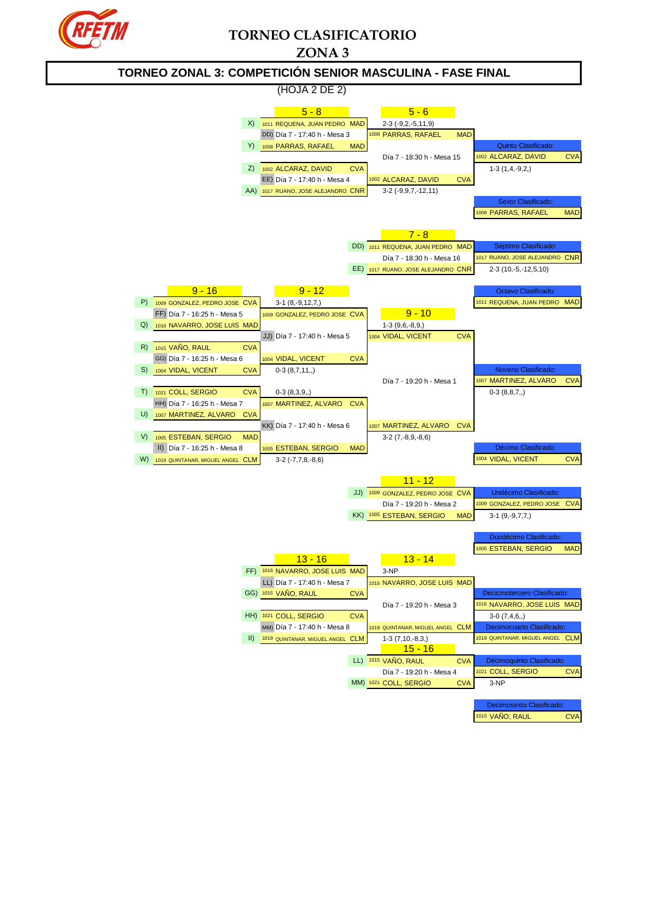RFETM

# TORNEO CLASIFICATORIO
# ZONA 3

## TORNEO ZONAL 3: COMPETICIÓN SENIOR MASCULINA - FASE FINAL

(HOJA 2 DE 2)

### 5 - 8

- X) 1011 REQUENA, JUAN PEDRO — MAD
- DD) Día 7 - 17:40 h - Mesa 3 — 2-3 (-9,2,-5,11,9)
- Y) 1008 PARRAS, RAFAEL — MAD
- Z) 1002 ALCARAZ, DAVID — CVA
- EE) Día 7 - 17:40 h - Mesa 4 — 3-2 (-9,9,7,-12,11)
- AA) 1017 RUANO, JOSE ALEJANDRO — CNR

### 5 - 6

- 1008 PARRAS, RAFAEL — MAD
- Día 7 - 18:30 h - Mesa 15 — 1-3 (1,4,-9,2,)
- 1002 ALCARAZ, DAVID — CVA

Quinto Clasificado: 1002 ALCARAZ, DAVID — CVA

Sexto Clasificado: 1008 PARRAS, RAFAEL — MAD

### 7 - 8

- DD) 1011 REQUENA, JUAN PEDRO — MAD
- Día 7 - 18:30 h - Mesa 16 — 2-3 (10,-5,-12,5,10)
- EE) 1017 RUANO, JOSE ALEJANDRO — CNR

Séptimo Clasificado: 1017 RUANO, JOSE ALEJANDRO — CNR

Octavo Clasificado: 1011 REQUENA, JUAN PEDRO — MAD

### 9 - 16

- P) 1009 GONZALEZ, PEDRO JOSE — CVA
- FF) Día 7 - 16:25 h - Mesa 5 — 3-1 (8,-9,12,7,)
- Q) 1016 NAVARRO, JOSE LUIS — MAD
- R) 1015 VAÑO, RAUL — CVA
- GG) Día 7 - 16:25 h - Mesa 6 — 0-3 (8,7,11,,)
- S) 1004 VIDAL, VICENT — CVA
- T) 1021 COLL, SERGIO — CVA
- HH) Día 7 - 16:25 h - Mesa 7 — 0-3 (8,3,9,,)
- U) 1007 MARTINEZ, ALVARO — CVA
- V) 1005 ESTEBAN, SERGIO — MAD
- II) Día 7 - 16:25 h - Mesa 8 — 3-2 (-7,7,8,-8,6)
- W) 1019 QUINTANAR, MIGUEL ANGEL — CLM

### 9 - 12

- 1009 GONZALEZ, PEDRO JOSE — CVA
- JJ) Día 7 - 17:40 h - Mesa 5 — 1-3 (9,6,-8,9,)
- 1004 VIDAL, VICENT — CVA
- 1007 MARTINEZ, ALVARO — CVA
- KK) Día 7 - 17:40 h - Mesa 6 — 3-2 (7,-8,9,-8,6)
- 1005 ESTEBAN, SERGIO — MAD

### 9 - 10

- 1004 VIDAL, VICENT — CVA
- Día 7 - 19:20 h - Mesa 1 — 0-3 (8,8,7,,)
- 1007 MARTINEZ, ALVARO — CVA

Noveno Clasificado: 1007 MARTINEZ, ALVARO — CVA

Décimo Clasificado: 1004 VIDAL, VICENT — CVA

### 11 - 12

- JJ) 1009 GONZALEZ, PEDRO JOSE — CVA
- Día 7 - 19:20 h - Mesa 2 — 3-1 (9,-9,7,7,)
- KK) 1005 ESTEBAN, SERGIO — MAD

Undécimo Clasificado: 1009 GONZALEZ, PEDRO JOSE — CVA

Duodécimo Clasificado: 1005 ESTEBAN, SERGIO — MAD

### 13 - 16

- FF) 1016 NAVARRO, JOSE LUIS — MAD
- LL) Día 7 - 17:40 h - Mesa 7 — 3-NP
- GG) 1015 VAÑO, RAUL — CVA
- HH) 1021 COLL, SERGIO — CVA
- MM) Día 7 - 17:40 h - Mesa 8 — 1-3 (7,10,-8,3,)
- II) 1019 QUINTANAR, MIGUEL ANGEL — CLM

### 13 - 14

- 1016 NAVARRO, JOSE LUIS — MAD
- Día 7 - 19:20 h - Mesa 3 — 3-0 (7,4,6,,)
- 1019 QUINTANAR, MIGUEL ANGEL — CLM

Decicmotercero Clasificado: 1016 NAVARRO, JOSE LUIS — MAD

Decimocuarto Clasificado: 1019 QUINTANAR, MIGUEL ANGEL — CLM

### 15 - 16

- LL) 1015 VAÑO, RAUL — CVA
- Día 7 - 19:20 h - Mesa 4 — 3-NP
- MM) 1021 COLL, SERGIO — CVA

Décimoquinto Clasificado: 1021 COLL, SERGIO — CVA

Decimosexto Clasificado: 1015 VAÑO, RAUL — CVA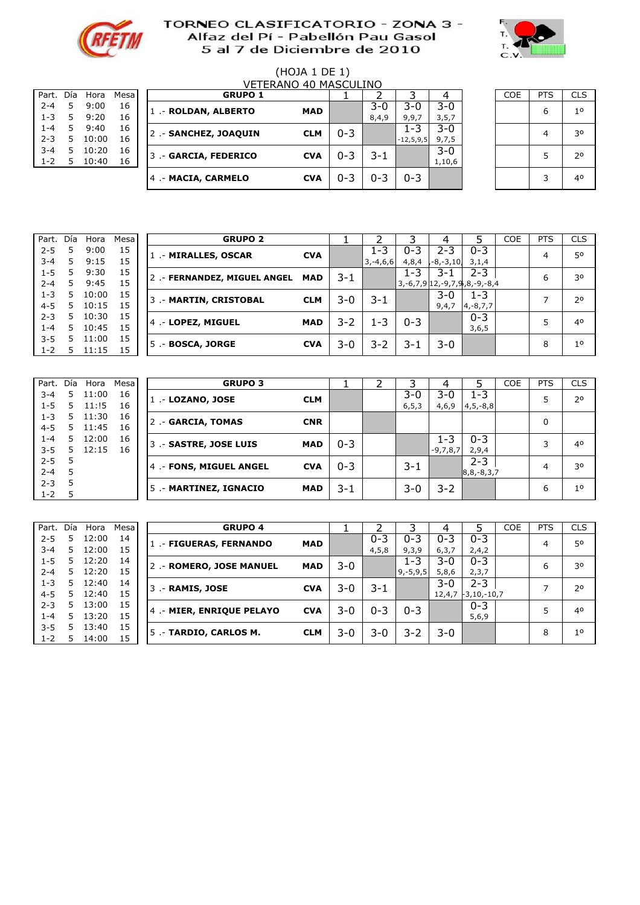# TORNEO CLASIFICATORIO - ZONA 3 -
## Alfaz del Pí - Pabellón Pau Gasol
## 5 al 7 de Diciembre de 2010

(HOJA 1 DE 1)

VETERANO 40 MASCULINO

| Part. | Día | Hora | Mesa |
|---|---|---|---|
| 2-4 | 5 | 9:00 | 16 |
| 1-3 | 5 | 9:20 | 16 |
| 1-4 | 5 | 9:40 | 16 |
| 2-3 | 5 | 10:00 | 16 |
| 3-4 | 5 | 10:20 | 16 |
| 1-2 | 5 | 10:40 | 16 |

| GRUPO 1 | | 1 | 2 | 3 | 4 | COE | PTS | CLS |
|---|---|---|---|---|---|---|---|---|
| 1 .- ROLDAN, ALBERTO | MAD | | 3-0 8,4,9 | 3-0 9,9,7 | 3-0 3,5,7 | | 6 | 1º |
| 2 .- SANCHEZ, JOAQUIN | CLM | 0-3 | | 1-3 -12,5,9,5 | 3-0 9,7,5 | | 4 | 3º |
| 3 .- GARCIA, FEDERICO | CVA | 0-3 | 3-1 | | 3-0 1,10,6 | | 5 | 2º |
| 4 .- MACIA, CARMELO | CVA | 0-3 | 0-3 | 0-3 | | | 3 | 4º |

| Part. | Día | Hora | Mesa |
|---|---|---|---|
| 2-5 | 5 | 9:00 | 15 |
| 3-4 | 5 | 9:15 | 15 |
| 1-5 | 5 | 9:30 | 15 |
| 2-4 | 5 | 9:45 | 15 |
| 1-3 | 5 | 10:00 | 15 |
| 4-5 | 5 | 10:15 | 15 |
| 2-3 | 5 | 10:30 | 15 |
| 1-4 | 5 | 10:45 | 15 |
| 3-5 | 5 | 11:00 | 15 |
| 1-2 | 5 | 11:15 | 15 |

| GRUPO 2 | | 1 | 2 | 3 | 4 | 5 | COE | PTS | CLS |
|---|---|---|---|---|---|---|---|---|---|
| 1 .- MIRALLES, OSCAR | CVA | | 1-3 3,-4,6,6 | 0-3 4,8,4 | 2-3 -8,-3,10, | 0-3 3,1,4 | | 4 | 5º |
| 2 .- FERNANDEZ, MIGUEL ANGEL | MAD | 3-1 | | 1-3 3,-6,7,9 | 3-1 12,-9,7,9 | 2-3 8,-9,-8,4 | | 6 | 3º |
| 3 .- MARTIN, CRISTOBAL | CLM | 3-0 | 3-1 | | 3-0 9,4,7 | 1-3 4,-8,7,7 | | 7 | 2º |
| 4 .- LOPEZ, MIGUEL | MAD | 3-2 | 1-3 | 0-3 | | 0-3 3,6,5 | | 5 | 4º |
| 5 .- BOSCA, JORGE | CVA | 3-0 | 3-2 | 3-1 | 3-0 | | | 8 | 1º |

| Part. | Día | Hora | Mesa |
|---|---|---|---|
| 3-4 | 5 | 11:00 | 16 |
| 1-5 | 5 | 11:!5 | 16 |
| 1-3 | 5 | 11:30 | 16 |
| 4-5 | 5 | 11:45 | 16 |
| 1-4 | 5 | 12:00 | 16 |
| 3-5 | 5 | 12:15 | 16 |
| 2-5 | 5 | | |
| 2-4 | 5 | | |
| 2-3 | 5 | | |
| 1-2 | 5 | | |

| GRUPO 3 | | 1 | 2 | 3 | 4 | 5 | COE | PTS | CLS |
|---|---|---|---|---|---|---|---|---|---|
| 1 .- LOZANO, JOSE | CLM | | | 3-0 6,5,3 | 3-0 4,6,9 | 1-3 4,5,-8,8 | | 5 | 2º |
| 2 .- GARCIA, TOMAS | CNR | | | | | | | 0 | |
| 3 .- SASTRE, JOSE LUIS | MAD | 0-3 | | | 1-3 -9,7,8,7 | 0-3 2,9,4 | | 3 | 4º |
| 4 .- FONS, MIGUEL ANGEL | CVA | 0-3 | | 3-1 | | 2-3 8,8,-8,3,7 | | 4 | 3º |
| 5 .- MARTINEZ, IGNACIO | MAD | 3-1 | | 3-0 | 3-2 | | | 6 | 1º |

| Part. | Día | Hora | Mesa |
|---|---|---|---|
| 2-5 | 5 | 12:00 | 14 |
| 3-4 | 5 | 12:00 | 15 |
| 1-5 | 5 | 12:20 | 14 |
| 2-4 | 5 | 12:20 | 15 |
| 1-3 | 5 | 12:40 | 14 |
| 4-5 | 5 | 12:40 | 15 |
| 2-3 | 5 | 13:00 | 15 |
| 1-4 | 5 | 13:20 | 15 |
| 3-5 | 5 | 13:40 | 15 |
| 1-2 | 5 | 14:00 | 15 |

| GRUPO 4 | | 1 | 2 | 3 | 4 | 5 | COE | PTS | CLS |
|---|---|---|---|---|---|---|---|---|---|
| 1 .- FIGUERAS, FERNANDO | MAD | | 0-3 4,5,8 | 0-3 9,3,9 | 0-3 6,3,7 | 0-3 2,4,2 | | 4 | 5º |
| 2 .- ROMERO, JOSE MANUEL | MAD | 3-0 | | 1-3 9,-5,9,5 | 3-0 5,8,6 | 0-3 2,3,7 | | 6 | 3º |
| 3 .- RAMIS, JOSE | CVA | 3-0 | 3-1 | | 3-0 12,4,7 | 2-3 -3,10,-10,7 | | 7 | 2º |
| 4 .- MIER, ENRIQUE PELAYO | CVA | 3-0 | 0-3 | 0-3 | | 0-3 5,6,9 | | 5 | 4º |
| 5 .- TARDIO, CARLOS M. | CLM | 3-0 | 3-0 | 3-2 | 3-0 | | | 8 | 1º |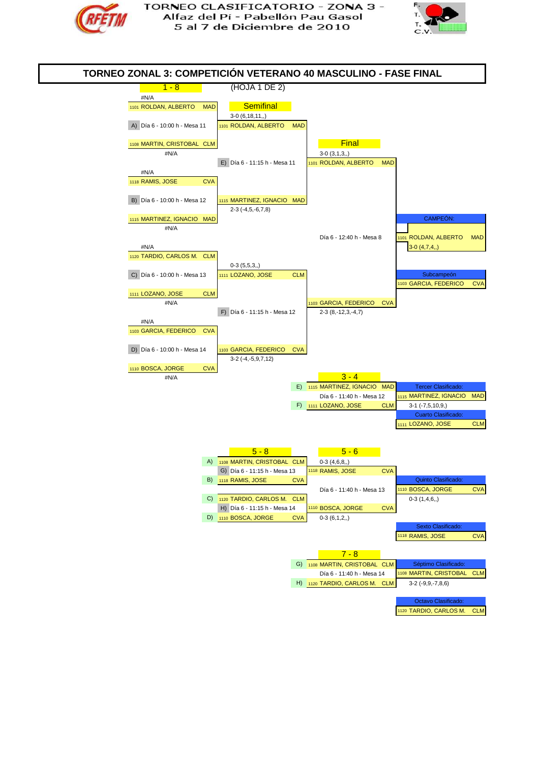TORNEO CLASIFICATORIO - ZONA 3 -
Alfaz del Pí - Pabellón Pau Gasol
5 al 7 de Diciembre de 2010

# TORNEO ZONAL 3: COMPETICIÓN VETERANO 40 MASCULINO - FASE FINAL

## 1 - 8

(HOJA 1 DE 2)

### Primera ronda

| Partido | Horario | Jugador 1 | Jugador 2 |
|---|---|---|---|
| A) | Día 6 - 10:00 h - Mesa 11 | 1101 ROLDAN, ALBERTO MAD | 1108 MARTIN, CRISTOBAL CLM |
| B) | Día 6 - 10:00 h - Mesa 12 | 1118 RAMIS, JOSE CVA | 1115 MARTINEZ, IGNACIO MAD |
| C) | Día 6 - 10:00 h - Mesa 13 | 1120 TARDIO, CARLOS M. CLM | 1111 LOZANO, JOSE CLM |
| D) | Día 6 - 10:00 h - Mesa 14 | 1103 GARCIA, FEDERICO CVA | 1110 BOSCA, JORGE CVA |

#N/A

### Semifinal

| Partido | Horario | Ganador primera ronda | Resultado |
|---|---|---|---|
| A) | | 1101 ROLDAN, ALBERTO MAD | 3-0 (6,18,11,,) |
| B) | | 1115 MARTINEZ, IGNACIO MAD | 2-3 (-4,5,-6,7,8) |
| C) | | 1111 LOZANO, JOSE CLM | 0-3 (5,5,3,,) |
| D) | | 1103 GARCIA, FEDERICO CVA | 3-2 (-4,-5,9,7,12) |
| E) | Día 6 - 11:15 h - Mesa 11 | 1101 ROLDAN, ALBERTO MAD | 3-0 (3,1,3,,) |
| F) | Día 6 - 11:15 h - Mesa 12 | 1103 GARCIA, FEDERICO CVA | 2-3 (8,-12,3,-4,7) |

### Final

Día 6 - 12:40 h - Mesa 8

**CAMPEÓN:** 1101 ROLDAN, ALBERTO MAD — 3-0 (4,7,4,,)

**Subcampeón:** 1103 GARCIA, FEDERICO CVA

## 3 - 4

| | Jugador | Horario |
|---|---|---|
| E) | 1115 MARTINEZ, IGNACIO MAD | Día 6 - 11:40 h - Mesa 12 |
| F) | 1111 LOZANO, JOSE CLM | |

**Tercer Clasificado:** 1115 MARTINEZ, IGNACIO MAD — 3-1 (-7,5,10,9,)

**Cuarto Clasificado:** 1111 LOZANO, JOSE CLM

## 5 - 8

| | Jugador | Horario | Ganador | Resultado |
|---|---|---|---|---|
| A) | 1108 MARTIN, CRISTOBAL CLM | | | |
| G) | | Día 6 - 11:15 h - Mesa 13 | 1118 RAMIS, JOSE CVA | 0-3 (4,6,8,,) |
| B) | 1118 RAMIS, JOSE CVA | | | |
| C) | 1120 TARDIO, CARLOS M. CLM | | | |
| H) | | Día 6 - 11:15 h - Mesa 14 | 1110 BOSCA, JORGE CVA | 0-3 (6,1,2,,) |
| D) | 1110 BOSCA, JORGE CVA | | | |

## 5 - 6

Día 6 - 11:40 h - Mesa 13

**Quinto Clasificado:** 1110 BOSCA, JORGE CVA — 0-3 (1,4,6,,)

**Sexto Clasificado:** 1118 RAMIS, JOSE CVA

## 7 - 8

| | Jugador | Horario |
|---|---|---|
| G) | 1108 MARTIN, CRISTOBAL CLM | Día 6 - 11:40 h - Mesa 14 |
| H) | 1120 TARDIO, CARLOS M. CLM | |

**Séptimo Clasificado:** 1108 MARTIN, CRISTOBAL CLM — 3-2 (-9,9,-7,8,6)

**Octavo Clasificado:** 1120 TARDIO, CARLOS M. CLM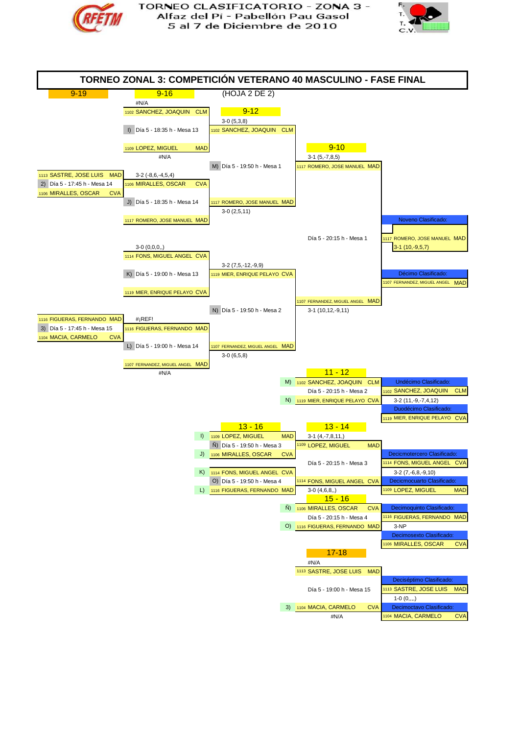TORNEO CLASIFICATORIO - ZONA 3 -
Alfaz del Pí - Pabellón Pau Gasol
5 al 7 de Diciembre de 2010

# TORNEO ZONAL 3: COMPETICIÓN VETERANO 40 MASCULINO - FASE FINAL

9-19 | 9-16 | (HOJA 2 DE 2)

## 9-16

#N/A
1102 SANCHEZ, JOAQUIN CLM
I) Día 5 - 18:35 h - Mesa 13
1109 LOPEZ, MIGUEL MAD
#N/A

1113 SASTRE, JOSE LUIS MAD
2) Día 5 - 17:45 h - Mesa 14
1106 MIRALLES, OSCAR CVA

3-2 (-8,6,-4,5,4)
1106 MIRALLES, OSCAR CVA
J) Día 5 - 18:35 h - Mesa 14
1117 ROMERO, JOSE MANUEL MAD

3-0 (0,0,0,)
1114 FONS, MIGUEL ANGEL CVA
K) Día 5 - 19:00 h - Mesa 13
1119 MIER, ENRIQUE PELAYO CVA

1116 FIGUERAS, FERNANDO MAD
3) Día 5 - 17:45 h - Mesa 15
1104 MACIA, CARMELO CVA

#¡REF!
1116 FIGUERAS, FERNANDO MAD
L) Día 5 - 19:00 h - Mesa 14
1107 FERNANDEZ, MIGUEL ANGEL MAD
#N/A

## 9-12

3-0 (5,3,8)
1102 SANCHEZ, JOAQUIN CLM
M) Día 5 - 19:50 h - Mesa 1
1117 ROMERO, JOSE MANUEL MAD
3-0 (2,5,11)

3-2 (7,5,-12,-9,9)
1119 MIER, ENRIQUE PELAYO CVA
N) Día 5 - 19:50 h - Mesa 2
1107 FERNANDEZ, MIGUEL ANGEL MAD
3-0 (6,5,8)

## 9-10

3-1 (5,-7,8,5)
1117 ROMERO, JOSE MANUEL MAD
Día 5 - 20:15 h - Mesa 1
1107 FERNANDEZ, MIGUEL ANGEL MAD
3-1 (10,12,-9,11)

Noveno Clasificado: 1117 ROMERO, JOSE MANUEL MAD
3-1 (10,-9,5,7)
Décimo Clasificado: 1107 FERNANDEZ, MIGUEL ANGEL MAD

## 11 - 12

M) 1102 SANCHEZ, JOAQUIN CLM
Día 5 - 20:15 h - Mesa 2
N) 1119 MIER, ENRIQUE PELAYO CVA

Undécimo Clasificado: 1102 SANCHEZ, JOAQUIN CLM
3-2 (11,-9,-7,4,12)
Duodécimo Clasificado: 1119 MIER, ENRIQUE PELAYO CVA

## 13 - 16

I) 1109 LOPEZ, MIGUEL MAD
Ñ) Día 5 - 19:50 h - Mesa 3
J) 1106 MIRALLES, OSCAR CVA

K) 1114 FONS, MIGUEL ANGEL CVA
O) Día 5 - 19:50 h - Mesa 4
L) 1116 FIGUERAS, FERNANDO MAD

## 13 - 14

3-1 (4,-7,8,11,)
1109 LOPEZ, MIGUEL MAD
Día 5 - 20:15 h - Mesa 3
1114 FONS, MIGUEL ANGEL CVA
3-0 (4,6,8,,)

Decimotercero Clasificado: 1114 FONS, MIGUEL ANGEL CVA
3-2 (7,-6,8,-9,10)
Decimocuarto Clasificado: 1109 LOPEZ, MIGUEL MAD

## 15 - 16

Ñ) 1106 MIRALLES, OSCAR CVA
Día 5 - 20:15 h - Mesa 4
O) 1116 FIGUERAS, FERNANDO MAD

Decimoquinto Clasificado: 1116 FIGUERAS, FERNANDO MAD
3-NP
Decimosexto Clasificado: 1106 MIRALLES, OSCAR CVA

## 17-18

#N/A
1113 SASTRE, JOSE LUIS MAD
Día 5 - 19:00 h - Mesa 15
3) 1104 MACIA, CARMELO CVA
#N/A

Decimoséptimo Clasificado: 1113 SASTRE, JOSE LUIS MAD
1-0 (0,,,,)
Decimoctavo Clasificado: 1104 MACIA, CARMELO CVA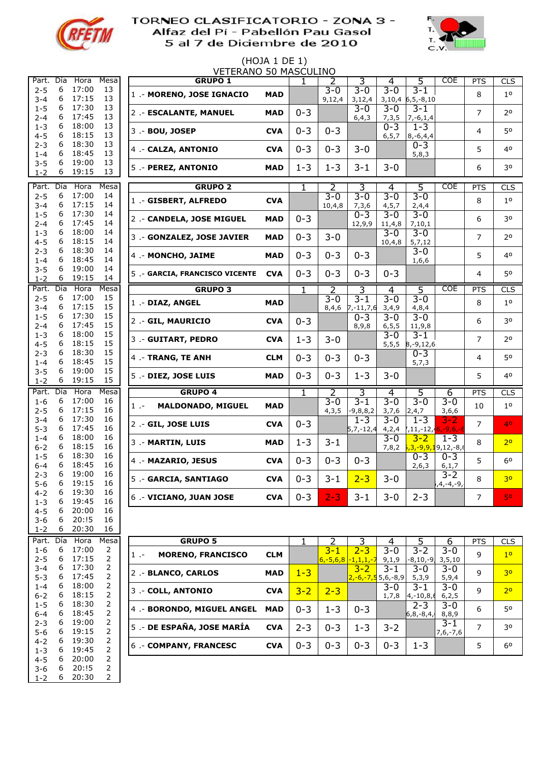# TORNEO CLASIFICATORIO - ZONA 3 -
## Alfaz del Pí - Pabellón Pau Gasol
## 5 al 7 de Diciembre de 2010

(HOJA 1 DE 1)

VETERANO 50 MASCULINO

| Part. | Día | Hora | Mesa |
|---|---|---|---|
| 2-5 | 6 | 17:00 | 13 |
| 3-4 | 6 | 17:15 | 13 |
| 1-5 | 6 | 17:30 | 13 |
| 2-4 | 6 | 17:45 | 13 |
| 1-3 | 6 | 18:00 | 13 |
| 4-5 | 6 | 18:15 | 13 |
| 2-3 | 6 | 18:30 | 13 |
| 1-4 | 6 | 18:45 | 13 |
| 3-5 | 6 | 19:00 | 13 |
| 1-2 | 6 | 19:15 | 13 |

| GRUPO 1 | | 1 | 2 | 3 | 4 | 5 | COE | PTS | CLS |
|---|---|---|---|---|---|---|---|---|---|
| 1 .- MORENO, JOSE IGNACIO | MAD | | 3-0 9,12,4 | 3-0 3,12,4 | 3-0 3,10,4 | 3-1 6,5,-8,10 | | 8 | 1º |
| 2 .- ESCALANTE, MANUEL | MAD | 0-3 | | 3-0 6,4,3 | 3-0 7,3,5 | 3-1 7,-6,1,4 | | 7 | 2º |
| 3 .- BOU, JOSEP | CVA | 0-3 | 0-3 | | 0-3 6,5,7 | 1-3 8,-6,4,4 | | 4 | 5º |
| 4 .- CALZA, ANTONIO | CVA | 0-3 | 0-3 | 3-0 | | 0-3 5,8,3 | | 5 | 4º |
| 5 .- PEREZ, ANTONIO | MAD | 1-3 | 1-3 | 3-1 | 3-0 | | | 6 | 3º |

| Part. | Día | Hora | Mesa |
|---|---|---|---|
| 2-5 | 6 | 17:00 | 14 |
| 3-4 | 6 | 17:15 | 14 |
| 1-5 | 6 | 17:30 | 14 |
| 2-4 | 6 | 17:45 | 14 |
| 1-3 | 6 | 18:00 | 14 |
| 4-5 | 6 | 18:15 | 14 |
| 2-3 | 6 | 18:30 | 14 |
| 1-4 | 6 | 18:45 | 14 |
| 3-5 | 6 | 19:00 | 14 |
| 1-2 | 6 | 19:15 | 14 |

| GRUPO 2 | | 1 | 2 | 3 | 4 | 5 | COE | PTS | CLS |
|---|---|---|---|---|---|---|---|---|---|
| 1 .- GISBERT, ALFREDO | CVA | | 3-0 10,4,8 | 3-0 7,3,6 | 3-0 4,5,7 | 3-0 2,4,4 | | 8 | 1º |
| 2 .- CANDELA, JOSE MIGUEL | MAD | 0-3 | | 0-3 12,9,9 | 3-0 11,4,8 | 3-0 7,10,1 | | 6 | 3º |
| 3 .- GONZALEZ, JOSE JAVIER | MAD | 0-3 | 3-0 | | 3-0 10,4,8 | 3-0 5,7,12 | | 7 | 2º |
| 4 .- MONCHO, JAIME | MAD | 0-3 | 0-3 | 0-3 | | 3-0 1,6,6 | | 5 | 4º |
| 5 .- GARCIA, FRANCISCO VICENTE | CVA | 0-3 | 0-3 | 0-3 | 0-3 | | | 4 | 5º |

| Part. | Día | Hora | Mesa |
|---|---|---|---|
| 2-5 | 6 | 17:00 | 15 |
| 3-4 | 6 | 17:15 | 15 |
| 1-5 | 6 | 17:30 | 15 |
| 2-4 | 6 | 17:45 | 15 |
| 1-3 | 6 | 18:00 | 15 |
| 4-5 | 6 | 18:15 | 15 |
| 2-3 | 6 | 18:30 | 15 |
| 1-4 | 6 | 18:45 | 15 |
| 3-5 | 6 | 19:00 | 15 |
| 1-2 | 6 | 19:15 | 15 |

| GRUPO 3 | | 1 | 2 | 3 | 4 | 5 | COE | PTS | CLS |
|---|---|---|---|---|---|---|---|---|---|
| 1 .- DIAZ, ANGEL | MAD | | 3-0 8,4,6 | 3-1 7,-11,7,6 | 3-0 3,4,9 | 3-0 4,8,4 | | 8 | 1º |
| 2 .- GIL, MAURICIO | CVA | 0-3 | | 0-3 8,9,8 | 3-0 6,5,5 | 3-0 11,9,8 | | 6 | 3º |
| 3 .- GUITART, PEDRO | CVA | 1-3 | 3-0 | | 3-0 5,5,5 | 3-1 8,-9,12,6 | | 7 | 2º |
| 4 .- TRANG, TE ANH | CLM | 0-3 | 0-3 | 0-3 | | 0-3 5,7,3 | | 4 | 5º |
| 5 .- DIEZ, JOSE LUIS | MAD | 0-3 | 0-3 | 1-3 | 3-0 | | | 5 | 4º |

| Part. | Día | Hora | Mesa |
|---|---|---|---|
| 1-6 | 6 | 17:00 | 16 |
| 2-5 | 6 | 17:15 | 16 |
| 3-4 | 6 | 17:30 | 16 |
| 5-3 | 6 | 17:45 | 16 |
| 1-4 | 6 | 18:00 | 16 |
| 6-2 | 6 | 18:15 | 16 |
| 1-5 | 6 | 18:30 | 16 |
| 6-4 | 6 | 18:45 | 16 |
| 2-3 | 6 | 19:00 | 16 |
| 5-6 | 6 | 19:15 | 16 |
| 4-2 | 6 | 19:30 | 16 |
| 1-3 | 6 | 19:45 | 16 |
| 4-5 | 6 | 20:00 | 16 |
| 3-6 | 6 | 20:!5 | 16 |
| 1-2 | 6 | 20:30 | 16 |

| GRUPO 4 | | 1 | 2 | 3 | 4 | 5 | 6 | PTS | CLS |
|---|---|---|---|---|---|---|---|---|---|
| 1 .- MALDONADO, MIGUEL | MAD | | 3-0 4,3,5 | 3-1 -9,8,8,2 | 3-0 3,7,6 | 3-0 2,4,7 | 3-0 3,6,6 | 10 | 1º |
| 2 .- GIL, JOSE LUIS | CVA | 0-3 | | 1-3 5,7,-12,4 | 3-0 4,2,4 | 1-3 7,11,-12,4 | 3-2 6,-9,6,-6 | 7 | 4º |
| 3 .- MARTIN, LUIS | MAD | 1-3 | 3-1 | | 3-0 7,8,2 | 3-2 5,3,-9,9,1 | 1-3 9,12,-8,6 | 8 | 2º |
| 4 .- MAZARIO, JESUS | CVA | 0-3 | 0-3 | 0-3 | | 0-3 2,6,3 | 0-3 6,1,7 | 5 | 6º |
| 5 .- GARCIA, SANTIAGO | CVA | 0-3 | 3-1 | 2-3 | 3-0 | | 3-2 5,4,-4,-9, | 8 | 3º |
| 6 .- VICIANO, JUAN JOSE | CVA | 0-3 | 2-3 | 3-1 | 3-0 | 2-3 | | 7 | 5º |

| Part. | Día | Hora | Mesa |
|---|---|---|---|
| 1-6 | 6 | 17:00 | 2 |
| 2-5 | 6 | 17:15 | 2 |
| 3-4 | 6 | 17:30 | 2 |
| 5-3 | 6 | 17:45 | 2 |
| 1-4 | 6 | 18:00 | 2 |
| 6-2 | 6 | 18:15 | 2 |
| 1-5 | 6 | 18:30 | 2 |
| 6-4 | 6 | 18:45 | 2 |
| 2-3 | 6 | 19:00 | 2 |
| 5-6 | 6 | 19:15 | 2 |
| 4-2 | 6 | 19:30 | 2 |
| 1-3 | 6 | 19:45 | 2 |
| 4-5 | 6 | 20:00 | 2 |
| 3-6 | 6 | 20:!5 | 2 |
| 1-2 | 6 | 20:30 | 2 |

| GRUPO 5 | | 1 | 2 | 3 | 4 | 5 | 6 | PTS | CLS |
|---|---|---|---|---|---|---|---|---|---|
| 1 .- MORENO, FRANCISCO | CLM | | 3-1 6,-5,6,8 | 2-3 -1,1,1,-7 | 3-0 9,1,9 | 3-2 -8,10,-9, | 3-0 3,5,10 | 9 | 1º |
| 2 .- BLANCO, CARLOS | MAD | 1-3 | | 3-2 2,-6,-7,5 | 3-1 5,6,-8,9 | 3-0 5,3,9 | 3-0 5,9,4 | 9 | 3º |
| 3 .- COLL, ANTONIO | CVA | 3-2 | 2-3 | | 3-0 1,7,8 | 3-1 4,-10,8,6 | 3-0 6,2,5 | 9 | 2º |
| 4 .- BORONDO, MIGUEL ANGEL | MAD | 0-3 | 1-3 | 0-3 | | 2-3 6,8,-8,4, | 3-0 8,8,9 | 6 | 5º |
| 5 .- DE ESPAÑA, JOSE MARÍA | CVA | 2-3 | 0-3 | 1-3 | 3-2 | | 3-1 7,6,-7,6 | 7 | 3º |
| 6 .- COMPANY, FRANCESC | CVA | 0-3 | 0-3 | 0-3 | 0-3 | 1-3 | | 5 | 6º |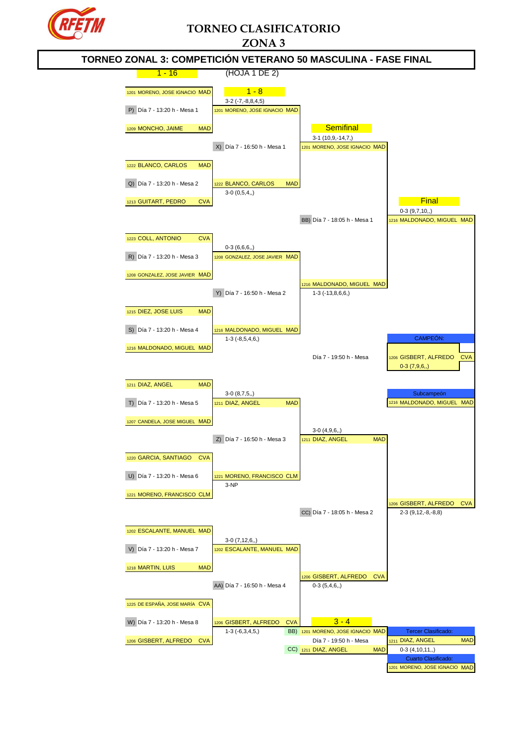# TORNEO CLASIFICATORIO
## ZONA 3

### TORNEO ZONAL 3: COMPETICIÓN VETERANO 50 MASCULINA - FASE FINAL

1 - 16 (HOJA 1 DE 2)

**1 - 16**

| Partido | Jugador 1 | Jugador 2 | Horario | Ganador | Resultado |
|---|---|---|---|---|---|
| P) | 1201 MORENO, JOSE IGNACIO MAD | 1209 MONCHO, JAIME MAD | Día 7 - 13:20 h - Mesa 1 | 1201 MORENO, JOSE IGNACIO MAD | 3-2 (-7,-8,8,4,5) |
| Q) | 1222 BLANCO, CARLOS MAD | 1213 GUITART, PEDRO CVA | Día 7 - 13:20 h - Mesa 2 | 1222 BLANCO, CARLOS MAD | 3-0 (0,5,4,,) |
| R) | 1223 COLL, ANTONIO CVA | 1208 GONZALEZ, JOSE JAVIER MAD | Día 7 - 13:20 h - Mesa 3 | 1208 GONZALEZ, JOSE JAVIER MAD | 0-3 (6,6,6,,) |
| S) | 1215 DIEZ, JOSE LUIS MAD | 1216 MALDONADO, MIGUEL MAD | Día 7 - 13:20 h - Mesa 4 | 1216 MALDONADO, MIGUEL MAD | 1-3 (-8,5,4,6,) |
| T) | 1211 DIAZ, ANGEL MAD | 1207 CANDELA, JOSE MIGUEL MAD | Día 7 - 13:20 h - Mesa 5 | 1211 DIAZ, ANGEL MAD | 3-0 (8,7,5,,) |
| U) | 1220 GARCIA, SANTIAGO CVA | 1221 MORENO, FRANCISCO CLM | Día 7 - 13:20 h - Mesa 6 | 1221 MORENO, FRANCISCO CLM | 3-NP |
| V) | 1202 ESCALANTE, MANUEL MAD | 1218 MARTIN, LUIS MAD | Día 7 - 13:20 h - Mesa 7 | 1202 ESCALANTE, MANUEL MAD | 3-0 (7,12,6,,) |
| W) | 1225 DE ESPAÑA, JOSE MARÍA CVA | 1206 GISBERT, ALFREDO CVA | Día 7 - 13:20 h - Mesa 8 | 1206 GISBERT, ALFREDO CVA | 1-3 (-6,3,4,5,) |

**1 - 8**

| Partido | Horario | Ganador | Resultado |
|---|---|---|---|
| X) | Día 7 - 16:50 h - Mesa 1 | 1201 MORENO, JOSE IGNACIO MAD | 3-1 (10,9,-14,7,) |
| Y) | Día 7 - 16:50 h - Mesa 2 | 1216 MALDONADO, MIGUEL MAD | 1-3 (-13,8,6,6,) |
| Z) | Día 7 - 16:50 h - Mesa 3 | 1211 DIAZ, ANGEL MAD | 3-0 (4,9,6,,) |
| AA) | Día 7 - 16:50 h - Mesa 4 | 1206 GISBERT, ALFREDO CVA | 0-3 (5,4,6,,) |

**Semifinal**

| Partido | Horario | Ganador | Resultado |
|---|---|---|---|
| BB) | Día 7 - 18:05 h - Mesa 1 | 1216 MALDONADO, MIGUEL MAD | 0-3 (9,7,10,,) |
| CC) | Día 7 - 18:05 h - Mesa 2 | 1206 GISBERT, ALFREDO CVA | 2-3 (9,12,-8,-8,8) |

**Final**

Día 7 - 19:50 h - Mesa

CAMPEÓN: 1206 GISBERT, ALFREDO CVA — 0-3 (7,9,6,,)

Subcampeón: 1216 MALDONADO, MIGUEL MAD

**3 - 4**

BB) 1201 MORENO, JOSE IGNACIO MAD

CC) 1211 DIAZ, ANGEL MAD

Día 7 - 19:50 h - Mesa

Tercer Clasificado: 1211 DIAZ, ANGEL MAD — 0-3 (4,10,11,,)

Cuarto Clasificado: 1201 MORENO, JOSE IGNACIO MAD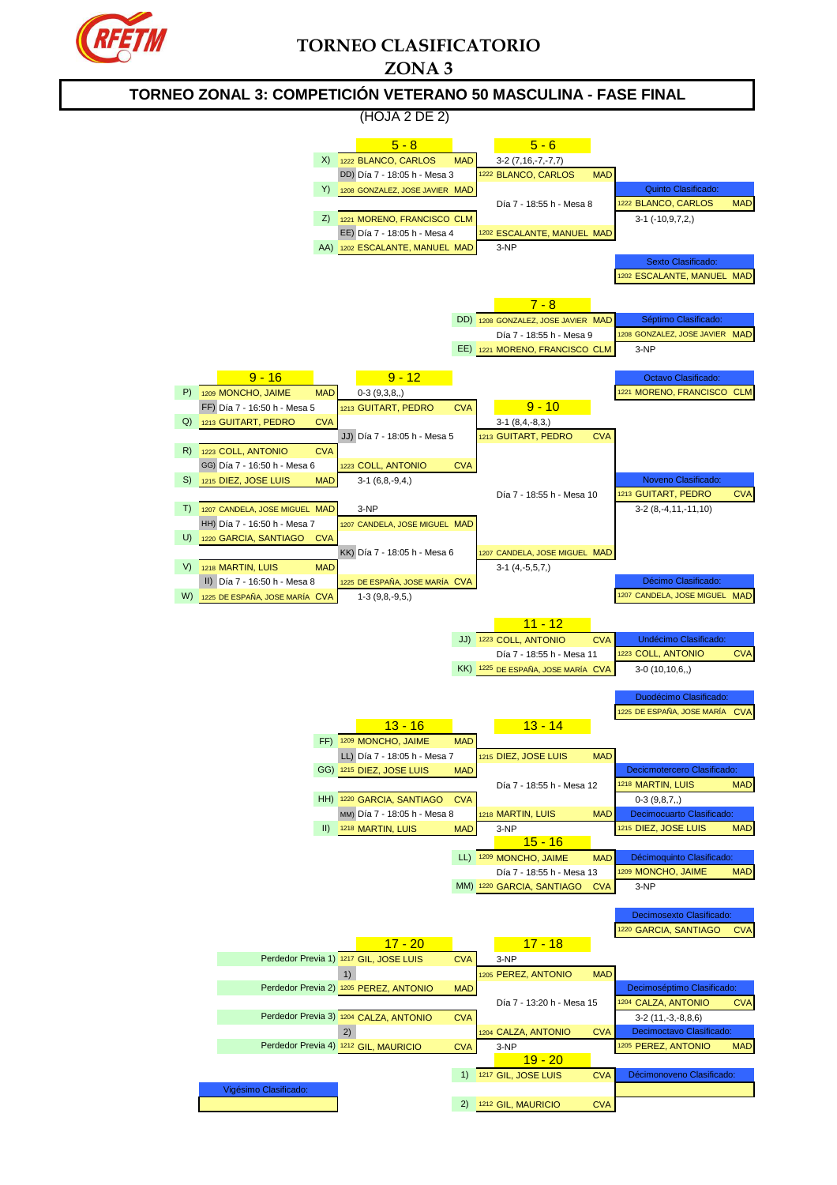# TORNEO CLASIFICATORIO
## ZONA 3

### TORNEO ZONAL 3: COMPETICIÓN VETERANO 50 MASCULINA - FASE FINAL

(HOJA 2 DE 2)

## 5 - 8

- X) 1222 BLANCO, CARLOS MAD — 3-2 (7,16,-7,-7)
- DD) Día 7 - 18:05 h - Mesa 3
- Y) 1208 GONZALEZ, JOSE JAVIER MAD
- Z) 1221 MORENO, FRANCISCO CLM
- EE) Día 7 - 18:05 h - Mesa 4
- AA) 1202 ESCALANTE, MANUEL MAD — 3-NP

## 5 - 6

- 1222 BLANCO, CARLOS MAD
- Día 7 - 18:55 h - Mesa 8
- 1202 ESCALANTE, MANUEL MAD
- Quinto Clasificado: 1222 BLANCO, CARLOS MAD — 3-1 (-10,9,7,2,)
- Sexto Clasificado: 1202 ESCALANTE, MANUEL MAD

## 7 - 8

- DD) 1208 GONZALEZ, JOSE JAVIER MAD
- Día 7 - 18:55 h - Mesa 9
- EE) 1221 MORENO, FRANCISCO CLM
- Séptimo Clasificado: 1208 GONZALEZ, JOSE JAVIER MAD — 3-NP
- Octavo Clasificado: 1221 MORENO, FRANCISCO CLM

## 9 - 16

- P) 1209 MONCHO, JAIME MAD — 0-3 (9,3,8,,)
- FF) Día 7 - 16:50 h - Mesa 5
- Q) 1213 GUITART, PEDRO CVA
- R) 1223 COLL, ANTONIO CVA
- GG) Día 7 - 16:50 h - Mesa 6
- S) 1215 DIEZ, JOSE LUIS MAD — 3-1 (6,8,-9,4,)
- T) 1207 CANDELA, JOSE MIGUEL MAD — 3-NP
- HH) Día 7 - 16:50 h - Mesa 7
- U) 1220 GARCIA, SANTIAGO CVA
- V) 1218 MARTIN, LUIS MAD
- II) Día 7 - 16:50 h - Mesa 8
- W) 1225 DE ESPAÑA, JOSE MARÍA CVA — 1-3 (9,8,-9,5,)

## 9 - 12

- 1213 GUITART, PEDRO CVA — 3-1 (8,4,-8,3,)
- JJ) Día 7 - 18:05 h - Mesa 5
- 1223 COLL, ANTONIO CVA
- 1207 CANDELA, JOSE MIGUEL MAD
- KK) Día 7 - 18:05 h - Mesa 6
- 1225 DE ESPAÑA, JOSE MARÍA CVA — 3-1 (4,-5,5,7,)

## 9 - 10

- 1213 GUITART, PEDRO CVA
- Día 7 - 18:55 h - Mesa 10
- 1207 CANDELA, JOSE MIGUEL MAD
- Noveno Clasificado: 1213 GUITART, PEDRO CVA — 3-2 (8,-4,11,-11,10)
- Décimo Clasificado: 1207 CANDELA, JOSE MIGUEL MAD

## 11 - 12

- JJ) 1223 COLL, ANTONIO CVA
- Día 7 - 18:55 h - Mesa 11
- KK) 1225 DE ESPAÑA, JOSE MARÍA CVA
- Undécimo Clasificado: 1223 COLL, ANTONIO CVA — 3-0 (10,10,6,,)
- Duodécimo Clasificado: 1225 DE ESPAÑA, JOSE MARÍA CVA

## 13 - 16

- FF) 1209 MONCHO, JAIME MAD
- LL) Día 7 - 18:05 h - Mesa 7
- GG) 1215 DIEZ, JOSE LUIS MAD
- HH) 1220 GARCIA, SANTIAGO CVA
- MM) Día 7 - 18:05 h - Mesa 8
- II) 1218 MARTIN, LUIS MAD — 3-NP

## 13 - 14

- 1215 DIEZ, JOSE LUIS MAD
- Día 7 - 18:55 h - Mesa 12
- 1218 MARTIN, LUIS MAD
- Decicmotercero Clasificado: 1218 MARTIN, LUIS MAD — 0-3 (9,8,7,,)
- Decimocuarto Clasificado: 1215 DIEZ, JOSE LUIS MAD

## 15 - 16

- LL) 1209 MONCHO, JAIME MAD
- Día 7 - 18:55 h - Mesa 13
- MM) 1220 GARCIA, SANTIAGO CVA
- Décimoquinto Clasificado: 1209 MONCHO, JAIME MAD — 3-NP
- Decimosexto Clasificado: 1220 GARCIA, SANTIAGO CVA

## 17 - 20

- Perdedor Previa 1) 1217 GIL, JOSE LUIS CVA — 3-NP
- 1)
- Perdedor Previa 2) 1205 PEREZ, ANTONIO MAD
- Perdedor Previa 3) 1204 CALZA, ANTONIO CVA
- 2)
- Perdedor Previa 4) 1212 GIL, MAURICIO CVA — 3-NP

## 17 - 18

- 1205 PEREZ, ANTONIO MAD
- Día 7 - 13:20 h - Mesa 15
- 1204 CALZA, ANTONIO CVA
- Decimoséptimo Clasificado: 1204 CALZA, ANTONIO CVA — 3-2 (11,-3,-8,8,6)
- Decimoctavo Clasificado: 1205 PEREZ, ANTONIO MAD

## 19 - 20

- 1) 1217 GIL, JOSE LUIS CVA
- 2) 1212 GIL, MAURICIO CVA
- Décimonoveno Clasificado:
- Vigésimo Clasificado: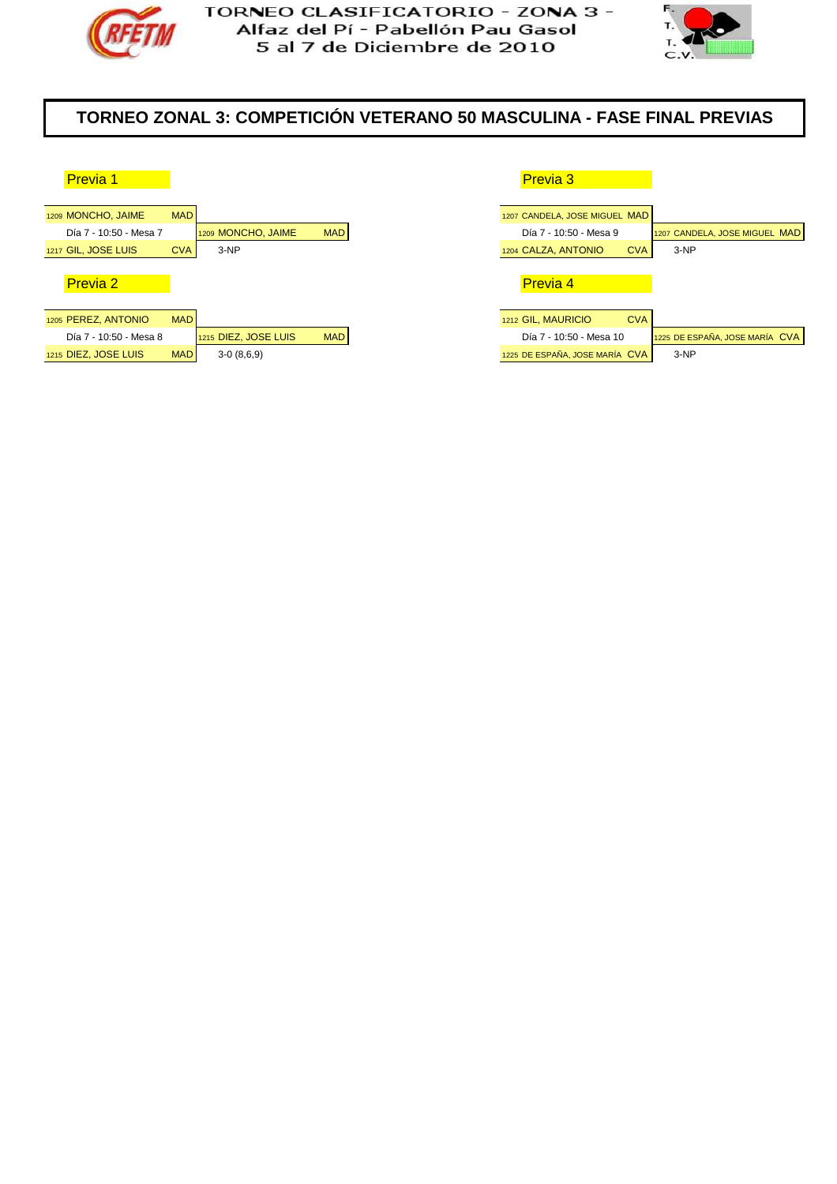TORNEO CLASIFICATORIO - ZONA 3 -
Alfaz del Pí - Pabellón Pau Gasol
5 al 7 de Diciembre de 2010

# TORNEO ZONAL 3: COMPETICIÓN VETERANO 50 MASCULINA - FASE FINAL PREVIAS

## Previa 1

| | | |
|---|---|---|
| 1209 MONCHO, JAIME | MAD | |
| Día 7 - 10:50 - Mesa 7 | | 1209 MONCHO, JAIME MAD |
| 1217 GIL, JOSE LUIS | CVA | 3-NP |

## Previa 2

| | | |
|---|---|---|
| 1205 PEREZ, ANTONIO | MAD | |
| Día 7 - 10:50 - Mesa 8 | | 1215 DIEZ, JOSE LUIS MAD |
| 1215 DIEZ, JOSE LUIS | MAD | 3-0 (8,6,9) |

## Previa 3

| | | |
|---|---|---|
| 1207 CANDELA, JOSE MIGUEL | MAD | |
| Día 7 - 10:50 - Mesa 9 | | 1207 CANDELA, JOSE MIGUEL MAD |
| 1204 CALZA, ANTONIO | CVA | 3-NP |

## Previa 4

| | | |
|---|---|---|
| 1212 GIL, MAURICIO | CVA | |
| Día 7 - 10:50 - Mesa 10 | | 1225 DE ESPAÑA, JOSE MARÍA CVA |
| 1225 DE ESPAÑA, JOSE MARÍA | CVA | 3-NP |